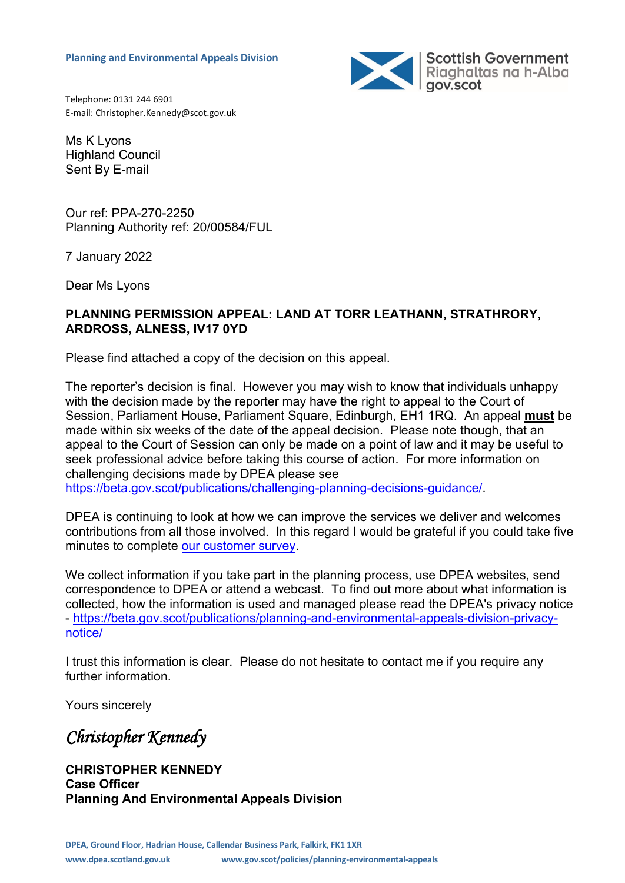**Planning and Environmental Appeals Division**

Scottish Government
Riaghaltas na h-Alba
gov.scot

Telephone: 0131 244 6901
E-mail: Christopher.Kennedy@scot.gov.uk

Ms K Lyons
Highland Council
Sent By E-mail

Our ref: PPA-270-2250
Planning Authority ref: 20/00584/FUL

7 January 2022

Dear Ms Lyons

**PLANNING PERMISSION APPEAL: LAND AT TORR LEATHANN, STRATHRORY, ARDROSS, ALNESS, IV17 0YD**

Please find attached a copy of the decision on this appeal.

The reporter's decision is final. However you may wish to know that individuals unhappy with the decision made by the reporter may have the right to appeal to the Court of Session, Parliament House, Parliament Square, Edinburgh, EH1 1RQ. An appeal **must** be made within six weeks of the date of the appeal decision. Please note though, that an appeal to the Court of Session can only be made on a point of law and it may be useful to seek professional advice before taking this course of action. For more information on challenging decisions made by DPEA please see https://beta.gov.scot/publications/challenging-planning-decisions-guidance/.

DPEA is continuing to look at how we can improve the services we deliver and welcomes contributions from all those involved. In this regard I would be grateful if you could take five minutes to complete our customer survey.

We collect information if you take part in the planning process, use DPEA websites, send correspondence to DPEA or attend a webcast. To find out more about what information is collected, how the information is used and managed please read the DPEA's privacy notice - https://beta.gov.scot/publications/planning-and-environmental-appeals-division-privacy-notice/

I trust this information is clear. Please do not hesitate to contact me if you require any further information.

Yours sincerely

*Christopher Kennedy*

**CHRISTOPHER KENNEDY**
**Case Officer**
**Planning And Environmental Appeals Division**

DPEA, Ground Floor, Hadrian House, Callendar Business Park, Falkirk, FK1 1XR
www.dpea.scotland.gov.uk www.gov.scot/policies/planning-environmental-appeals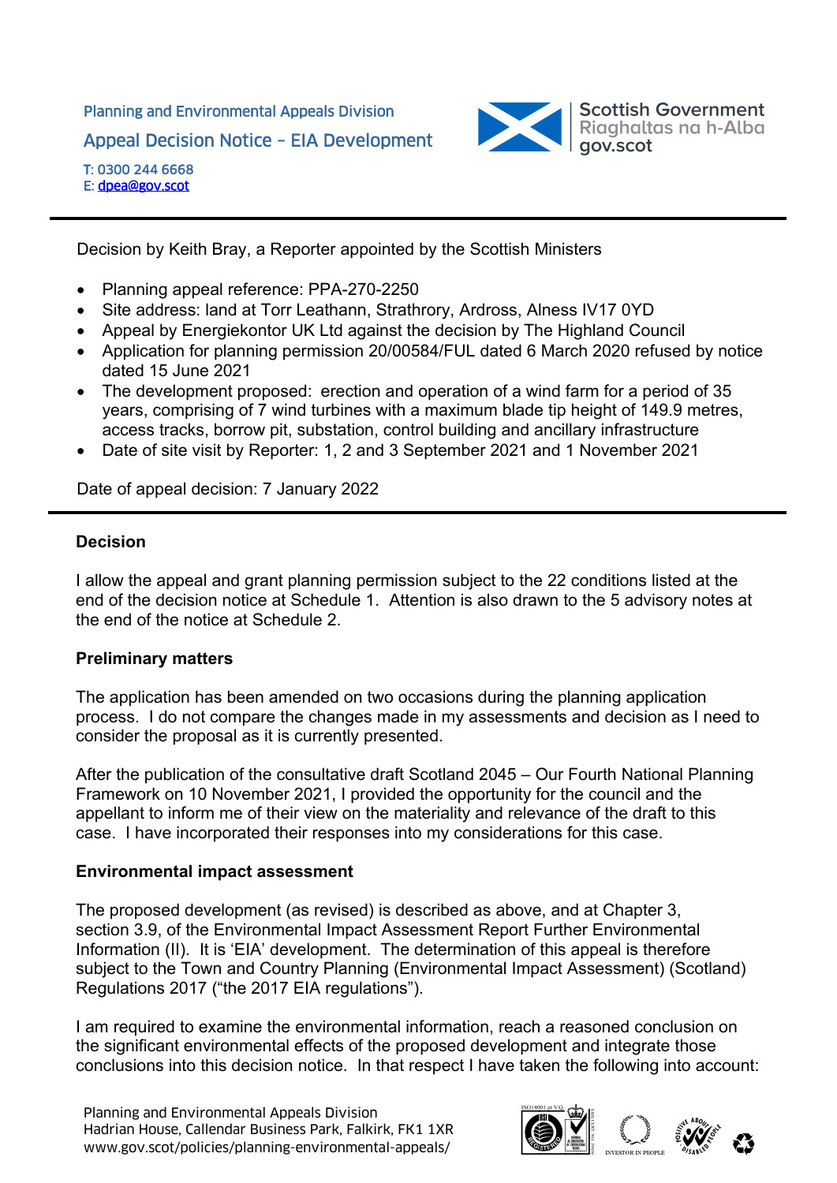Planning and Environmental Appeals Division

Appeal Decision Notice – EIA Development

T: 0300 244 6668
E: dpea@gov.scot

Decision by Keith Bray, a Reporter appointed by the Scottish Ministers

- Planning appeal reference: PPA-270-2250
- Site address: land at Torr Leathann, Strathrory, Ardross, Alness IV17 0YD
- Appeal by Energiekontor UK Ltd against the decision by The Highland Council
- Application for planning permission 20/00584/FUL dated 6 March 2020 refused by notice dated 15 June 2021
- The development proposed: erection and operation of a wind farm for a period of 35 years, comprising of 7 wind turbines with a maximum blade tip height of 149.9 metres, access tracks, borrow pit, substation, control building and ancillary infrastructure
- Date of site visit by Reporter: 1, 2 and 3 September 2021 and 1 November 2021

Date of appeal decision: 7 January 2022

## Decision

I allow the appeal and grant planning permission subject to the 22 conditions listed at the end of the decision notice at Schedule 1. Attention is also drawn to the 5 advisory notes at the end of the notice at Schedule 2.

## Preliminary matters

The application has been amended on two occasions during the planning application process. I do not compare the changes made in my assessments and decision as I need to consider the proposal as it is currently presented.

After the publication of the consultative draft Scotland 2045 – Our Fourth National Planning Framework on 10 November 2021, I provided the opportunity for the council and the appellant to inform me of their view on the materiality and relevance of the draft to this case. I have incorporated their responses into my considerations for this case.

## Environmental impact assessment

The proposed development (as revised) is described as above, and at Chapter 3, section 3.9, of the Environmental Impact Assessment Report Further Environmental Information (II). It is 'EIA' development. The determination of this appeal is therefore subject to the Town and Country Planning (Environmental Impact Assessment) (Scotland) Regulations 2017 ("the 2017 EIA regulations").

I am required to examine the environmental information, reach a reasoned conclusion on the significant environmental effects of the proposed development and integrate those conclusions into this decision notice. In that respect I have taken the following into account: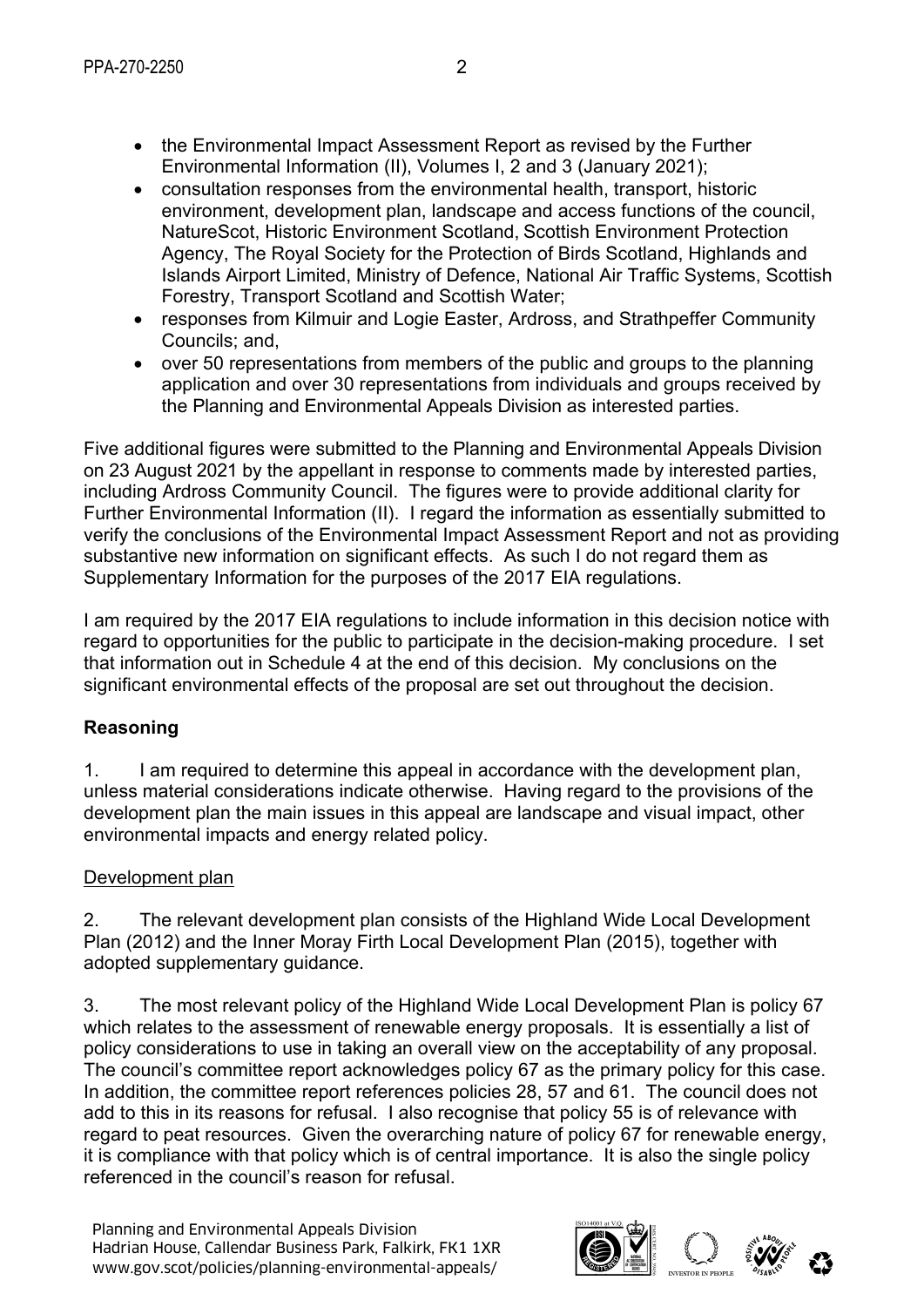- the Environmental Impact Assessment Report as revised by the Further Environmental Information (II), Volumes I, 2 and 3 (January 2021);
- consultation responses from the environmental health, transport, historic environment, development plan, landscape and access functions of the council, NatureScot, Historic Environment Scotland, Scottish Environment Protection Agency, The Royal Society for the Protection of Birds Scotland, Highlands and Islands Airport Limited, Ministry of Defence, National Air Traffic Systems, Scottish Forestry, Transport Scotland and Scottish Water;
- responses from Kilmuir and Logie Easter, Ardross, and Strathpeffer Community Councils; and,
- over 50 representations from members of the public and groups to the planning application and over 30 representations from individuals and groups received by the Planning and Environmental Appeals Division as interested parties.

Five additional figures were submitted to the Planning and Environmental Appeals Division on 23 August 2021 by the appellant in response to comments made by interested parties, including Ardross Community Council. The figures were to provide additional clarity for Further Environmental Information (II). I regard the information as essentially submitted to verify the conclusions of the Environmental Impact Assessment Report and not as providing substantive new information on significant effects. As such I do not regard them as Supplementary Information for the purposes of the 2017 EIA regulations.

I am required by the 2017 EIA regulations to include information in this decision notice with regard to opportunities for the public to participate in the decision-making procedure. I set that information out in Schedule 4 at the end of this decision. My conclusions on the significant environmental effects of the proposal are set out throughout the decision.

**Reasoning**

1. I am required to determine this appeal in accordance with the development plan, unless material considerations indicate otherwise. Having regard to the provisions of the development plan the main issues in this appeal are landscape and visual impact, other environmental impacts and energy related policy.

Development plan

2. The relevant development plan consists of the Highland Wide Local Development Plan (2012) and the Inner Moray Firth Local Development Plan (2015), together with adopted supplementary guidance.

3. The most relevant policy of the Highland Wide Local Development Plan is policy 67 which relates to the assessment of renewable energy proposals. It is essentially a list of policy considerations to use in taking an overall view on the acceptability of any proposal. The council's committee report acknowledges policy 67 as the primary policy for this case. In addition, the committee report references policies 28, 57 and 61. The council does not add to this in its reasons for refusal. I also recognise that policy 55 is of relevance with regard to peat resources. Given the overarching nature of policy 67 for renewable energy, it is compliance with that policy which is of central importance. It is also the single policy referenced in the council's reason for refusal.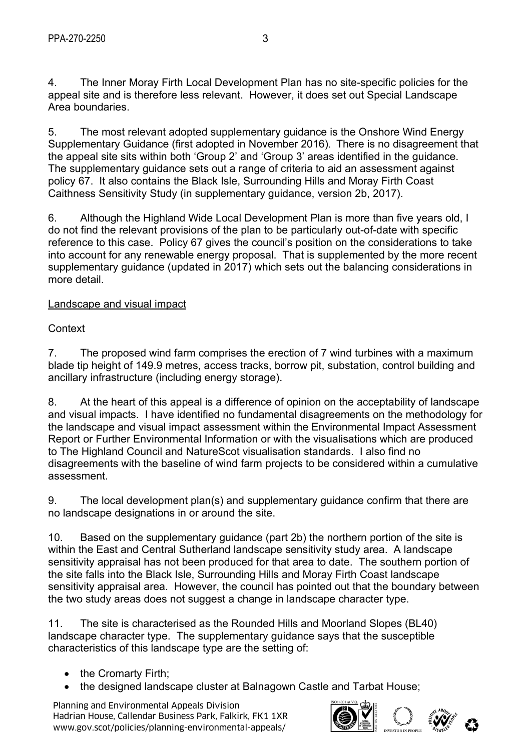4. The Inner Moray Firth Local Development Plan has no site-specific policies for the appeal site and is therefore less relevant. However, it does set out Special Landscape Area boundaries.

5. The most relevant adopted supplementary guidance is the Onshore Wind Energy Supplementary Guidance (first adopted in November 2016). There is no disagreement that the appeal site sits within both 'Group 2' and 'Group 3' areas identified in the guidance. The supplementary guidance sets out a range of criteria to aid an assessment against policy 67. It also contains the Black Isle, Surrounding Hills and Moray Firth Coast Caithness Sensitivity Study (in supplementary guidance, version 2b, 2017).

6. Although the Highland Wide Local Development Plan is more than five years old, I do not find the relevant provisions of the plan to be particularly out-of-date with specific reference to this case. Policy 67 gives the council's position on the considerations to take into account for any renewable energy proposal. That is supplemented by the more recent supplementary guidance (updated in 2017) which sets out the balancing considerations in more detail.

<u>Landscape and visual impact</u>

Context

7. The proposed wind farm comprises the erection of 7 wind turbines with a maximum blade tip height of 149.9 metres, access tracks, borrow pit, substation, control building and ancillary infrastructure (including energy storage).

8. At the heart of this appeal is a difference of opinion on the acceptability of landscape and visual impacts. I have identified no fundamental disagreements on the methodology for the landscape and visual impact assessment within the Environmental Impact Assessment Report or Further Environmental Information or with the visualisations which are produced to The Highland Council and NatureScot visualisation standards. I also find no disagreements with the baseline of wind farm projects to be considered within a cumulative assessment.

9. The local development plan(s) and supplementary guidance confirm that there are no landscape designations in or around the site.

10. Based on the supplementary guidance (part 2b) the northern portion of the site is within the East and Central Sutherland landscape sensitivity study area. A landscape sensitivity appraisal has not been produced for that area to date. The southern portion of the site falls into the Black Isle, Surrounding Hills and Moray Firth Coast landscape sensitivity appraisal area. However, the council has pointed out that the boundary between the two study areas does not suggest a change in landscape character type.

11. The site is characterised as the Rounded Hills and Moorland Slopes (BL40) landscape character type. The supplementary guidance says that the susceptible characteristics of this landscape type are the setting of:

- the Cromarty Firth;
- the designed landscape cluster at Balnagown Castle and Tarbat House;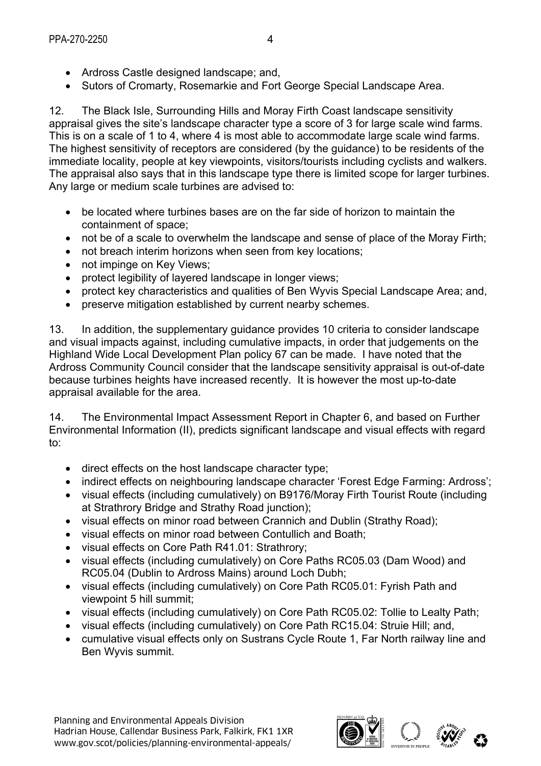- Ardross Castle designed landscape; and,
- Sutors of Cromarty, Rosemarkie and Fort George Special Landscape Area.

12. The Black Isle, Surrounding Hills and Moray Firth Coast landscape sensitivity appraisal gives the site's landscape character type a score of 3 for large scale wind farms. This is on a scale of 1 to 4, where 4 is most able to accommodate large scale wind farms. The highest sensitivity of receptors are considered (by the guidance) to be residents of the immediate locality, people at key viewpoints, visitors/tourists including cyclists and walkers. The appraisal also says that in this landscape type there is limited scope for larger turbines. Any large or medium scale turbines are advised to:

- be located where turbines bases are on the far side of horizon to maintain the containment of space;
- not be of a scale to overwhelm the landscape and sense of place of the Moray Firth;
- not breach interim horizons when seen from key locations;
- not impinge on Key Views;
- protect legibility of layered landscape in longer views;
- protect key characteristics and qualities of Ben Wyvis Special Landscape Area; and,
- preserve mitigation established by current nearby schemes.

13. In addition, the supplementary guidance provides 10 criteria to consider landscape and visual impacts against, including cumulative impacts, in order that judgements on the Highland Wide Local Development Plan policy 67 can be made. I have noted that the Ardross Community Council consider that the landscape sensitivity appraisal is out-of-date because turbines heights have increased recently. It is however the most up-to-date appraisal available for the area.

14. The Environmental Impact Assessment Report in Chapter 6, and based on Further Environmental Information (II), predicts significant landscape and visual effects with regard to:

- direct effects on the host landscape character type;
- indirect effects on neighbouring landscape character 'Forest Edge Farming: Ardross';
- visual effects (including cumulatively) on B9176/Moray Firth Tourist Route (including at Strathrory Bridge and Strathy Road junction);
- visual effects on minor road between Crannich and Dublin (Strathy Road);
- visual effects on minor road between Contullich and Boath;
- visual effects on Core Path R41.01: Strathrory;
- visual effects (including cumulatively) on Core Paths RC05.03 (Dam Wood) and RC05.04 (Dublin to Ardross Mains) around Loch Dubh;
- visual effects (including cumulatively) on Core Path RC05.01: Fyrish Path and viewpoint 5 hill summit;
- visual effects (including cumulatively) on Core Path RC05.02: Tollie to Lealty Path;
- visual effects (including cumulatively) on Core Path RC15.04: Struie Hill; and,
- cumulative visual effects only on Sustrans Cycle Route 1, Far North railway line and Ben Wyvis summit.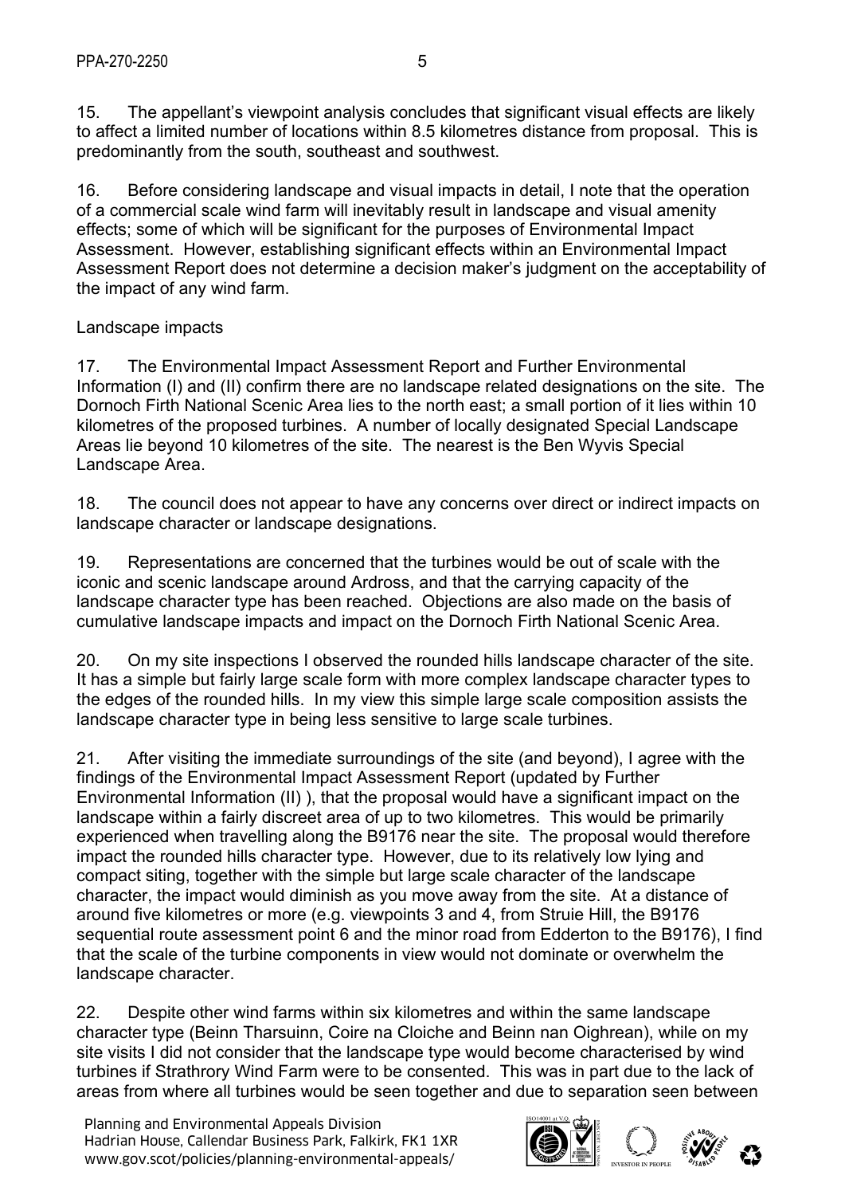15. The appellant's viewpoint analysis concludes that significant visual effects are likely to affect a limited number of locations within 8.5 kilometres distance from proposal. This is predominantly from the south, southeast and southwest.

16. Before considering landscape and visual impacts in detail, I note that the operation of a commercial scale wind farm will inevitably result in landscape and visual amenity effects; some of which will be significant for the purposes of Environmental Impact Assessment. However, establishing significant effects within an Environmental Impact Assessment Report does not determine a decision maker's judgment on the acceptability of the impact of any wind farm.

Landscape impacts

17. The Environmental Impact Assessment Report and Further Environmental Information (I) and (II) confirm there are no landscape related designations on the site. The Dornoch Firth National Scenic Area lies to the north east; a small portion of it lies within 10 kilometres of the proposed turbines. A number of locally designated Special Landscape Areas lie beyond 10 kilometres of the site. The nearest is the Ben Wyvis Special Landscape Area.

18. The council does not appear to have any concerns over direct or indirect impacts on landscape character or landscape designations.

19. Representations are concerned that the turbines would be out of scale with the iconic and scenic landscape around Ardross, and that the carrying capacity of the landscape character type has been reached. Objections are also made on the basis of cumulative landscape impacts and impact on the Dornoch Firth National Scenic Area.

20. On my site inspections I observed the rounded hills landscape character of the site. It has a simple but fairly large scale form with more complex landscape character types to the edges of the rounded hills. In my view this simple large scale composition assists the landscape character type in being less sensitive to large scale turbines.

21. After visiting the immediate surroundings of the site (and beyond), I agree with the findings of the Environmental Impact Assessment Report (updated by Further Environmental Information (II) ), that the proposal would have a significant impact on the landscape within a fairly discreet area of up to two kilometres. This would be primarily experienced when travelling along the B9176 near the site. The proposal would therefore impact the rounded hills character type. However, due to its relatively low lying and compact siting, together with the simple but large scale character of the landscape character, the impact would diminish as you move away from the site. At a distance of around five kilometres or more (e.g. viewpoints 3 and 4, from Struie Hill, the B9176 sequential route assessment point 6 and the minor road from Edderton to the B9176), I find that the scale of the turbine components in view would not dominate or overwhelm the landscape character.

22. Despite other wind farms within six kilometres and within the same landscape character type (Beinn Tharsuinn, Coire na Cloiche and Beinn nan Oighrean), while on my site visits I did not consider that the landscape type would become characterised by wind turbines if Strathrory Wind Farm were to be consented. This was in part due to the lack of areas from where all turbines would be seen together and due to separation seen between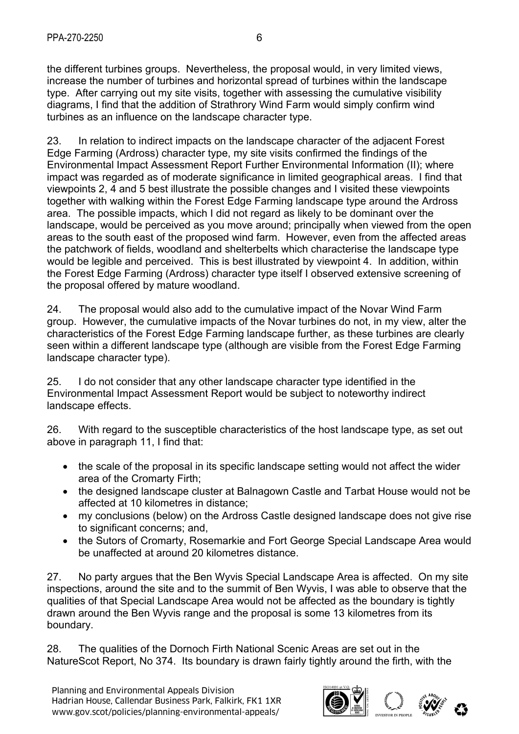the different turbines groups. Nevertheless, the proposal would, in very limited views, increase the number of turbines and horizontal spread of turbines within the landscape type. After carrying out my site visits, together with assessing the cumulative visibility diagrams, I find that the addition of Strathrory Wind Farm would simply confirm wind turbines as an influence on the landscape character type.

23. In relation to indirect impacts on the landscape character of the adjacent Forest Edge Farming (Ardross) character type, my site visits confirmed the findings of the Environmental Impact Assessment Report Further Environmental Information (II); where impact was regarded as of moderate significance in limited geographical areas. I find that viewpoints 2, 4 and 5 best illustrate the possible changes and I visited these viewpoints together with walking within the Forest Edge Farming landscape type around the Ardross area. The possible impacts, which I did not regard as likely to be dominant over the landscape, would be perceived as you move around; principally when viewed from the open areas to the south east of the proposed wind farm. However, even from the affected areas the patchwork of fields, woodland and shelterbelts which characterise the landscape type would be legible and perceived. This is best illustrated by viewpoint 4. In addition, within the Forest Edge Farming (Ardross) character type itself I observed extensive screening of the proposal offered by mature woodland.

24. The proposal would also add to the cumulative impact of the Novar Wind Farm group. However, the cumulative impacts of the Novar turbines do not, in my view, alter the characteristics of the Forest Edge Farming landscape further, as these turbines are clearly seen within a different landscape type (although are visible from the Forest Edge Farming landscape character type).

25. I do not consider that any other landscape character type identified in the Environmental Impact Assessment Report would be subject to noteworthy indirect landscape effects.

26. With regard to the susceptible characteristics of the host landscape type, as set out above in paragraph 11, I find that:

- the scale of the proposal in its specific landscape setting would not affect the wider area of the Cromarty Firth;
- the designed landscape cluster at Balnagown Castle and Tarbat House would not be affected at 10 kilometres in distance;
- my conclusions (below) on the Ardross Castle designed landscape does not give rise to significant concerns; and,
- the Sutors of Cromarty, Rosemarkie and Fort George Special Landscape Area would be unaffected at around 20 kilometres distance.

27. No party argues that the Ben Wyvis Special Landscape Area is affected. On my site inspections, around the site and to the summit of Ben Wyvis, I was able to observe that the qualities of that Special Landscape Area would not be affected as the boundary is tightly drawn around the Ben Wyvis range and the proposal is some 13 kilometres from its boundary.

28. The qualities of the Dornoch Firth National Scenic Areas are set out in the NatureScot Report, No 374. Its boundary is drawn fairly tightly around the firth, with the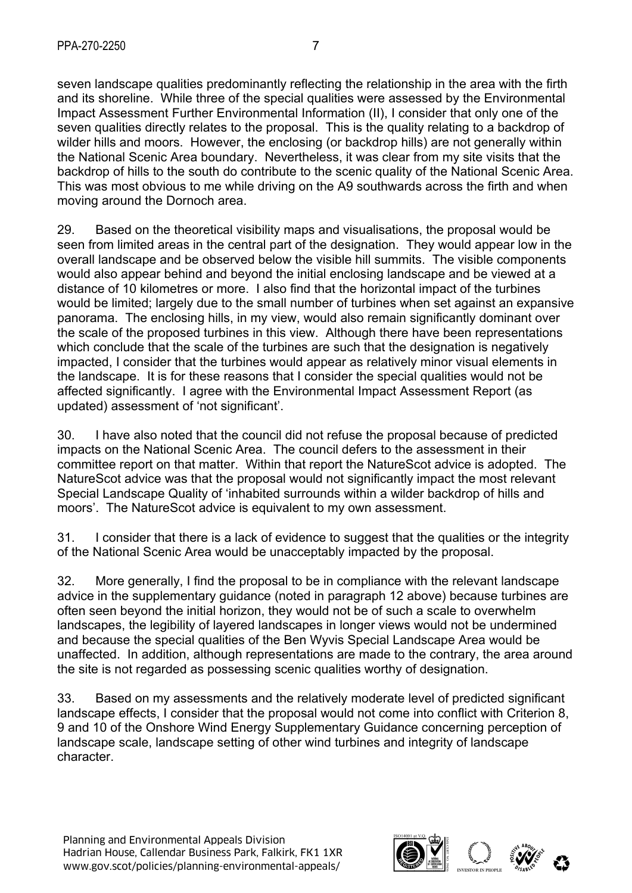seven landscape qualities predominantly reflecting the relationship in the area with the firth and its shoreline. While three of the special qualities were assessed by the Environmental Impact Assessment Further Environmental Information (II), I consider that only one of the seven qualities directly relates to the proposal. This is the quality relating to a backdrop of wilder hills and moors. However, the enclosing (or backdrop hills) are not generally within the National Scenic Area boundary. Nevertheless, it was clear from my site visits that the backdrop of hills to the south do contribute to the scenic quality of the National Scenic Area. This was most obvious to me while driving on the A9 southwards across the firth and when moving around the Dornoch area.

29. Based on the theoretical visibility maps and visualisations, the proposal would be seen from limited areas in the central part of the designation. They would appear low in the overall landscape and be observed below the visible hill summits. The visible components would also appear behind and beyond the initial enclosing landscape and be viewed at a distance of 10 kilometres or more. I also find that the horizontal impact of the turbines would be limited; largely due to the small number of turbines when set against an expansive panorama. The enclosing hills, in my view, would also remain significantly dominant over the scale of the proposed turbines in this view. Although there have been representations which conclude that the scale of the turbines are such that the designation is negatively impacted, I consider that the turbines would appear as relatively minor visual elements in the landscape. It is for these reasons that I consider the special qualities would not be affected significantly. I agree with the Environmental Impact Assessment Report (as updated) assessment of 'not significant'.

30. I have also noted that the council did not refuse the proposal because of predicted impacts on the National Scenic Area. The council defers to the assessment in their committee report on that matter. Within that report the NatureScot advice is adopted. The NatureScot advice was that the proposal would not significantly impact the most relevant Special Landscape Quality of 'inhabited surrounds within a wilder backdrop of hills and moors'. The NatureScot advice is equivalent to my own assessment.

31. I consider that there is a lack of evidence to suggest that the qualities or the integrity of the National Scenic Area would be unacceptably impacted by the proposal.

32. More generally, I find the proposal to be in compliance with the relevant landscape advice in the supplementary guidance (noted in paragraph 12 above) because turbines are often seen beyond the initial horizon, they would not be of such a scale to overwhelm landscapes, the legibility of layered landscapes in longer views would not be undermined and because the special qualities of the Ben Wyvis Special Landscape Area would be unaffected. In addition, although representations are made to the contrary, the area around the site is not regarded as possessing scenic qualities worthy of designation.

33. Based on my assessments and the relatively moderate level of predicted significant landscape effects, I consider that the proposal would not come into conflict with Criterion 8, 9 and 10 of the Onshore Wind Energy Supplementary Guidance concerning perception of landscape scale, landscape setting of other wind turbines and integrity of landscape character.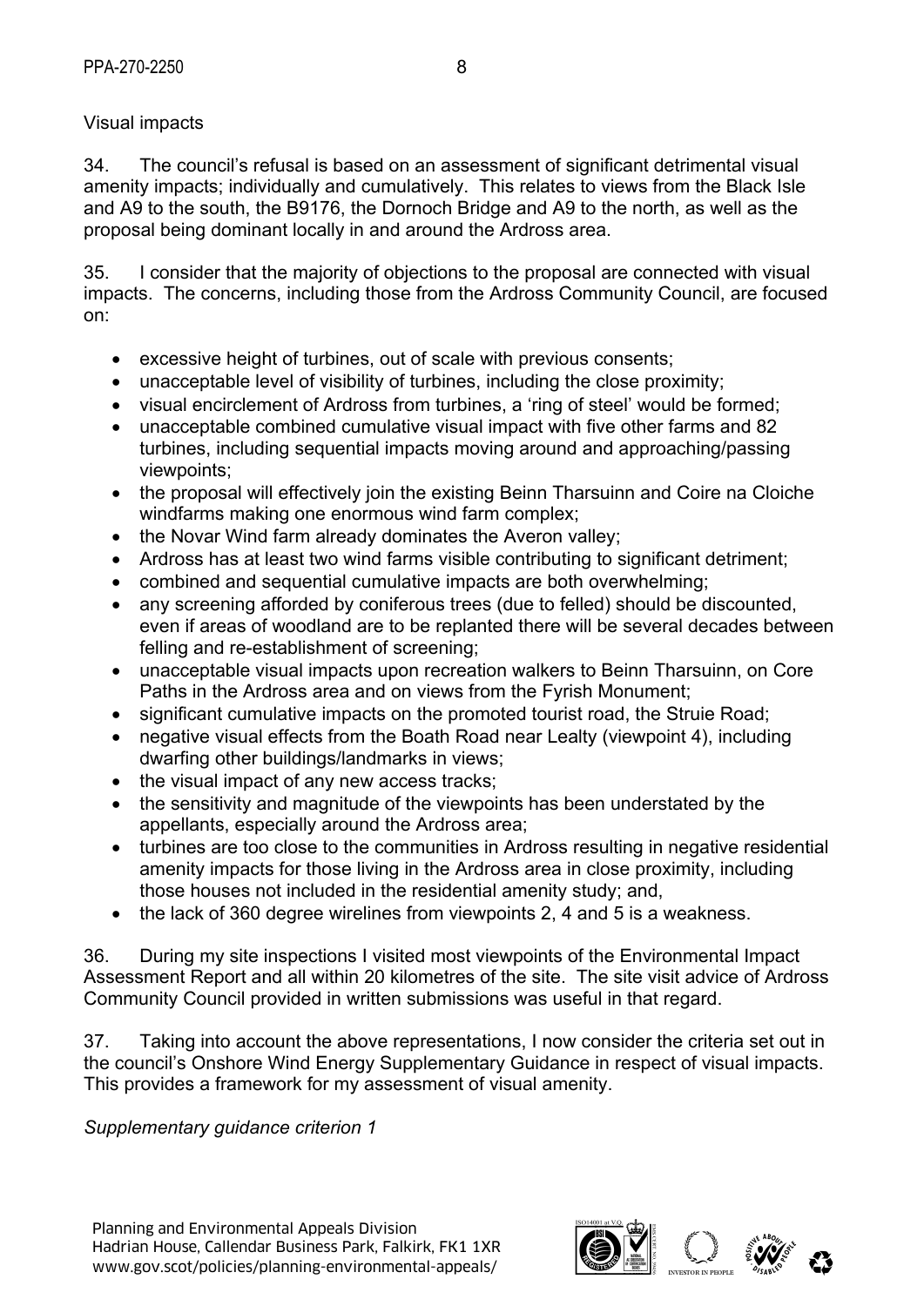Visual impacts

34. The council's refusal is based on an assessment of significant detrimental visual amenity impacts; individually and cumulatively. This relates to views from the Black Isle and A9 to the south, the B9176, the Dornoch Bridge and A9 to the north, as well as the proposal being dominant locally in and around the Ardross area.

35. I consider that the majority of objections to the proposal are connected with visual impacts. The concerns, including those from the Ardross Community Council, are focused on:

- excessive height of turbines, out of scale with previous consents;
- unacceptable level of visibility of turbines, including the close proximity;
- visual encirclement of Ardross from turbines, a 'ring of steel' would be formed;
- unacceptable combined cumulative visual impact with five other farms and 82 turbines, including sequential impacts moving around and approaching/passing viewpoints;
- the proposal will effectively join the existing Beinn Tharsuinn and Coire na Cloiche windfarms making one enormous wind farm complex;
- the Novar Wind farm already dominates the Averon valley;
- Ardross has at least two wind farms visible contributing to significant detriment;
- combined and sequential cumulative impacts are both overwhelming;
- any screening afforded by coniferous trees (due to felled) should be discounted, even if areas of woodland are to be replanted there will be several decades between felling and re-establishment of screening;
- unacceptable visual impacts upon recreation walkers to Beinn Tharsuinn, on Core Paths in the Ardross area and on views from the Fyrish Monument;
- significant cumulative impacts on the promoted tourist road, the Struie Road;
- negative visual effects from the Boath Road near Lealty (viewpoint 4), including dwarfing other buildings/landmarks in views;
- the visual impact of any new access tracks;
- the sensitivity and magnitude of the viewpoints has been understated by the appellants, especially around the Ardross area;
- turbines are too close to the communities in Ardross resulting in negative residential amenity impacts for those living in the Ardross area in close proximity, including those houses not included in the residential amenity study; and,
- the lack of 360 degree wirelines from viewpoints 2, 4 and 5 is a weakness.

36. During my site inspections I visited most viewpoints of the Environmental Impact Assessment Report and all within 20 kilometres of the site. The site visit advice of Ardross Community Council provided in written submissions was useful in that regard.

37. Taking into account the above representations, I now consider the criteria set out in the council's Onshore Wind Energy Supplementary Guidance in respect of visual impacts. This provides a framework for my assessment of visual amenity.

*Supplementary guidance criterion 1*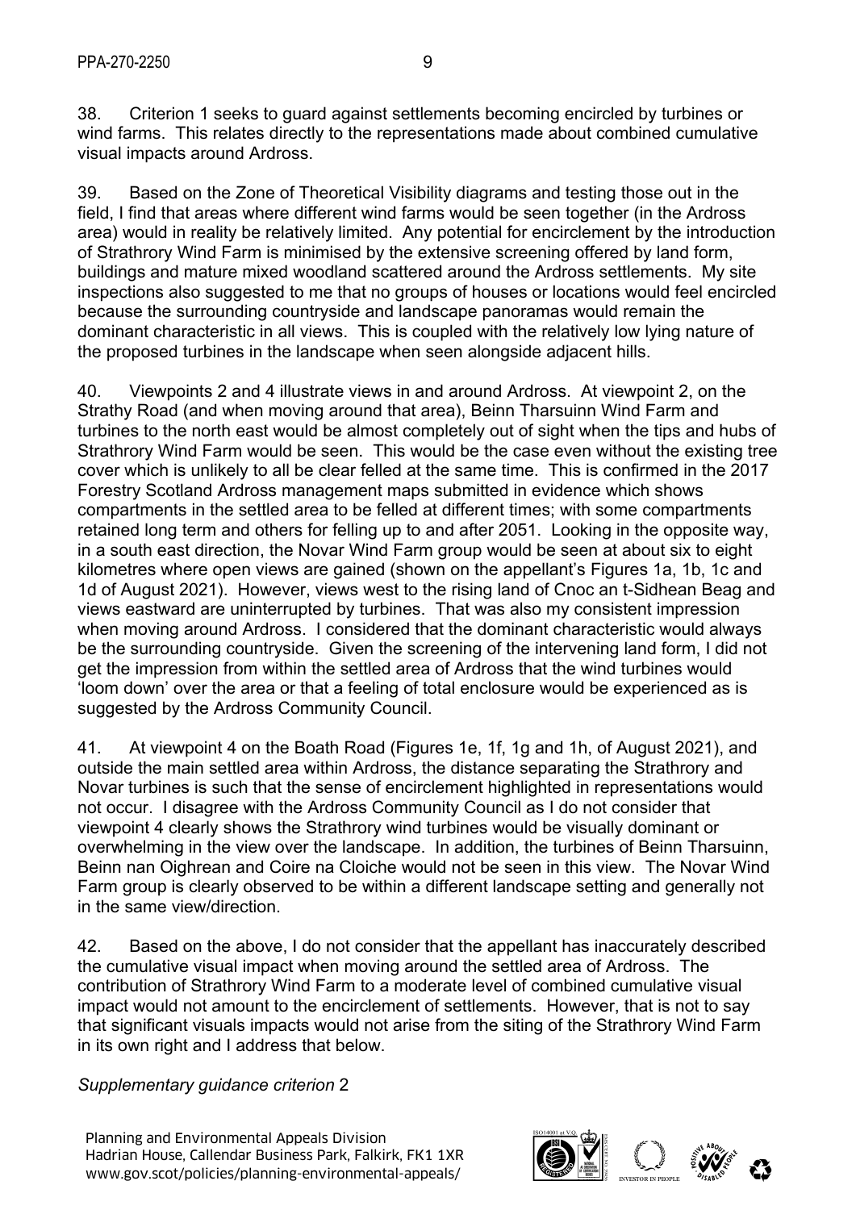38. Criterion 1 seeks to guard against settlements becoming encircled by turbines or wind farms. This relates directly to the representations made about combined cumulative visual impacts around Ardross.

39. Based on the Zone of Theoretical Visibility diagrams and testing those out in the field, I find that areas where different wind farms would be seen together (in the Ardross area) would in reality be relatively limited. Any potential for encirclement by the introduction of Strathrory Wind Farm is minimised by the extensive screening offered by land form, buildings and mature mixed woodland scattered around the Ardross settlements. My site inspections also suggested to me that no groups of houses or locations would feel encircled because the surrounding countryside and landscape panoramas would remain the dominant characteristic in all views. This is coupled with the relatively low lying nature of the proposed turbines in the landscape when seen alongside adjacent hills.

40. Viewpoints 2 and 4 illustrate views in and around Ardross. At viewpoint 2, on the Strathy Road (and when moving around that area), Beinn Tharsuinn Wind Farm and turbines to the north east would be almost completely out of sight when the tips and hubs of Strathrory Wind Farm would be seen. This would be the case even without the existing tree cover which is unlikely to all be clear felled at the same time. This is confirmed in the 2017 Forestry Scotland Ardross management maps submitted in evidence which shows compartments in the settled area to be felled at different times; with some compartments retained long term and others for felling up to and after 2051. Looking in the opposite way, in a south east direction, the Novar Wind Farm group would be seen at about six to eight kilometres where open views are gained (shown on the appellant's Figures 1a, 1b, 1c and 1d of August 2021). However, views west to the rising land of Cnoc an t-Sidhean Beag and views eastward are uninterrupted by turbines. That was also my consistent impression when moving around Ardross. I considered that the dominant characteristic would always be the surrounding countryside. Given the screening of the intervening land form, I did not get the impression from within the settled area of Ardross that the wind turbines would 'loom down' over the area or that a feeling of total enclosure would be experienced as is suggested by the Ardross Community Council.

41. At viewpoint 4 on the Boath Road (Figures 1e, 1f, 1g and 1h, of August 2021), and outside the main settled area within Ardross, the distance separating the Strathrory and Novar turbines is such that the sense of encirclement highlighted in representations would not occur. I disagree with the Ardross Community Council as I do not consider that viewpoint 4 clearly shows the Strathrory wind turbines would be visually dominant or overwhelming in the view over the landscape. In addition, the turbines of Beinn Tharsuinn, Beinn nan Oighrean and Coire na Cloiche would not be seen in this view. The Novar Wind Farm group is clearly observed to be within a different landscape setting and generally not in the same view/direction.

42. Based on the above, I do not consider that the appellant has inaccurately described the cumulative visual impact when moving around the settled area of Ardross. The contribution of Strathrory Wind Farm to a moderate level of combined cumulative visual impact would not amount to the encirclement of settlements. However, that is not to say that significant visuals impacts would not arise from the siting of the Strathrory Wind Farm in its own right and I address that below.

*Supplementary guidance criterion* 2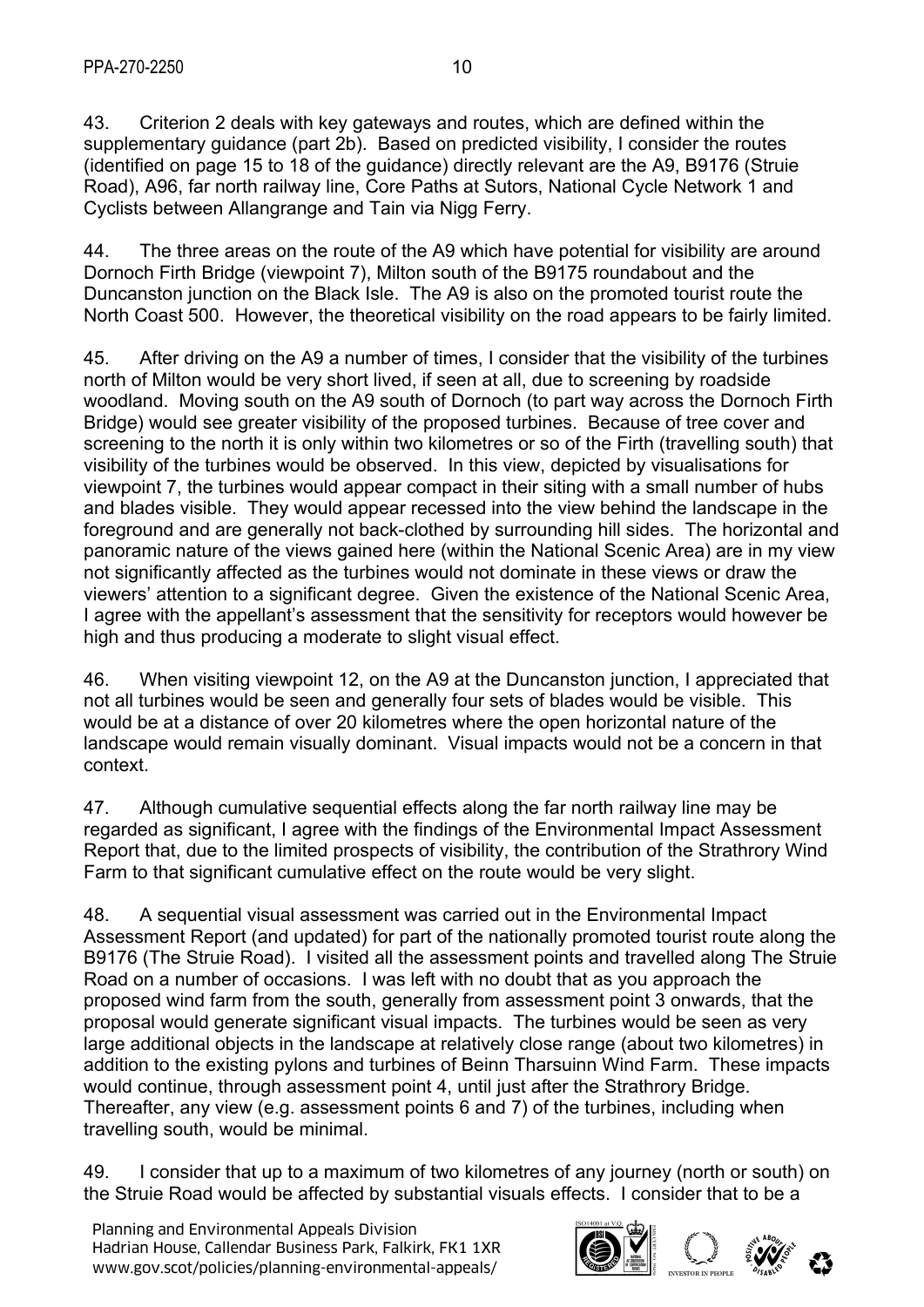43. Criterion 2 deals with key gateways and routes, which are defined within the supplementary guidance (part 2b). Based on predicted visibility, I consider the routes (identified on page 15 to 18 of the guidance) directly relevant are the A9, B9176 (Struie Road), A96, far north railway line, Core Paths at Sutors, National Cycle Network 1 and Cyclists between Allangrange and Tain via Nigg Ferry.

44. The three areas on the route of the A9 which have potential for visibility are around Dornoch Firth Bridge (viewpoint 7), Milton south of the B9175 roundabout and the Duncanston junction on the Black Isle. The A9 is also on the promoted tourist route the North Coast 500. However, the theoretical visibility on the road appears to be fairly limited.

45. After driving on the A9 a number of times, I consider that the visibility of the turbines north of Milton would be very short lived, if seen at all, due to screening by roadside woodland. Moving south on the A9 south of Dornoch (to part way across the Dornoch Firth Bridge) would see greater visibility of the proposed turbines. Because of tree cover and screening to the north it is only within two kilometres or so of the Firth (travelling south) that visibility of the turbines would be observed. In this view, depicted by visualisations for viewpoint 7, the turbines would appear compact in their siting with a small number of hubs and blades visible. They would appear recessed into the view behind the landscape in the foreground and are generally not back-clothed by surrounding hill sides. The horizontal and panoramic nature of the views gained here (within the National Scenic Area) are in my view not significantly affected as the turbines would not dominate in these views or draw the viewers' attention to a significant degree. Given the existence of the National Scenic Area, I agree with the appellant's assessment that the sensitivity for receptors would however be high and thus producing a moderate to slight visual effect.

46. When visiting viewpoint 12, on the A9 at the Duncanston junction, I appreciated that not all turbines would be seen and generally four sets of blades would be visible. This would be at a distance of over 20 kilometres where the open horizontal nature of the landscape would remain visually dominant. Visual impacts would not be a concern in that context.

47. Although cumulative sequential effects along the far north railway line may be regarded as significant, I agree with the findings of the Environmental Impact Assessment Report that, due to the limited prospects of visibility, the contribution of the Strathrory Wind Farm to that significant cumulative effect on the route would be very slight.

48. A sequential visual assessment was carried out in the Environmental Impact Assessment Report (and updated) for part of the nationally promoted tourist route along the B9176 (The Struie Road). I visited all the assessment points and travelled along The Struie Road on a number of occasions. I was left with no doubt that as you approach the proposed wind farm from the south, generally from assessment point 3 onwards, that the proposal would generate significant visual impacts. The turbines would be seen as very large additional objects in the landscape at relatively close range (about two kilometres) in addition to the existing pylons and turbines of Beinn Tharsuinn Wind Farm. These impacts would continue, through assessment point 4, until just after the Strathrory Bridge. Thereafter, any view (e.g. assessment points 6 and 7) of the turbines, including when travelling south, would be minimal.

49. I consider that up to a maximum of two kilometres of any journey (north or south) on the Struie Road would be affected by substantial visuals effects. I consider that to be a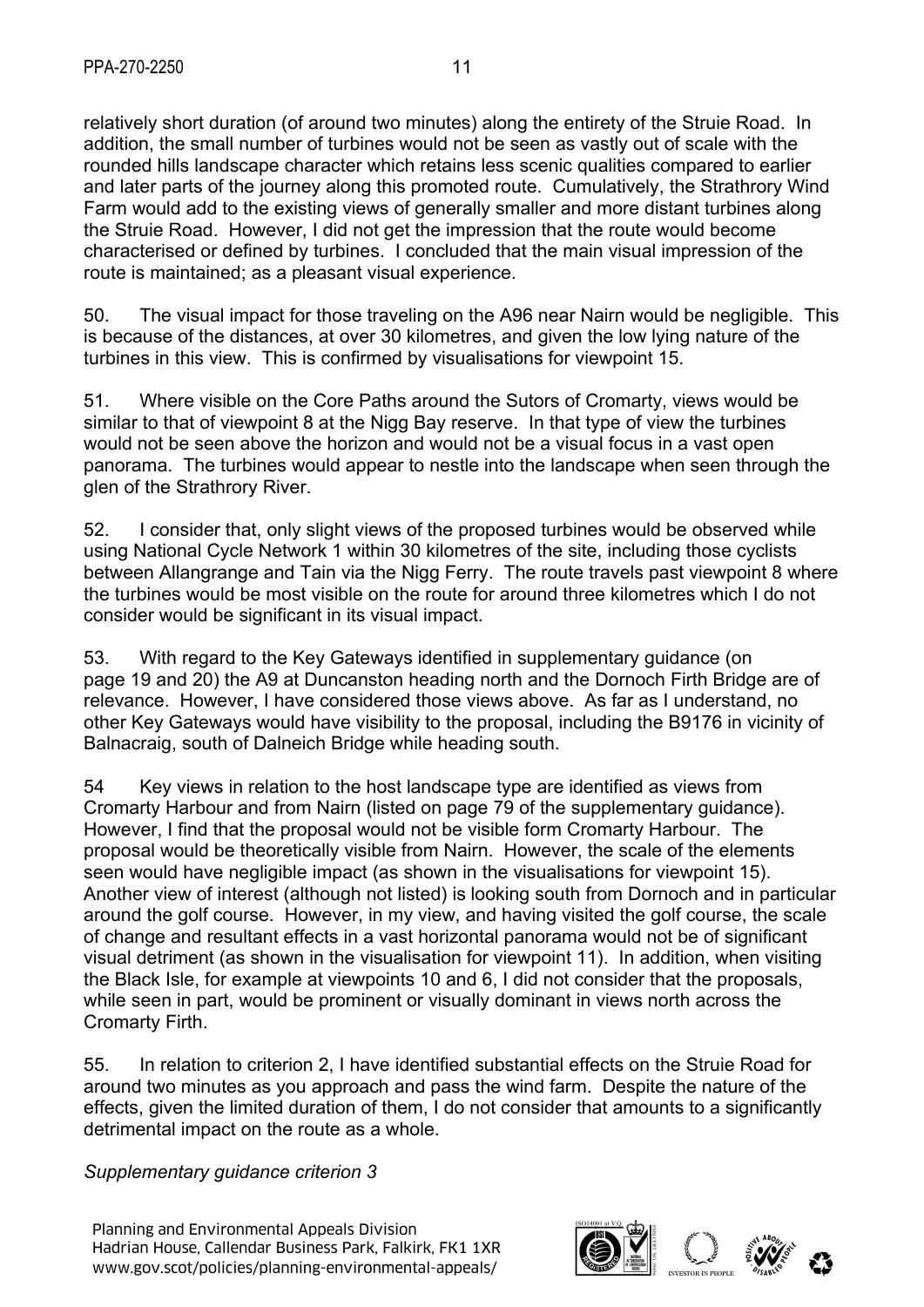relatively short duration (of around two minutes) along the entirety of the Struie Road. In addition, the small number of turbines would not be seen as vastly out of scale with the rounded hills landscape character which retains less scenic qualities compared to earlier and later parts of the journey along this promoted route. Cumulatively, the Strathrory Wind Farm would add to the existing views of generally smaller and more distant turbines along the Struie Road. However, I did not get the impression that the route would become characterised or defined by turbines. I concluded that the main visual impression of the route is maintained; as a pleasant visual experience.

50. The visual impact for those traveling on the A96 near Nairn would be negligible. This is because of the distances, at over 30 kilometres, and given the low lying nature of the turbines in this view. This is confirmed by visualisations for viewpoint 15.

51. Where visible on the Core Paths around the Sutors of Cromarty, views would be similar to that of viewpoint 8 at the Nigg Bay reserve. In that type of view the turbines would not be seen above the horizon and would not be a visual focus in a vast open panorama. The turbines would appear to nestle into the landscape when seen through the glen of the Strathrory River.

52. I consider that, only slight views of the proposed turbines would be observed while using National Cycle Network 1 within 30 kilometres of the site, including those cyclists between Allangrange and Tain via the Nigg Ferry. The route travels past viewpoint 8 where the turbines would be most visible on the route for around three kilometres which I do not consider would be significant in its visual impact.

53. With regard to the Key Gateways identified in supplementary guidance (on page 19 and 20) the A9 at Duncanston heading north and the Dornoch Firth Bridge are of relevance. However, I have considered those views above. As far as I understand, no other Key Gateways would have visibility to the proposal, including the B9176 in vicinity of Balnacraig, south of Dalneich Bridge while heading south.

54 Key views in relation to the host landscape type are identified as views from Cromarty Harbour and from Nairn (listed on page 79 of the supplementary guidance). However, I find that the proposal would not be visible form Cromarty Harbour. The proposal would be theoretically visible from Nairn. However, the scale of the elements seen would have negligible impact (as shown in the visualisations for viewpoint 15). Another view of interest (although not listed) is looking south from Dornoch and in particular around the golf course. However, in my view, and having visited the golf course, the scale of change and resultant effects in a vast horizontal panorama would not be of significant visual detriment (as shown in the visualisation for viewpoint 11). In addition, when visiting the Black Isle, for example at viewpoints 10 and 6, I did not consider that the proposals, while seen in part, would be prominent or visually dominant in views north across the Cromarty Firth.

55. In relation to criterion 2, I have identified substantial effects on the Struie Road for around two minutes as you approach and pass the wind farm. Despite the nature of the effects, given the limited duration of them, I do not consider that amounts to a significantly detrimental impact on the route as a whole.

*Supplementary guidance criterion 3*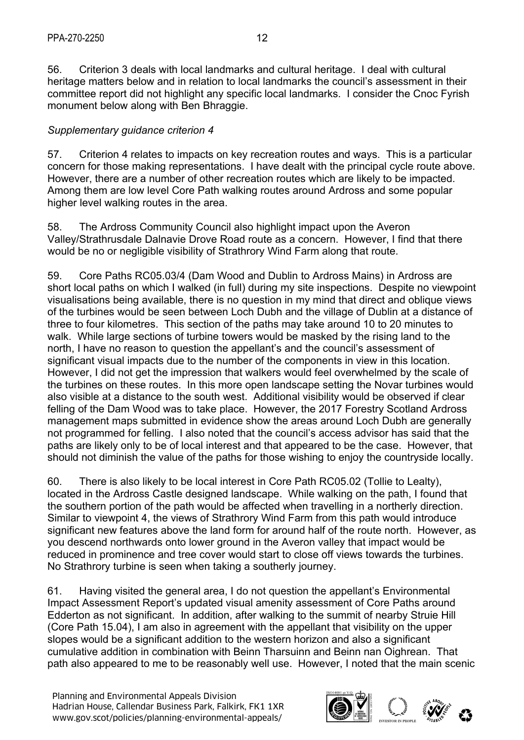56. Criterion 3 deals with local landmarks and cultural heritage. I deal with cultural heritage matters below and in relation to local landmarks the council's assessment in their committee report did not highlight any specific local landmarks. I consider the Cnoc Fyrish monument below along with Ben Bhraggie.

*Supplementary guidance criterion 4*

57. Criterion 4 relates to impacts on key recreation routes and ways. This is a particular concern for those making representations. I have dealt with the principal cycle route above. However, there are a number of other recreation routes which are likely to be impacted. Among them are low level Core Path walking routes around Ardross and some popular higher level walking routes in the area.

58. The Ardross Community Council also highlight impact upon the Averon Valley/Strathrusdale Dalnavie Drove Road route as a concern. However, I find that there would be no or negligible visibility of Strathrory Wind Farm along that route.

59. Core Paths RC05.03/4 (Dam Wood and Dublin to Ardross Mains) in Ardross are short local paths on which I walked (in full) during my site inspections. Despite no viewpoint visualisations being available, there is no question in my mind that direct and oblique views of the turbines would be seen between Loch Dubh and the village of Dublin at a distance of three to four kilometres. This section of the paths may take around 10 to 20 minutes to walk. While large sections of turbine towers would be masked by the rising land to the north, I have no reason to question the appellant's and the council's assessment of significant visual impacts due to the number of the components in view in this location. However, I did not get the impression that walkers would feel overwhelmed by the scale of the turbines on these routes. In this more open landscape setting the Novar turbines would also visible at a distance to the south west. Additional visibility would be observed if clear felling of the Dam Wood was to take place. However, the 2017 Forestry Scotland Ardross management maps submitted in evidence show the areas around Loch Dubh are generally not programmed for felling. I also noted that the council's access advisor has said that the paths are likely only to be of local interest and that appeared to be the case. However, that should not diminish the value of the paths for those wishing to enjoy the countryside locally.

60. There is also likely to be local interest in Core Path RC05.02 (Tollie to Lealty), located in the Ardross Castle designed landscape. While walking on the path, I found that the southern portion of the path would be affected when travelling in a northerly direction. Similar to viewpoint 4, the views of Strathrory Wind Farm from this path would introduce significant new features above the land form for around half of the route north. However, as you descend northwards onto lower ground in the Averon valley that impact would be reduced in prominence and tree cover would start to close off views towards the turbines. No Strathrory turbine is seen when taking a southerly journey.

61. Having visited the general area, I do not question the appellant's Environmental Impact Assessment Report's updated visual amenity assessment of Core Paths around Edderton as not significant. In addition, after walking to the summit of nearby Struie Hill (Core Path 15.04), I am also in agreement with the appellant that visibility on the upper slopes would be a significant addition to the western horizon and also a significant cumulative addition in combination with Beinn Tharsuinn and Beinn nan Oighrean. That path also appeared to me to be reasonably well use. However, I noted that the main scenic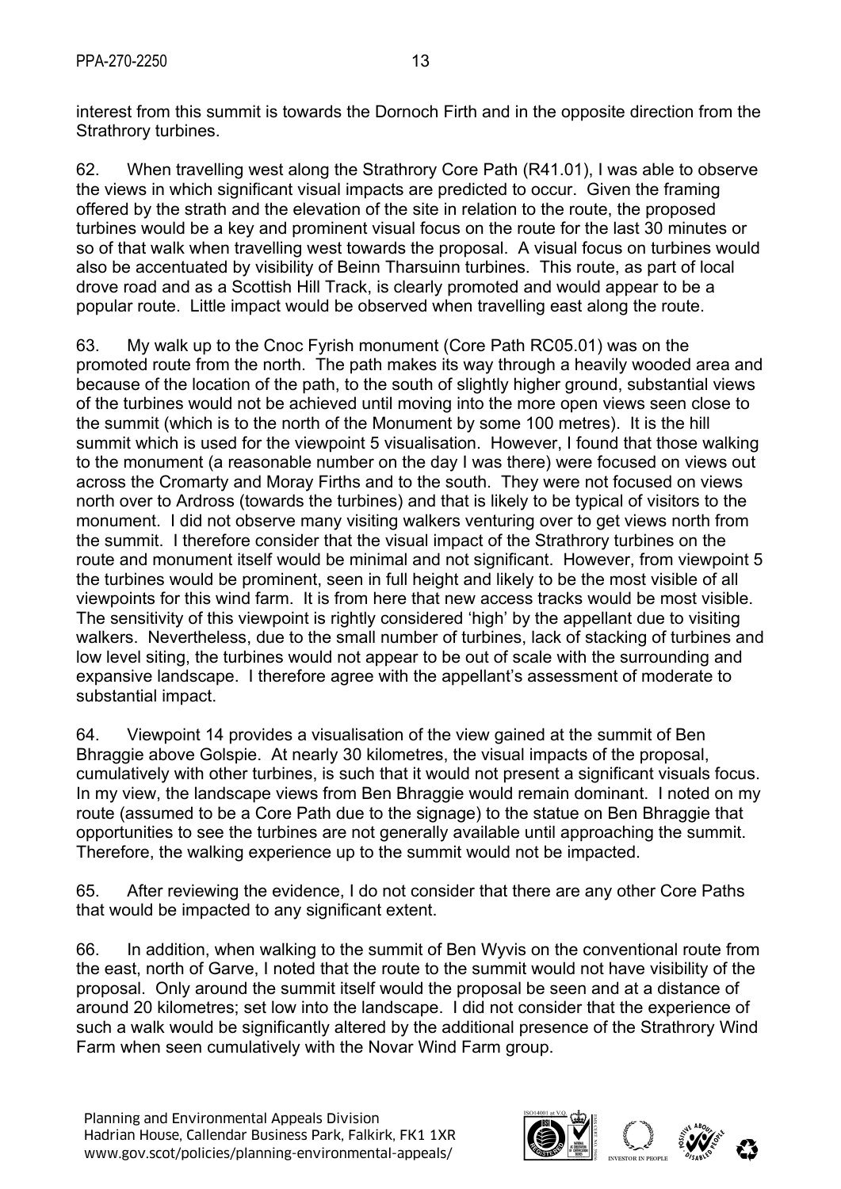interest from this summit is towards the Dornoch Firth and in the opposite direction from the Strathrory turbines.

62. When travelling west along the Strathrory Core Path (R41.01), I was able to observe the views in which significant visual impacts are predicted to occur. Given the framing offered by the strath and the elevation of the site in relation to the route, the proposed turbines would be a key and prominent visual focus on the route for the last 30 minutes or so of that walk when travelling west towards the proposal. A visual focus on turbines would also be accentuated by visibility of Beinn Tharsuinn turbines. This route, as part of local drove road and as a Scottish Hill Track, is clearly promoted and would appear to be a popular route. Little impact would be observed when travelling east along the route.

63. My walk up to the Cnoc Fyrish monument (Core Path RC05.01) was on the promoted route from the north. The path makes its way through a heavily wooded area and because of the location of the path, to the south of slightly higher ground, substantial views of the turbines would not be achieved until moving into the more open views seen close to the summit (which is to the north of the Monument by some 100 metres). It is the hill summit which is used for the viewpoint 5 visualisation. However, I found that those walking to the monument (a reasonable number on the day I was there) were focused on views out across the Cromarty and Moray Firths and to the south. They were not focused on views north over to Ardross (towards the turbines) and that is likely to be typical of visitors to the monument. I did not observe many visiting walkers venturing over to get views north from the summit. I therefore consider that the visual impact of the Strathrory turbines on the route and monument itself would be minimal and not significant. However, from viewpoint 5 the turbines would be prominent, seen in full height and likely to be the most visible of all viewpoints for this wind farm. It is from here that new access tracks would be most visible. The sensitivity of this viewpoint is rightly considered 'high' by the appellant due to visiting walkers. Nevertheless, due to the small number of turbines, lack of stacking of turbines and low level siting, the turbines would not appear to be out of scale with the surrounding and expansive landscape. I therefore agree with the appellant's assessment of moderate to substantial impact.

64. Viewpoint 14 provides a visualisation of the view gained at the summit of Ben Bhraggie above Golspie. At nearly 30 kilometres, the visual impacts of the proposal, cumulatively with other turbines, is such that it would not present a significant visuals focus. In my view, the landscape views from Ben Bhraggie would remain dominant. I noted on my route (assumed to be a Core Path due to the signage) to the statue on Ben Bhraggie that opportunities to see the turbines are not generally available until approaching the summit. Therefore, the walking experience up to the summit would not be impacted.

65. After reviewing the evidence, I do not consider that there are any other Core Paths that would be impacted to any significant extent.

66. In addition, when walking to the summit of Ben Wyvis on the conventional route from the east, north of Garve, I noted that the route to the summit would not have visibility of the proposal. Only around the summit itself would the proposal be seen and at a distance of around 20 kilometres; set low into the landscape. I did not consider that the experience of such a walk would be significantly altered by the additional presence of the Strathrory Wind Farm when seen cumulatively with the Novar Wind Farm group.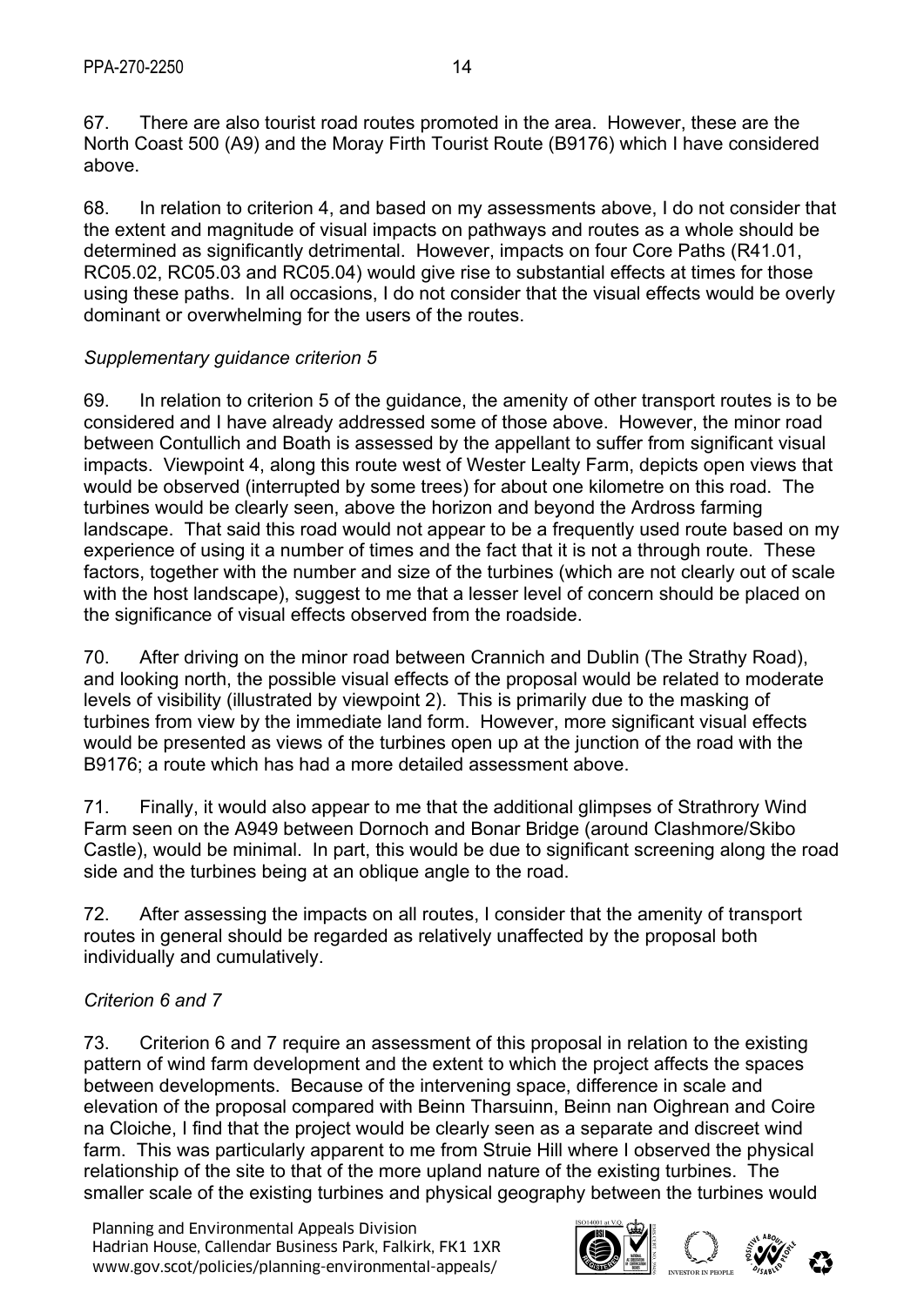67. There are also tourist road routes promoted in the area. However, these are the North Coast 500 (A9) and the Moray Firth Tourist Route (B9176) which I have considered above.

68. In relation to criterion 4, and based on my assessments above, I do not consider that the extent and magnitude of visual impacts on pathways and routes as a whole should be determined as significantly detrimental. However, impacts on four Core Paths (R41.01, RC05.02, RC05.03 and RC05.04) would give rise to substantial effects at times for those using these paths. In all occasions, I do not consider that the visual effects would be overly dominant or overwhelming for the users of the routes.

*Supplementary guidance criterion 5*

69. In relation to criterion 5 of the guidance, the amenity of other transport routes is to be considered and I have already addressed some of those above. However, the minor road between Contullich and Boath is assessed by the appellant to suffer from significant visual impacts. Viewpoint 4, along this route west of Wester Lealty Farm, depicts open views that would be observed (interrupted by some trees) for about one kilometre on this road. The turbines would be clearly seen, above the horizon and beyond the Ardross farming landscape. That said this road would not appear to be a frequently used route based on my experience of using it a number of times and the fact that it is not a through route. These factors, together with the number and size of the turbines (which are not clearly out of scale with the host landscape), suggest to me that a lesser level of concern should be placed on the significance of visual effects observed from the roadside.

70. After driving on the minor road between Crannich and Dublin (The Strathy Road), and looking north, the possible visual effects of the proposal would be related to moderate levels of visibility (illustrated by viewpoint 2). This is primarily due to the masking of turbines from view by the immediate land form. However, more significant visual effects would be presented as views of the turbines open up at the junction of the road with the B9176; a route which has had a more detailed assessment above.

71. Finally, it would also appear to me that the additional glimpses of Strathrory Wind Farm seen on the A949 between Dornoch and Bonar Bridge (around Clashmore/Skibo Castle), would be minimal. In part, this would be due to significant screening along the road side and the turbines being at an oblique angle to the road.

72. After assessing the impacts on all routes, I consider that the amenity of transport routes in general should be regarded as relatively unaffected by the proposal both individually and cumulatively.

*Criterion 6 and 7*

73. Criterion 6 and 7 require an assessment of this proposal in relation to the existing pattern of wind farm development and the extent to which the project affects the spaces between developments. Because of the intervening space, difference in scale and elevation of the proposal compared with Beinn Tharsuinn, Beinn nan Oighrean and Coire na Cloiche, I find that the project would be clearly seen as a separate and discreet wind farm. This was particularly apparent to me from Struie Hill where I observed the physical relationship of the site to that of the more upland nature of the existing turbines. The smaller scale of the existing turbines and physical geography between the turbines would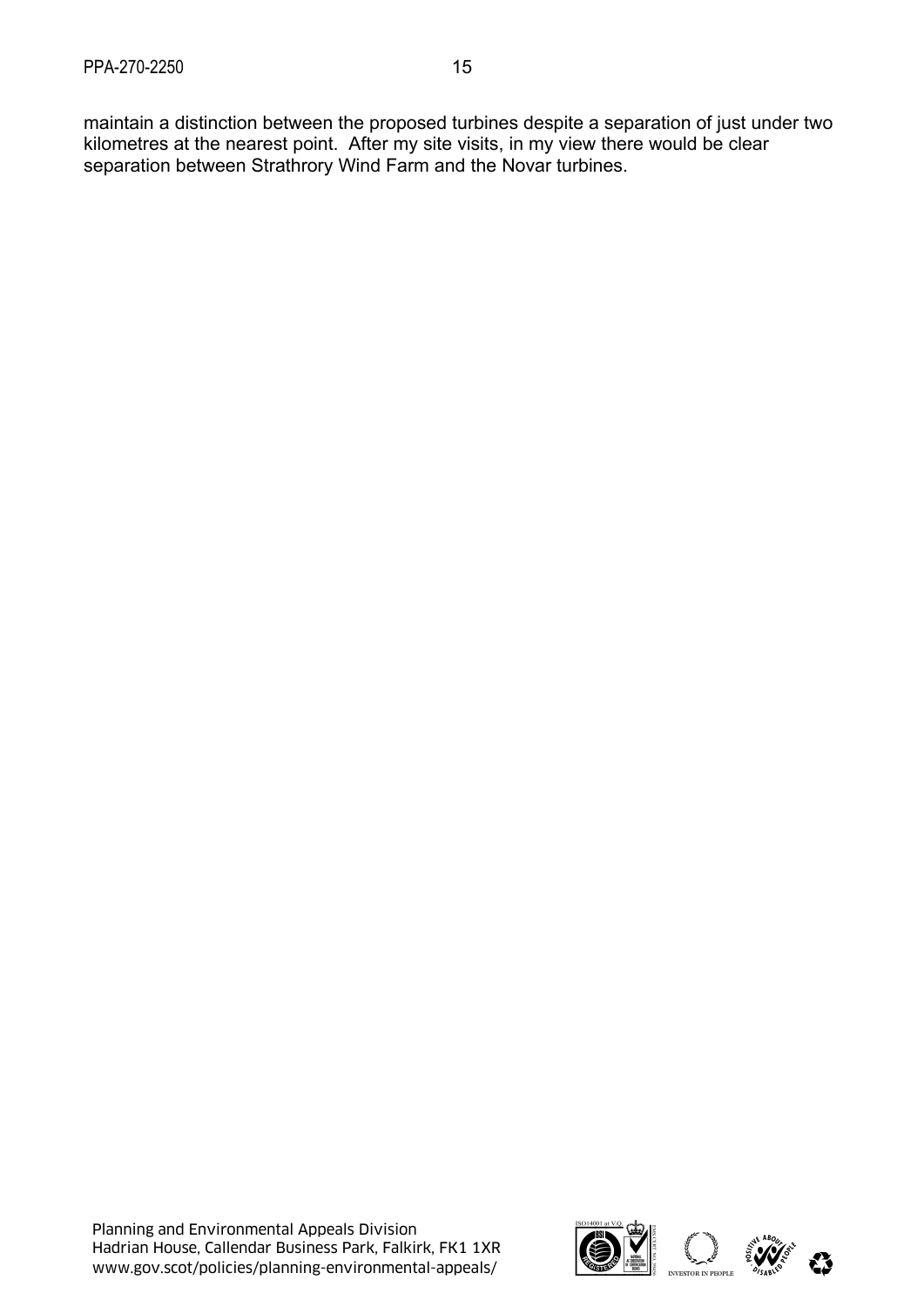maintain a distinction between the proposed turbines despite a separation of just under two kilometres at the nearest point. After my site visits, in my view there would be clear separation between Strathrory Wind Farm and the Novar turbines.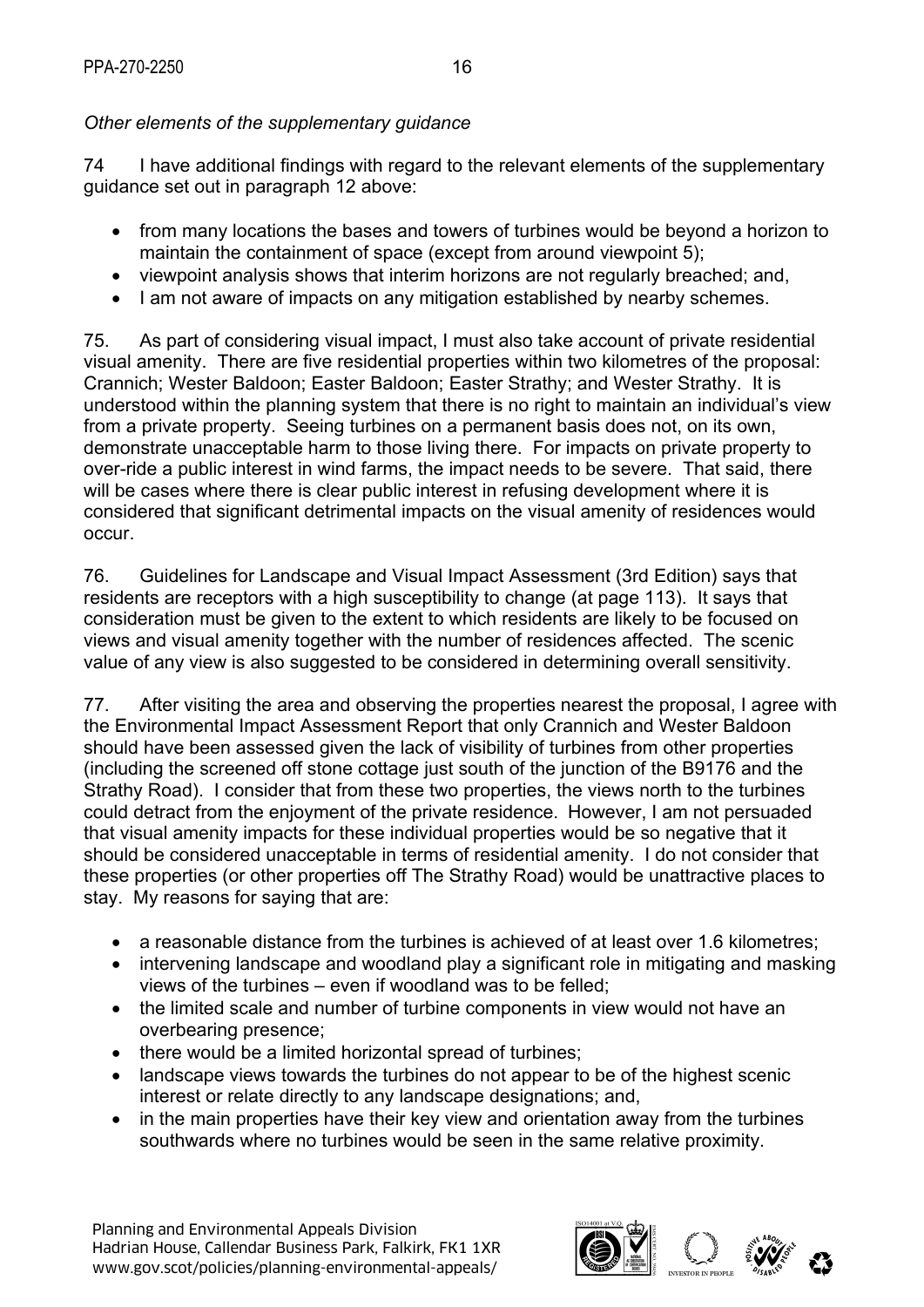*Other elements of the supplementary guidance*

74 I have additional findings with regard to the relevant elements of the supplementary guidance set out in paragraph 12 above:

- from many locations the bases and towers of turbines would be beyond a horizon to maintain the containment of space (except from around viewpoint 5);
- viewpoint analysis shows that interim horizons are not regularly breached; and,
- I am not aware of impacts on any mitigation established by nearby schemes.

75. As part of considering visual impact, I must also take account of private residential visual amenity. There are five residential properties within two kilometres of the proposal: Crannich; Wester Baldoon; Easter Baldoon; Easter Strathy; and Wester Strathy. It is understood within the planning system that there is no right to maintain an individual's view from a private property. Seeing turbines on a permanent basis does not, on its own, demonstrate unacceptable harm to those living there. For impacts on private property to over-ride a public interest in wind farms, the impact needs to be severe. That said, there will be cases where there is clear public interest in refusing development where it is considered that significant detrimental impacts on the visual amenity of residences would occur.

76. Guidelines for Landscape and Visual Impact Assessment (3rd Edition) says that residents are receptors with a high susceptibility to change (at page 113). It says that consideration must be given to the extent to which residents are likely to be focused on views and visual amenity together with the number of residences affected. The scenic value of any view is also suggested to be considered in determining overall sensitivity.

77. After visiting the area and observing the properties nearest the proposal, I agree with the Environmental Impact Assessment Report that only Crannich and Wester Baldoon should have been assessed given the lack of visibility of turbines from other properties (including the screened off stone cottage just south of the junction of the B9176 and the Strathy Road). I consider that from these two properties, the views north to the turbines could detract from the enjoyment of the private residence. However, I am not persuaded that visual amenity impacts for these individual properties would be so negative that it should be considered unacceptable in terms of residential amenity. I do not consider that these properties (or other properties off The Strathy Road) would be unattractive places to stay. My reasons for saying that are:

- a reasonable distance from the turbines is achieved of at least over 1.6 kilometres;
- intervening landscape and woodland play a significant role in mitigating and masking views of the turbines – even if woodland was to be felled;
- the limited scale and number of turbine components in view would not have an overbearing presence;
- there would be a limited horizontal spread of turbines;
- landscape views towards the turbines do not appear to be of the highest scenic interest or relate directly to any landscape designations; and,
- in the main properties have their key view and orientation away from the turbines southwards where no turbines would be seen in the same relative proximity.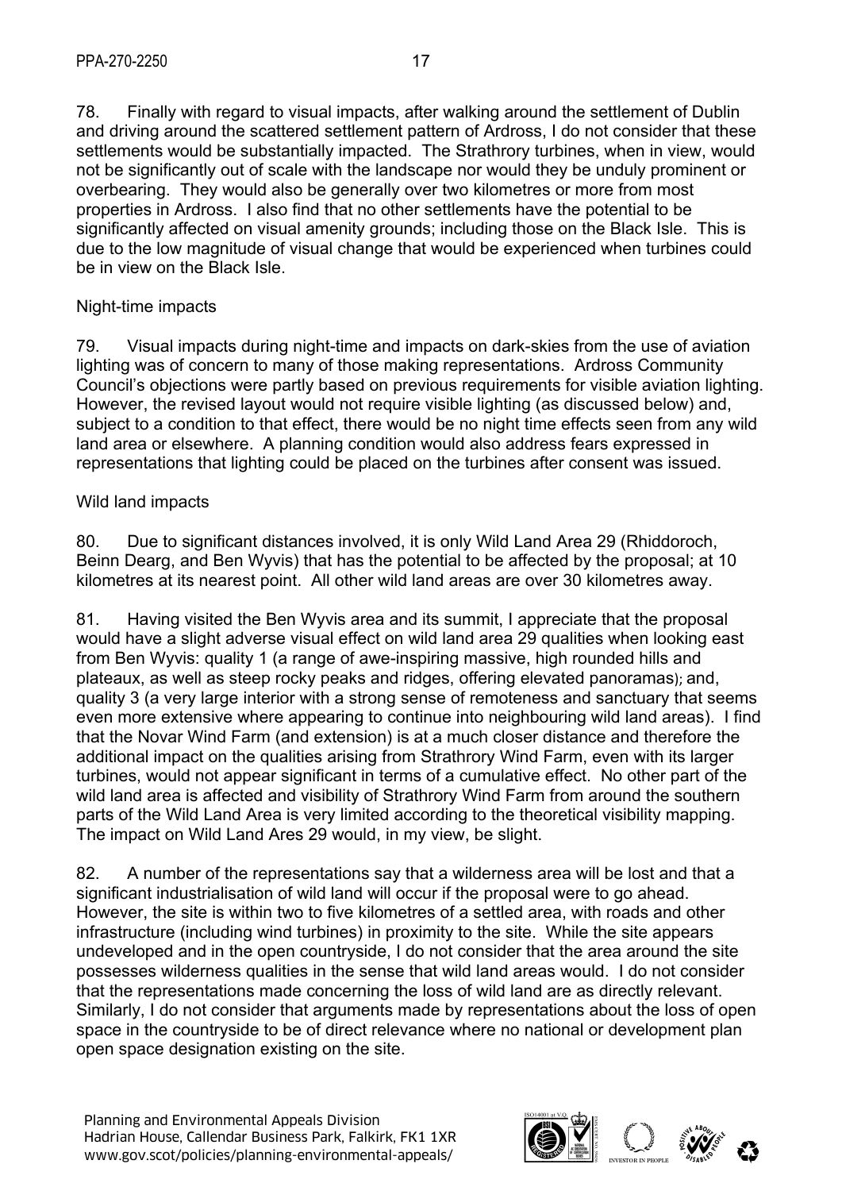78. Finally with regard to visual impacts, after walking around the settlement of Dublin and driving around the scattered settlement pattern of Ardross, I do not consider that these settlements would be substantially impacted. The Strathrory turbines, when in view, would not be significantly out of scale with the landscape nor would they be unduly prominent or overbearing. They would also be generally over two kilometres or more from most properties in Ardross. I also find that no other settlements have the potential to be significantly affected on visual amenity grounds; including those on the Black Isle. This is due to the low magnitude of visual change that would be experienced when turbines could be in view on the Black Isle.

Night-time impacts

79. Visual impacts during night-time and impacts on dark-skies from the use of aviation lighting was of concern to many of those making representations. Ardross Community Council's objections were partly based on previous requirements for visible aviation lighting. However, the revised layout would not require visible lighting (as discussed below) and, subject to a condition to that effect, there would be no night time effects seen from any wild land area or elsewhere. A planning condition would also address fears expressed in representations that lighting could be placed on the turbines after consent was issued.

Wild land impacts

80. Due to significant distances involved, it is only Wild Land Area 29 (Rhiddoroch, Beinn Dearg, and Ben Wyvis) that has the potential to be affected by the proposal; at 10 kilometres at its nearest point. All other wild land areas are over 30 kilometres away.

81. Having visited the Ben Wyvis area and its summit, I appreciate that the proposal would have a slight adverse visual effect on wild land area 29 qualities when looking east from Ben Wyvis: quality 1 (a range of awe-inspiring massive, high rounded hills and plateaux, as well as steep rocky peaks and ridges, offering elevated panoramas); and, quality 3 (a very large interior with a strong sense of remoteness and sanctuary that seems even more extensive where appearing to continue into neighbouring wild land areas). I find that the Novar Wind Farm (and extension) is at a much closer distance and therefore the additional impact on the qualities arising from Strathrory Wind Farm, even with its larger turbines, would not appear significant in terms of a cumulative effect. No other part of the wild land area is affected and visibility of Strathrory Wind Farm from around the southern parts of the Wild Land Area is very limited according to the theoretical visibility mapping. The impact on Wild Land Ares 29 would, in my view, be slight.

82. A number of the representations say that a wilderness area will be lost and that a significant industrialisation of wild land will occur if the proposal were to go ahead. However, the site is within two to five kilometres of a settled area, with roads and other infrastructure (including wind turbines) in proximity to the site. While the site appears undeveloped and in the open countryside, I do not consider that the area around the site possesses wilderness qualities in the sense that wild land areas would. I do not consider that the representations made concerning the loss of wild land are as directly relevant. Similarly, I do not consider that arguments made by representations about the loss of open space in the countryside to be of direct relevance where no national or development plan open space designation existing on the site.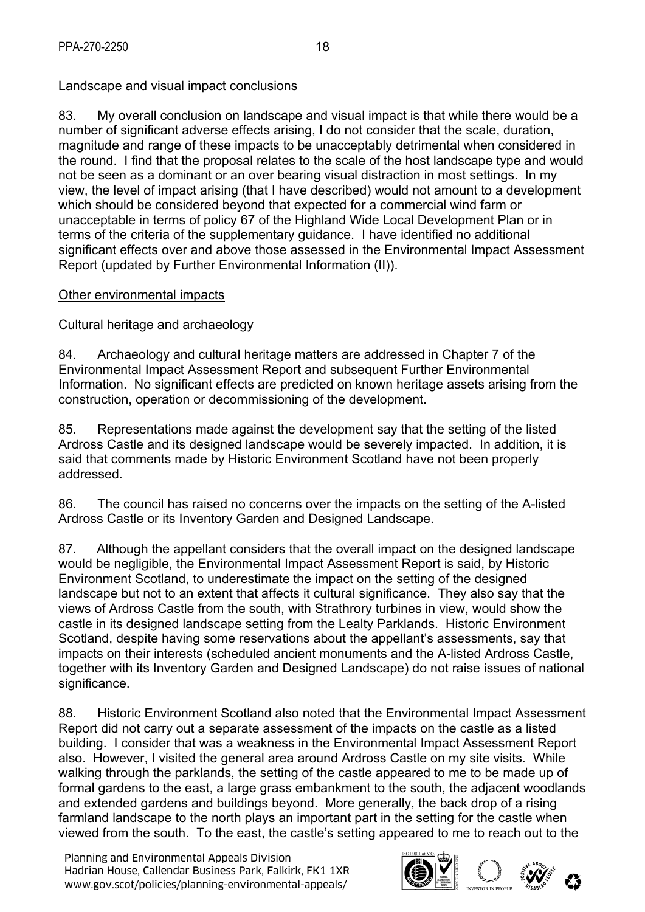Landscape and visual impact conclusions

83. My overall conclusion on landscape and visual impact is that while there would be a number of significant adverse effects arising, I do not consider that the scale, duration, magnitude and range of these impacts to be unacceptably detrimental when considered in the round. I find that the proposal relates to the scale of the host landscape type and would not be seen as a dominant or an over bearing visual distraction in most settings. In my view, the level of impact arising (that I have described) would not amount to a development which should be considered beyond that expected for a commercial wind farm or unacceptable in terms of policy 67 of the Highland Wide Local Development Plan or in terms of the criteria of the supplementary guidance. I have identified no additional significant effects over and above those assessed in the Environmental Impact Assessment Report (updated by Further Environmental Information (II)).

Other environmental impacts

Cultural heritage and archaeology

84. Archaeology and cultural heritage matters are addressed in Chapter 7 of the Environmental Impact Assessment Report and subsequent Further Environmental Information. No significant effects are predicted on known heritage assets arising from the construction, operation or decommissioning of the development.

85. Representations made against the development say that the setting of the listed Ardross Castle and its designed landscape would be severely impacted. In addition, it is said that comments made by Historic Environment Scotland have not been properly addressed.

86. The council has raised no concerns over the impacts on the setting of the A-listed Ardross Castle or its Inventory Garden and Designed Landscape.

87. Although the appellant considers that the overall impact on the designed landscape would be negligible, the Environmental Impact Assessment Report is said, by Historic Environment Scotland, to underestimate the impact on the setting of the designed landscape but not to an extent that affects it cultural significance. They also say that the views of Ardross Castle from the south, with Strathrory turbines in view, would show the castle in its designed landscape setting from the Lealty Parklands. Historic Environment Scotland, despite having some reservations about the appellant's assessments, say that impacts on their interests (scheduled ancient monuments and the A-listed Ardross Castle, together with its Inventory Garden and Designed Landscape) do not raise issues of national significance.

88. Historic Environment Scotland also noted that the Environmental Impact Assessment Report did not carry out a separate assessment of the impacts on the castle as a listed building. I consider that was a weakness in the Environmental Impact Assessment Report also. However, I visited the general area around Ardross Castle on my site visits. While walking through the parklands, the setting of the castle appeared to me to be made up of formal gardens to the east, a large grass embankment to the south, the adjacent woodlands and extended gardens and buildings beyond. More generally, the back drop of a rising farmland landscape to the north plays an important part in the setting for the castle when viewed from the south. To the east, the castle's setting appeared to me to reach out to the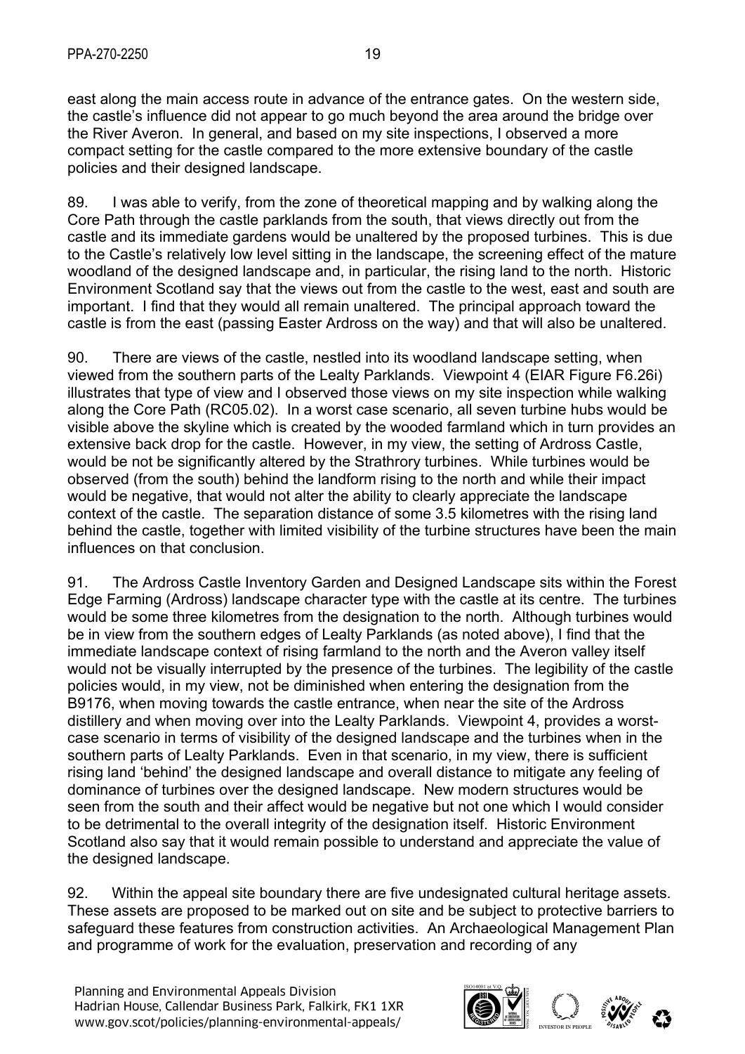east along the main access route in advance of the entrance gates. On the western side, the castle's influence did not appear to go much beyond the area around the bridge over the River Averon. In general, and based on my site inspections, I observed a more compact setting for the castle compared to the more extensive boundary of the castle policies and their designed landscape.

89. I was able to verify, from the zone of theoretical mapping and by walking along the Core Path through the castle parklands from the south, that views directly out from the castle and its immediate gardens would be unaltered by the proposed turbines. This is due to the Castle's relatively low level sitting in the landscape, the screening effect of the mature woodland of the designed landscape and, in particular, the rising land to the north. Historic Environment Scotland say that the views out from the castle to the west, east and south are important. I find that they would all remain unaltered. The principal approach toward the castle is from the east (passing Easter Ardross on the way) and that will also be unaltered.

90. There are views of the castle, nestled into its woodland landscape setting, when viewed from the southern parts of the Lealty Parklands. Viewpoint 4 (EIAR Figure F6.26i) illustrates that type of view and I observed those views on my site inspection while walking along the Core Path (RC05.02). In a worst case scenario, all seven turbine hubs would be visible above the skyline which is created by the wooded farmland which in turn provides an extensive back drop for the castle. However, in my view, the setting of Ardross Castle, would be not be significantly altered by the Strathrory turbines. While turbines would be observed (from the south) behind the landform rising to the north and while their impact would be negative, that would not alter the ability to clearly appreciate the landscape context of the castle. The separation distance of some 3.5 kilometres with the rising land behind the castle, together with limited visibility of the turbine structures have been the main influences on that conclusion.

91. The Ardross Castle Inventory Garden and Designed Landscape sits within the Forest Edge Farming (Ardross) landscape character type with the castle at its centre. The turbines would be some three kilometres from the designation to the north. Although turbines would be in view from the southern edges of Lealty Parklands (as noted above), I find that the immediate landscape context of rising farmland to the north and the Averon valley itself would not be visually interrupted by the presence of the turbines. The legibility of the castle policies would, in my view, not be diminished when entering the designation from the B9176, when moving towards the castle entrance, when near the site of the Ardross distillery and when moving over into the Lealty Parklands. Viewpoint 4, provides a worst-case scenario in terms of visibility of the designed landscape and the turbines when in the southern parts of Lealty Parklands. Even in that scenario, in my view, there is sufficient rising land 'behind' the designed landscape and overall distance to mitigate any feeling of dominance of turbines over the designed landscape. New modern structures would be seen from the south and their affect would be negative but not one which I would consider to be detrimental to the overall integrity of the designation itself. Historic Environment Scotland also say that it would remain possible to understand and appreciate the value of the designed landscape.

92. Within the appeal site boundary there are five undesignated cultural heritage assets. These assets are proposed to be marked out on site and be subject to protective barriers to safeguard these features from construction activities. An Archaeological Management Plan and programme of work for the evaluation, preservation and recording of any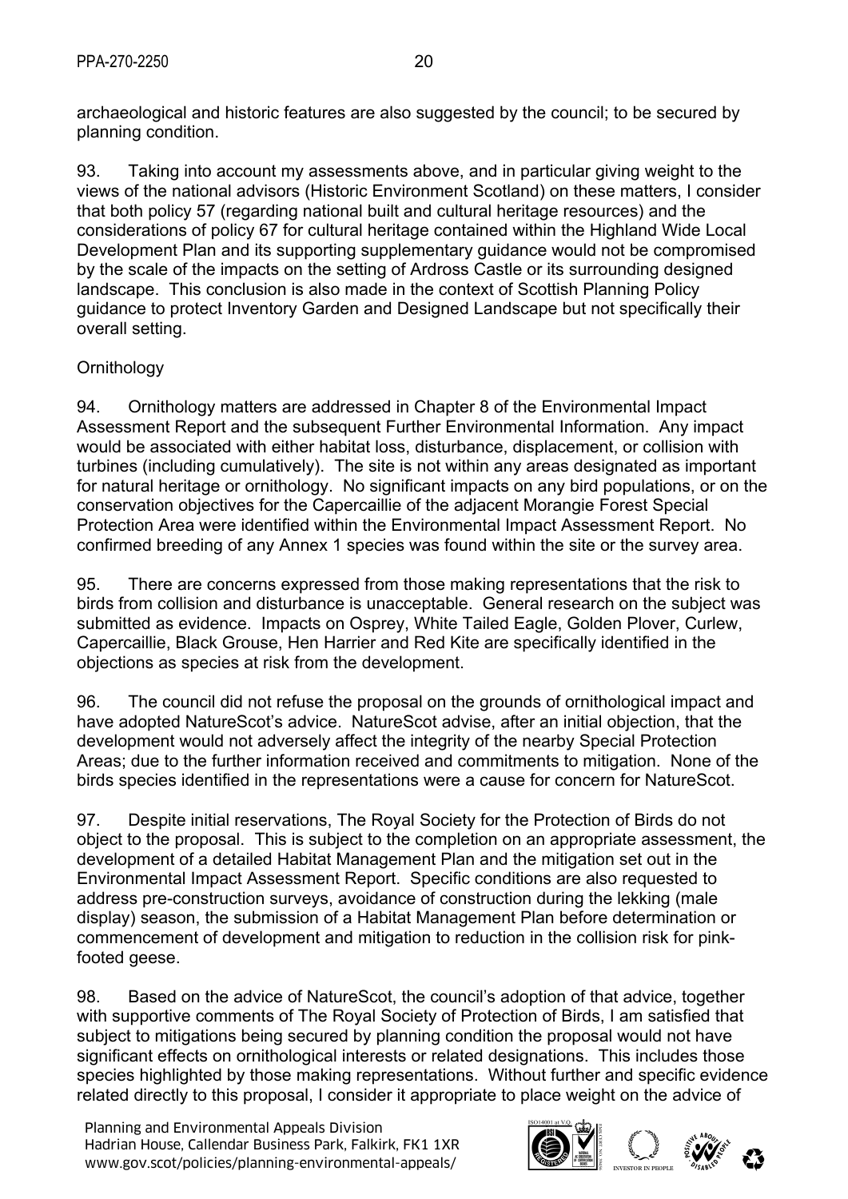archaeological and historic features are also suggested by the council; to be secured by planning condition.

93. Taking into account my assessments above, and in particular giving weight to the views of the national advisors (Historic Environment Scotland) on these matters, I consider that both policy 57 (regarding national built and cultural heritage resources) and the considerations of policy 67 for cultural heritage contained within the Highland Wide Local Development Plan and its supporting supplementary guidance would not be compromised by the scale of the impacts on the setting of Ardross Castle or its surrounding designed landscape. This conclusion is also made in the context of Scottish Planning Policy guidance to protect Inventory Garden and Designed Landscape but not specifically their overall setting.

Ornithology

94. Ornithology matters are addressed in Chapter 8 of the Environmental Impact Assessment Report and the subsequent Further Environmental Information. Any impact would be associated with either habitat loss, disturbance, displacement, or collision with turbines (including cumulatively). The site is not within any areas designated as important for natural heritage or ornithology. No significant impacts on any bird populations, or on the conservation objectives for the Capercaillie of the adjacent Morangie Forest Special Protection Area were identified within the Environmental Impact Assessment Report. No confirmed breeding of any Annex 1 species was found within the site or the survey area.

95. There are concerns expressed from those making representations that the risk to birds from collision and disturbance is unacceptable. General research on the subject was submitted as evidence. Impacts on Osprey, White Tailed Eagle, Golden Plover, Curlew, Capercaillie, Black Grouse, Hen Harrier and Red Kite are specifically identified in the objections as species at risk from the development.

96. The council did not refuse the proposal on the grounds of ornithological impact and have adopted NatureScot's advice. NatureScot advise, after an initial objection, that the development would not adversely affect the integrity of the nearby Special Protection Areas; due to the further information received and commitments to mitigation. None of the birds species identified in the representations were a cause for concern for NatureScot.

97. Despite initial reservations, The Royal Society for the Protection of Birds do not object to the proposal. This is subject to the completion on an appropriate assessment, the development of a detailed Habitat Management Plan and the mitigation set out in the Environmental Impact Assessment Report. Specific conditions are also requested to address pre-construction surveys, avoidance of construction during the lekking (male display) season, the submission of a Habitat Management Plan before determination or commencement of development and mitigation to reduction in the collision risk for pink-footed geese.

98. Based on the advice of NatureScot, the council's adoption of that advice, together with supportive comments of The Royal Society of Protection of Birds, I am satisfied that subject to mitigations being secured by planning condition the proposal would not have significant effects on ornithological interests or related designations. This includes those species highlighted by those making representations. Without further and specific evidence related directly to this proposal, I consider it appropriate to place weight on the advice of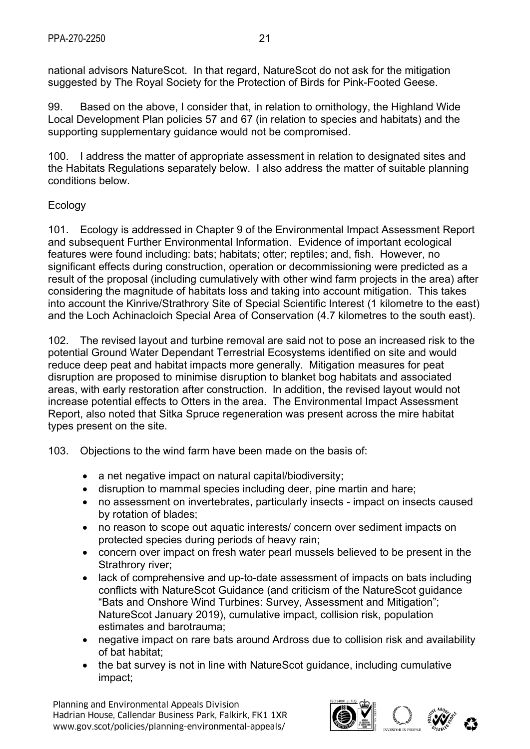national advisors NatureScot. In that regard, NatureScot do not ask for the mitigation suggested by The Royal Society for the Protection of Birds for Pink-Footed Geese.

99. Based on the above, I consider that, in relation to ornithology, the Highland Wide Local Development Plan policies 57 and 67 (in relation to species and habitats) and the supporting supplementary guidance would not be compromised.

100. I address the matter of appropriate assessment in relation to designated sites and the Habitats Regulations separately below. I also address the matter of suitable planning conditions below.

Ecology

101. Ecology is addressed in Chapter 9 of the Environmental Impact Assessment Report and subsequent Further Environmental Information. Evidence of important ecological features were found including: bats; habitats; otter; reptiles; and, fish. However, no significant effects during construction, operation or decommissioning were predicted as a result of the proposal (including cumulatively with other wind farm projects in the area) after considering the magnitude of habitats loss and taking into account mitigation. This takes into account the Kinrive/Strathrory Site of Special Scientific Interest (1 kilometre to the east) and the Loch Achinacloich Special Area of Conservation (4.7 kilometres to the south east).

102. The revised layout and turbine removal are said not to pose an increased risk to the potential Ground Water Dependant Terrestrial Ecosystems identified on site and would reduce deep peat and habitat impacts more generally. Mitigation measures for peat disruption are proposed to minimise disruption to blanket bog habitats and associated areas, with early restoration after construction. In addition, the revised layout would not increase potential effects to Otters in the area. The Environmental Impact Assessment Report, also noted that Sitka Spruce regeneration was present across the mire habitat types present on the site.

103. Objections to the wind farm have been made on the basis of:

- a net negative impact on natural capital/biodiversity;
- disruption to mammal species including deer, pine martin and hare;
- no assessment on invertebrates, particularly insects - impact on insects caused by rotation of blades;
- no reason to scope out aquatic interests/ concern over sediment impacts on protected species during periods of heavy rain;
- concern over impact on fresh water pearl mussels believed to be present in the Strathrory river;
- lack of comprehensive and up-to-date assessment of impacts on bats including conflicts with NatureScot Guidance (and criticism of the NatureScot guidance "Bats and Onshore Wind Turbines: Survey, Assessment and Mitigation"; NatureScot January 2019), cumulative impact, collision risk, population estimates and barotrauma;
- negative impact on rare bats around Ardross due to collision risk and availability of bat habitat;
- the bat survey is not in line with NatureScot guidance, including cumulative impact;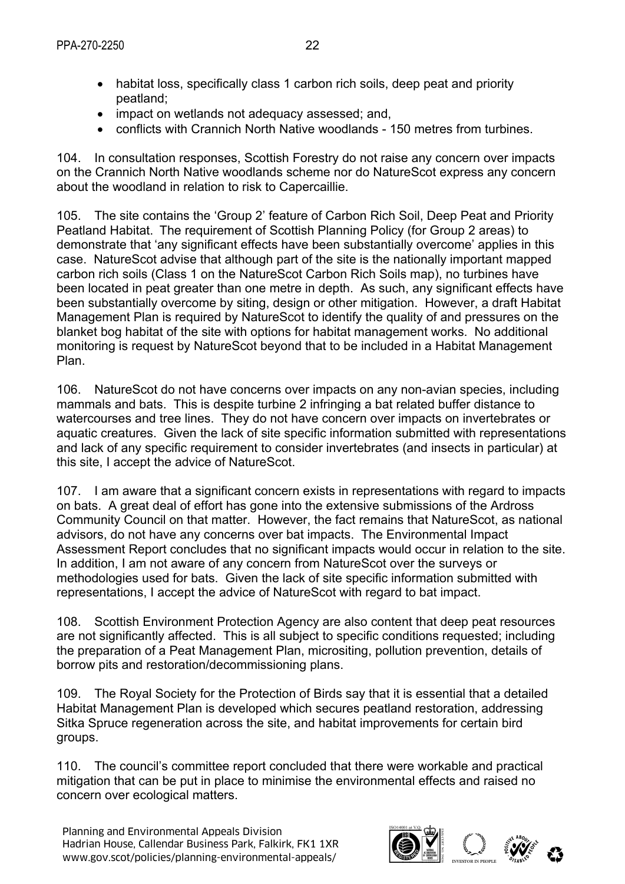- habitat loss, specifically class 1 carbon rich soils, deep peat and priority peatland;
- impact on wetlands not adequacy assessed; and,
- conflicts with Crannich North Native woodlands - 150 metres from turbines.

104. In consultation responses, Scottish Forestry do not raise any concern over impacts on the Crannich North Native woodlands scheme nor do NatureScot express any concern about the woodland in relation to risk to Capercaillie.

105. The site contains the 'Group 2' feature of Carbon Rich Soil, Deep Peat and Priority Peatland Habitat. The requirement of Scottish Planning Policy (for Group 2 areas) to demonstrate that 'any significant effects have been substantially overcome' applies in this case. NatureScot advise that although part of the site is the nationally important mapped carbon rich soils (Class 1 on the NatureScot Carbon Rich Soils map), no turbines have been located in peat greater than one metre in depth. As such, any significant effects have been substantially overcome by siting, design or other mitigation. However, a draft Habitat Management Plan is required by NatureScot to identify the quality of and pressures on the blanket bog habitat of the site with options for habitat management works. No additional monitoring is request by NatureScot beyond that to be included in a Habitat Management Plan.

106. NatureScot do not have concerns over impacts on any non-avian species, including mammals and bats. This is despite turbine 2 infringing a bat related buffer distance to watercourses and tree lines. They do not have concern over impacts on invertebrates or aquatic creatures. Given the lack of site specific information submitted with representations and lack of any specific requirement to consider invertebrates (and insects in particular) at this site, I accept the advice of NatureScot.

107. I am aware that a significant concern exists in representations with regard to impacts on bats. A great deal of effort has gone into the extensive submissions of the Ardross Community Council on that matter. However, the fact remains that NatureScot, as national advisors, do not have any concerns over bat impacts. The Environmental Impact Assessment Report concludes that no significant impacts would occur in relation to the site. In addition, I am not aware of any concern from NatureScot over the surveys or methodologies used for bats. Given the lack of site specific information submitted with representations, I accept the advice of NatureScot with regard to bat impact.

108. Scottish Environment Protection Agency are also content that deep peat resources are not significantly affected. This is all subject to specific conditions requested; including the preparation of a Peat Management Plan, micrositing, pollution prevention, details of borrow pits and restoration/decommissioning plans.

109. The Royal Society for the Protection of Birds say that it is essential that a detailed Habitat Management Plan is developed which secures peatland restoration, addressing Sitka Spruce regeneration across the site, and habitat improvements for certain bird groups.

110. The council's committee report concluded that there were workable and practical mitigation that can be put in place to minimise the environmental effects and raised no concern over ecological matters.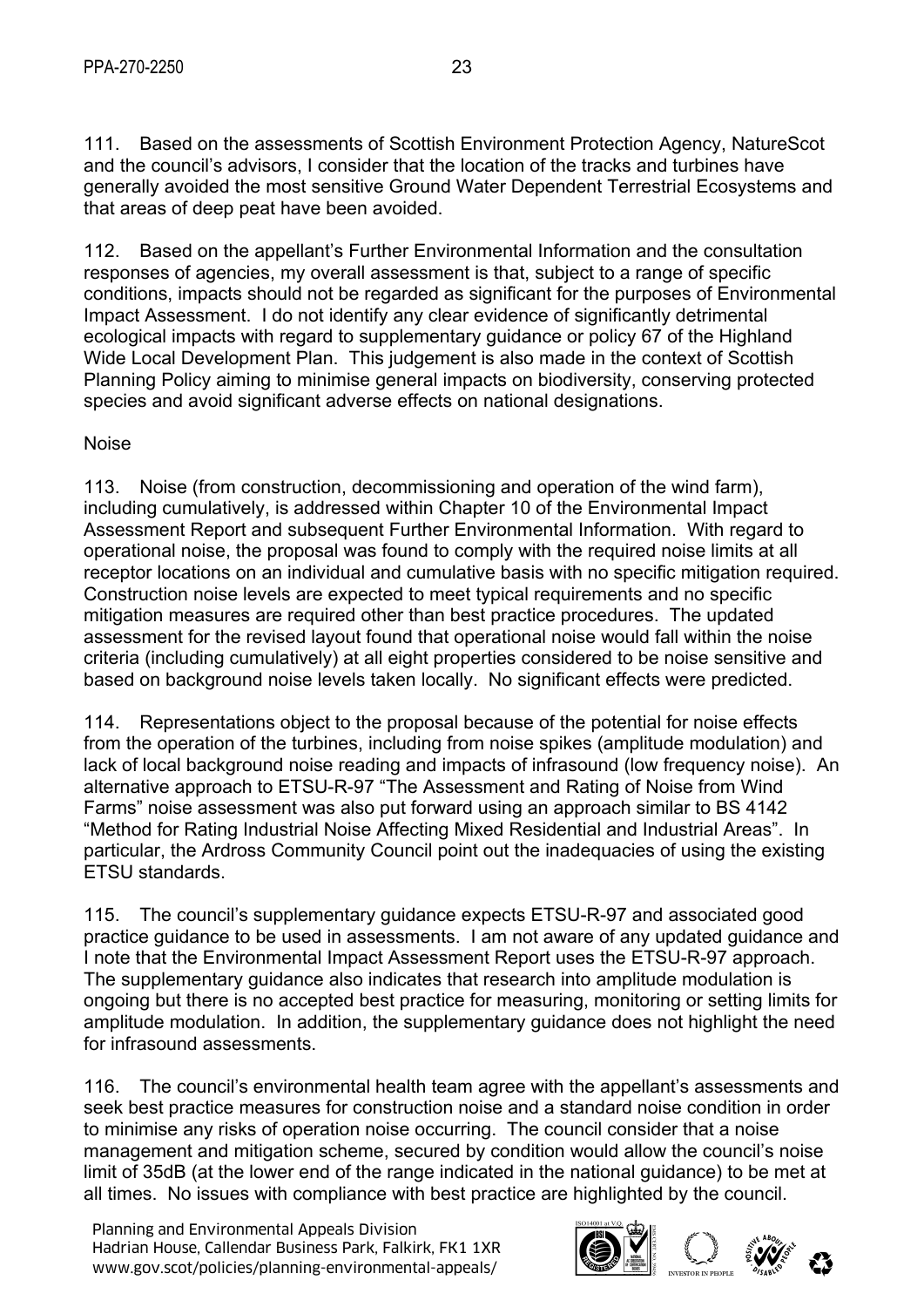111. Based on the assessments of Scottish Environment Protection Agency, NatureScot and the council's advisors, I consider that the location of the tracks and turbines have generally avoided the most sensitive Ground Water Dependent Terrestrial Ecosystems and that areas of deep peat have been avoided.

112. Based on the appellant's Further Environmental Information and the consultation responses of agencies, my overall assessment is that, subject to a range of specific conditions, impacts should not be regarded as significant for the purposes of Environmental Impact Assessment. I do not identify any clear evidence of significantly detrimental ecological impacts with regard to supplementary guidance or policy 67 of the Highland Wide Local Development Plan. This judgement is also made in the context of Scottish Planning Policy aiming to minimise general impacts on biodiversity, conserving protected species and avoid significant adverse effects on national designations.

Noise

113. Noise (from construction, decommissioning and operation of the wind farm), including cumulatively, is addressed within Chapter 10 of the Environmental Impact Assessment Report and subsequent Further Environmental Information. With regard to operational noise, the proposal was found to comply with the required noise limits at all receptor locations on an individual and cumulative basis with no specific mitigation required. Construction noise levels are expected to meet typical requirements and no specific mitigation measures are required other than best practice procedures. The updated assessment for the revised layout found that operational noise would fall within the noise criteria (including cumulatively) at all eight properties considered to be noise sensitive and based on background noise levels taken locally. No significant effects were predicted.

114. Representations object to the proposal because of the potential for noise effects from the operation of the turbines, including from noise spikes (amplitude modulation) and lack of local background noise reading and impacts of infrasound (low frequency noise). An alternative approach to ETSU-R-97 "The Assessment and Rating of Noise from Wind Farms" noise assessment was also put forward using an approach similar to BS 4142 "Method for Rating Industrial Noise Affecting Mixed Residential and Industrial Areas". In particular, the Ardross Community Council point out the inadequacies of using the existing ETSU standards.

115. The council's supplementary guidance expects ETSU-R-97 and associated good practice guidance to be used in assessments. I am not aware of any updated guidance and I note that the Environmental Impact Assessment Report uses the ETSU-R-97 approach. The supplementary guidance also indicates that research into amplitude modulation is ongoing but there is no accepted best practice for measuring, monitoring or setting limits for amplitude modulation. In addition, the supplementary guidance does not highlight the need for infrasound assessments.

116. The council's environmental health team agree with the appellant's assessments and seek best practice measures for construction noise and a standard noise condition in order to minimise any risks of operation noise occurring. The council consider that a noise management and mitigation scheme, secured by condition would allow the council's noise limit of 35dB (at the lower end of the range indicated in the national guidance) to be met at all times. No issues with compliance with best practice are highlighted by the council.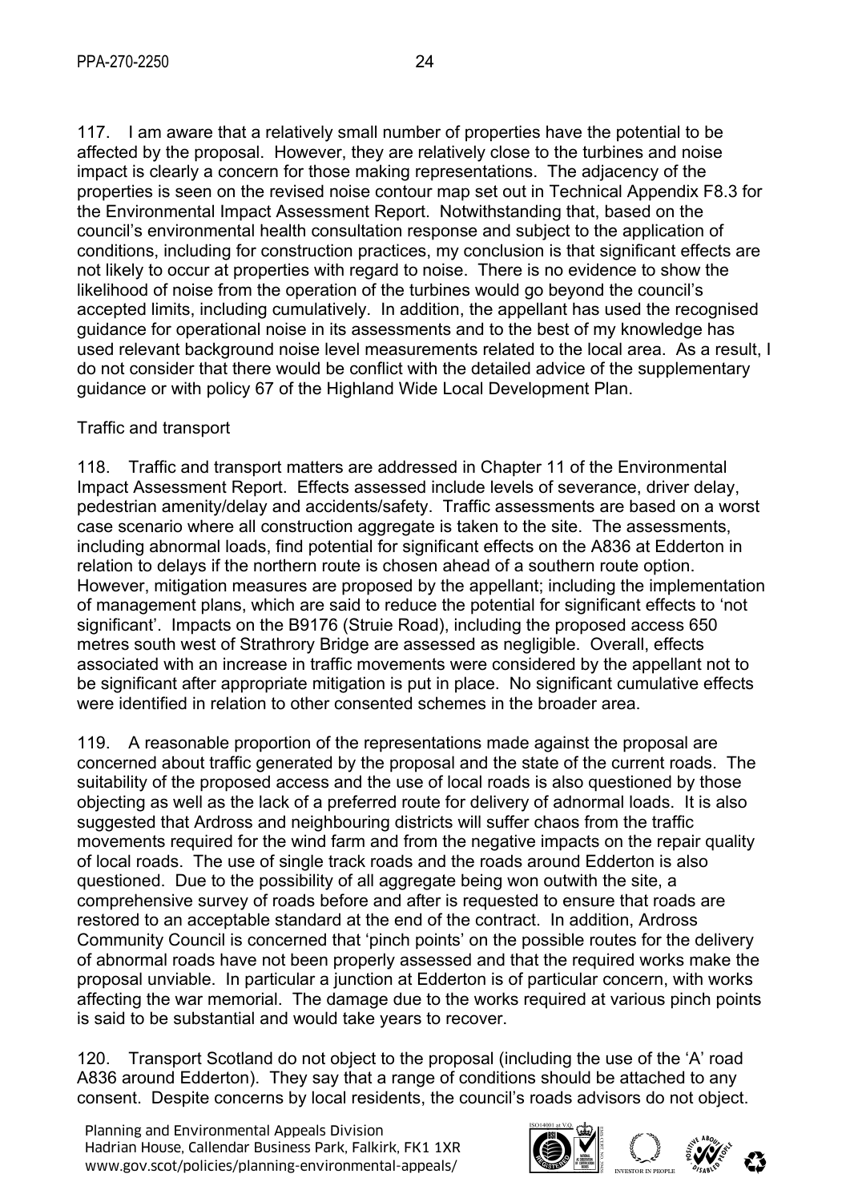117. I am aware that a relatively small number of properties have the potential to be affected by the proposal. However, they are relatively close to the turbines and noise impact is clearly a concern for those making representations. The adjacency of the properties is seen on the revised noise contour map set out in Technical Appendix F8.3 for the Environmental Impact Assessment Report. Notwithstanding that, based on the council's environmental health consultation response and subject to the application of conditions, including for construction practices, my conclusion is that significant effects are not likely to occur at properties with regard to noise. There is no evidence to show the likelihood of noise from the operation of the turbines would go beyond the council's accepted limits, including cumulatively. In addition, the appellant has used the recognised guidance for operational noise in its assessments and to the best of my knowledge has used relevant background noise level measurements related to the local area. As a result, I do not consider that there would be conflict with the detailed advice of the supplementary guidance or with policy 67 of the Highland Wide Local Development Plan.

Traffic and transport

118. Traffic and transport matters are addressed in Chapter 11 of the Environmental Impact Assessment Report. Effects assessed include levels of severance, driver delay, pedestrian amenity/delay and accidents/safety. Traffic assessments are based on a worst case scenario where all construction aggregate is taken to the site. The assessments, including abnormal loads, find potential for significant effects on the A836 at Edderton in relation to delays if the northern route is chosen ahead of a southern route option. However, mitigation measures are proposed by the appellant; including the implementation of management plans, which are said to reduce the potential for significant effects to 'not significant'. Impacts on the B9176 (Struie Road), including the proposed access 650 metres south west of Strathrory Bridge are assessed as negligible. Overall, effects associated with an increase in traffic movements were considered by the appellant not to be significant after appropriate mitigation is put in place. No significant cumulative effects were identified in relation to other consented schemes in the broader area.

119. A reasonable proportion of the representations made against the proposal are concerned about traffic generated by the proposal and the state of the current roads. The suitability of the proposed access and the use of local roads is also questioned by those objecting as well as the lack of a preferred route for delivery of adnormal loads. It is also suggested that Ardross and neighbouring districts will suffer chaos from the traffic movements required for the wind farm and from the negative impacts on the repair quality of local roads. The use of single track roads and the roads around Edderton is also questioned. Due to the possibility of all aggregate being won outwith the site, a comprehensive survey of roads before and after is requested to ensure that roads are restored to an acceptable standard at the end of the contract. In addition, Ardross Community Council is concerned that 'pinch points' on the possible routes for the delivery of abnormal roads have not been properly assessed and that the required works make the proposal unviable. In particular a junction at Edderton is of particular concern, with works affecting the war memorial. The damage due to the works required at various pinch points is said to be substantial and would take years to recover.

120. Transport Scotland do not object to the proposal (including the use of the 'A' road A836 around Edderton). They say that a range of conditions should be attached to any consent. Despite concerns by local residents, the council's roads advisors do not object.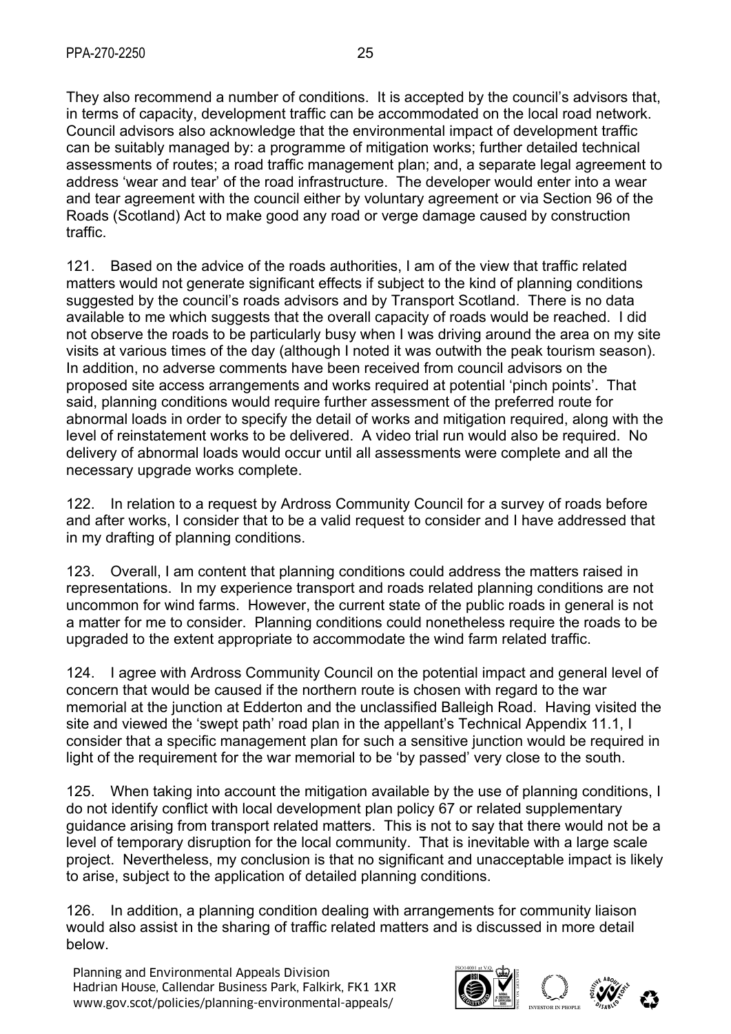They also recommend a number of conditions. It is accepted by the council's advisors that, in terms of capacity, development traffic can be accommodated on the local road network. Council advisors also acknowledge that the environmental impact of development traffic can be suitably managed by: a programme of mitigation works; further detailed technical assessments of routes; a road traffic management plan; and, a separate legal agreement to address 'wear and tear' of the road infrastructure. The developer would enter into a wear and tear agreement with the council either by voluntary agreement or via Section 96 of the Roads (Scotland) Act to make good any road or verge damage caused by construction traffic.

121. Based on the advice of the roads authorities, I am of the view that traffic related matters would not generate significant effects if subject to the kind of planning conditions suggested by the council's roads advisors and by Transport Scotland. There is no data available to me which suggests that the overall capacity of roads would be reached. I did not observe the roads to be particularly busy when I was driving around the area on my site visits at various times of the day (although I noted it was outwith the peak tourism season). In addition, no adverse comments have been received from council advisors on the proposed site access arrangements and works required at potential 'pinch points'. That said, planning conditions would require further assessment of the preferred route for abnormal loads in order to specify the detail of works and mitigation required, along with the level of reinstatement works to be delivered. A video trial run would also be required. No delivery of abnormal loads would occur until all assessments were complete and all the necessary upgrade works complete.

122. In relation to a request by Ardross Community Council for a survey of roads before and after works, I consider that to be a valid request to consider and I have addressed that in my drafting of planning conditions.

123. Overall, I am content that planning conditions could address the matters raised in representations. In my experience transport and roads related planning conditions are not uncommon for wind farms. However, the current state of the public roads in general is not a matter for me to consider. Planning conditions could nonetheless require the roads to be upgraded to the extent appropriate to accommodate the wind farm related traffic.

124. I agree with Ardross Community Council on the potential impact and general level of concern that would be caused if the northern route is chosen with regard to the war memorial at the junction at Edderton and the unclassified Balleigh Road. Having visited the site and viewed the 'swept path' road plan in the appellant's Technical Appendix 11.1, I consider that a specific management plan for such a sensitive junction would be required in light of the requirement for the war memorial to be 'by passed' very close to the south.

125. When taking into account the mitigation available by the use of planning conditions, I do not identify conflict with local development plan policy 67 or related supplementary guidance arising from transport related matters. This is not to say that there would not be a level of temporary disruption for the local community. That is inevitable with a large scale project. Nevertheless, my conclusion is that no significant and unacceptable impact is likely to arise, subject to the application of detailed planning conditions.

126. In addition, a planning condition dealing with arrangements for community liaison would also assist in the sharing of traffic related matters and is discussed in more detail below.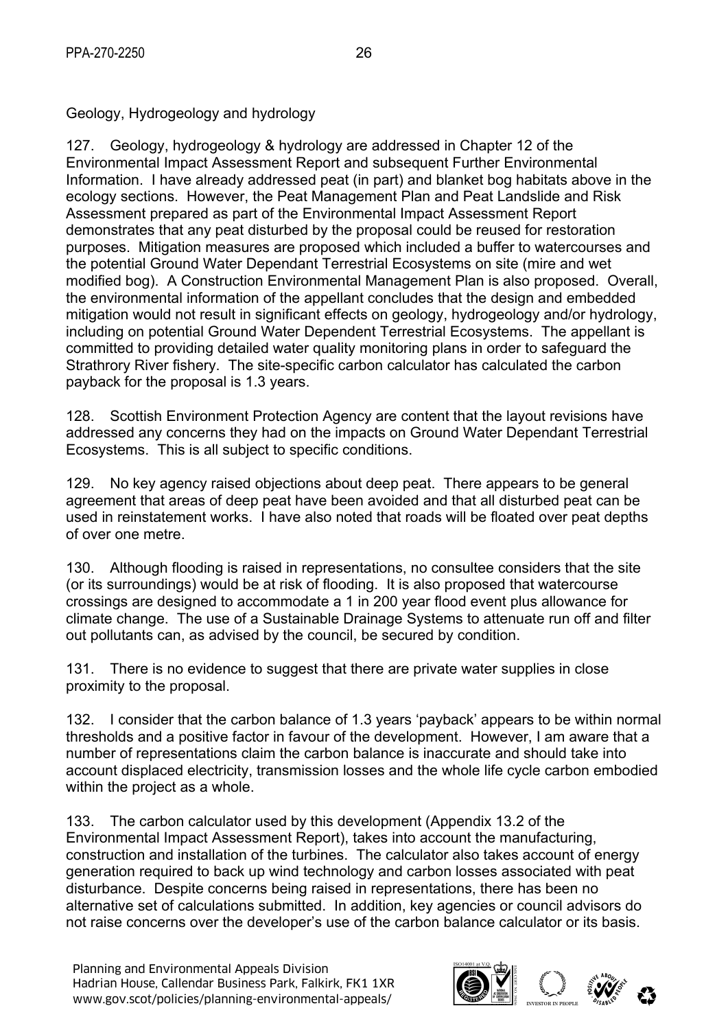## Geology, Hydrogeology and hydrology

127. Geology, hydrogeology & hydrology are addressed in Chapter 12 of the Environmental Impact Assessment Report and subsequent Further Environmental Information. I have already addressed peat (in part) and blanket bog habitats above in the ecology sections. However, the Peat Management Plan and Peat Landslide and Risk Assessment prepared as part of the Environmental Impact Assessment Report demonstrates that any peat disturbed by the proposal could be reused for restoration purposes. Mitigation measures are proposed which included a buffer to watercourses and the potential Ground Water Dependant Terrestrial Ecosystems on site (mire and wet modified bog). A Construction Environmental Management Plan is also proposed. Overall, the environmental information of the appellant concludes that the design and embedded mitigation would not result in significant effects on geology, hydrogeology and/or hydrology, including on potential Ground Water Dependent Terrestrial Ecosystems. The appellant is committed to providing detailed water quality monitoring plans in order to safeguard the Strathrory River fishery. The site-specific carbon calculator has calculated the carbon payback for the proposal is 1.3 years.

128. Scottish Environment Protection Agency are content that the layout revisions have addressed any concerns they had on the impacts on Ground Water Dependant Terrestrial Ecosystems. This is all subject to specific conditions.

129. No key agency raised objections about deep peat. There appears to be general agreement that areas of deep peat have been avoided and that all disturbed peat can be used in reinstatement works. I have also noted that roads will be floated over peat depths of over one metre.

130. Although flooding is raised in representations, no consultee considers that the site (or its surroundings) would be at risk of flooding. It is also proposed that watercourse crossings are designed to accommodate a 1 in 200 year flood event plus allowance for climate change. The use of a Sustainable Drainage Systems to attenuate run off and filter out pollutants can, as advised by the council, be secured by condition.

131. There is no evidence to suggest that there are private water supplies in close proximity to the proposal.

132. I consider that the carbon balance of 1.3 years 'payback' appears to be within normal thresholds and a positive factor in favour of the development. However, I am aware that a number of representations claim the carbon balance is inaccurate and should take into account displaced electricity, transmission losses and the whole life cycle carbon embodied within the project as a whole.

133. The carbon calculator used by this development (Appendix 13.2 of the Environmental Impact Assessment Report), takes into account the manufacturing, construction and installation of the turbines. The calculator also takes account of energy generation required to back up wind technology and carbon losses associated with peat disturbance. Despite concerns being raised in representations, there has been no alternative set of calculations submitted. In addition, key agencies or council advisors do not raise concerns over the developer's use of the carbon balance calculator or its basis.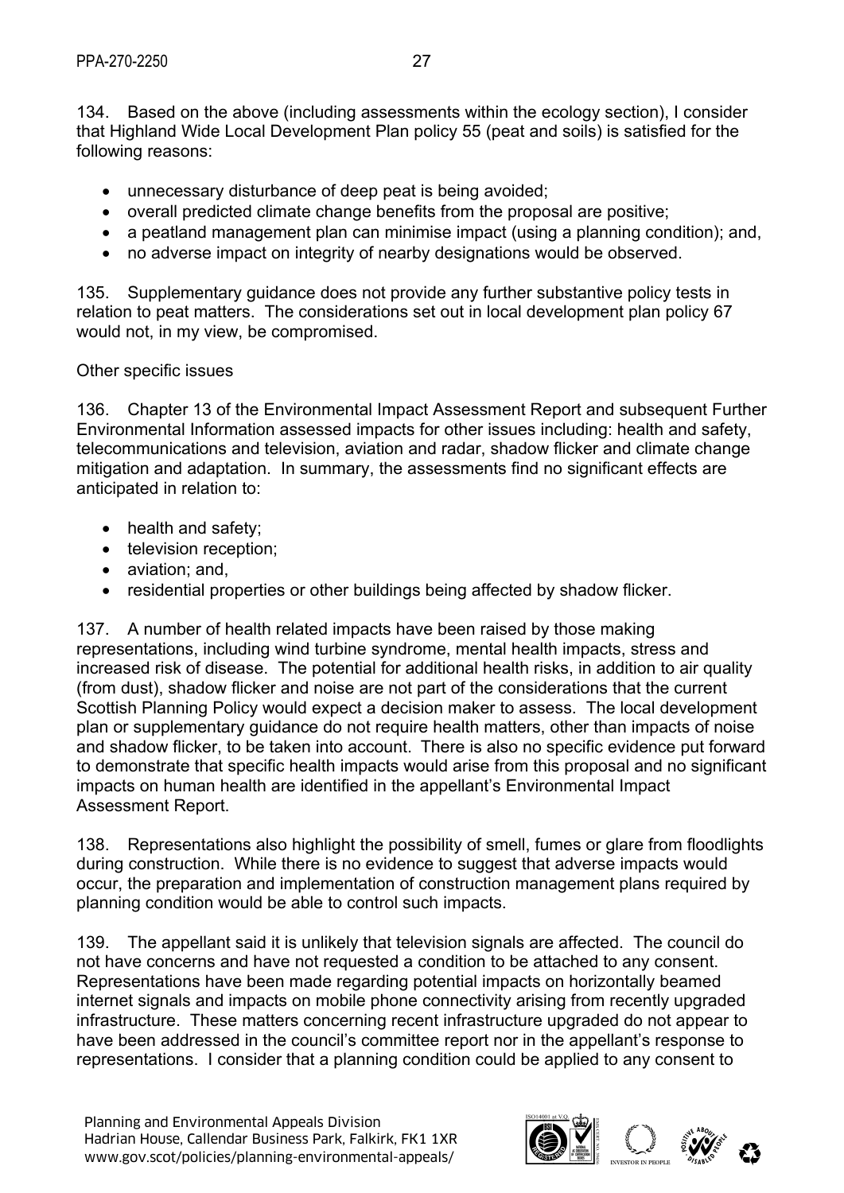134. Based on the above (including assessments within the ecology section), I consider that Highland Wide Local Development Plan policy 55 (peat and soils) is satisfied for the following reasons:

- unnecessary disturbance of deep peat is being avoided;
- overall predicted climate change benefits from the proposal are positive;
- a peatland management plan can minimise impact (using a planning condition); and,
- no adverse impact on integrity of nearby designations would be observed.

135. Supplementary guidance does not provide any further substantive policy tests in relation to peat matters. The considerations set out in local development plan policy 67 would not, in my view, be compromised.

Other specific issues

136. Chapter 13 of the Environmental Impact Assessment Report and subsequent Further Environmental Information assessed impacts for other issues including: health and safety, telecommunications and television, aviation and radar, shadow flicker and climate change mitigation and adaptation. In summary, the assessments find no significant effects are anticipated in relation to:

- health and safety;
- television reception;
- aviation; and,
- residential properties or other buildings being affected by shadow flicker.

137. A number of health related impacts have been raised by those making representations, including wind turbine syndrome, mental health impacts, stress and increased risk of disease. The potential for additional health risks, in addition to air quality (from dust), shadow flicker and noise are not part of the considerations that the current Scottish Planning Policy would expect a decision maker to assess. The local development plan or supplementary guidance do not require health matters, other than impacts of noise and shadow flicker, to be taken into account. There is also no specific evidence put forward to demonstrate that specific health impacts would arise from this proposal and no significant impacts on human health are identified in the appellant's Environmental Impact Assessment Report.

138. Representations also highlight the possibility of smell, fumes or glare from floodlights during construction. While there is no evidence to suggest that adverse impacts would occur, the preparation and implementation of construction management plans required by planning condition would be able to control such impacts.

139. The appellant said it is unlikely that television signals are affected. The council do not have concerns and have not requested a condition to be attached to any consent. Representations have been made regarding potential impacts on horizontally beamed internet signals and impacts on mobile phone connectivity arising from recently upgraded infrastructure. These matters concerning recent infrastructure upgraded do not appear to have been addressed in the council's committee report nor in the appellant's response to representations. I consider that a planning condition could be applied to any consent to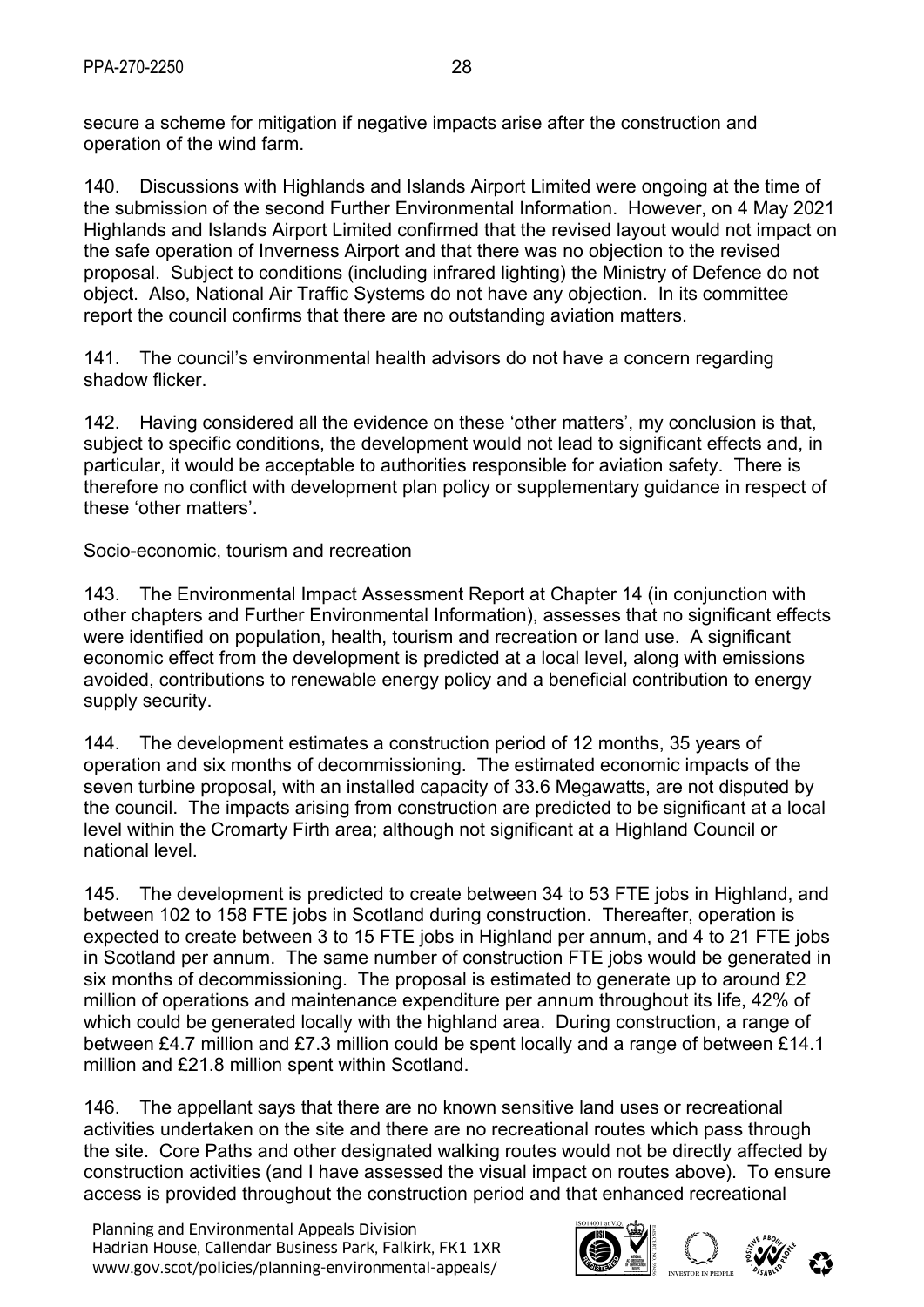secure a scheme for mitigation if negative impacts arise after the construction and operation of the wind farm.

140. Discussions with Highlands and Islands Airport Limited were ongoing at the time of the submission of the second Further Environmental Information. However, on 4 May 2021 Highlands and Islands Airport Limited confirmed that the revised layout would not impact on the safe operation of Inverness Airport and that there was no objection to the revised proposal. Subject to conditions (including infrared lighting) the Ministry of Defence do not object. Also, National Air Traffic Systems do not have any objection. In its committee report the council confirms that there are no outstanding aviation matters.

141. The council's environmental health advisors do not have a concern regarding shadow flicker.

142. Having considered all the evidence on these 'other matters', my conclusion is that, subject to specific conditions, the development would not lead to significant effects and, in particular, it would be acceptable to authorities responsible for aviation safety. There is therefore no conflict with development plan policy or supplementary guidance in respect of these 'other matters'.

Socio-economic, tourism and recreation

143. The Environmental Impact Assessment Report at Chapter 14 (in conjunction with other chapters and Further Environmental Information), assesses that no significant effects were identified on population, health, tourism and recreation or land use. A significant economic effect from the development is predicted at a local level, along with emissions avoided, contributions to renewable energy policy and a beneficial contribution to energy supply security.

144. The development estimates a construction period of 12 months, 35 years of operation and six months of decommissioning. The estimated economic impacts of the seven turbine proposal, with an installed capacity of 33.6 Megawatts, are not disputed by the council. The impacts arising from construction are predicted to be significant at a local level within the Cromarty Firth area; although not significant at a Highland Council or national level.

145. The development is predicted to create between 34 to 53 FTE jobs in Highland, and between 102 to 158 FTE jobs in Scotland during construction. Thereafter, operation is expected to create between 3 to 15 FTE jobs in Highland per annum, and 4 to 21 FTE jobs in Scotland per annum. The same number of construction FTE jobs would be generated in six months of decommissioning. The proposal is estimated to generate up to around £2 million of operations and maintenance expenditure per annum throughout its life, 42% of which could be generated locally with the highland area. During construction, a range of between £4.7 million and £7.3 million could be spent locally and a range of between £14.1 million and £21.8 million spent within Scotland.

146. The appellant says that there are no known sensitive land uses or recreational activities undertaken on the site and there are no recreational routes which pass through the site. Core Paths and other designated walking routes would not be directly affected by construction activities (and I have assessed the visual impact on routes above). To ensure access is provided throughout the construction period and that enhanced recreational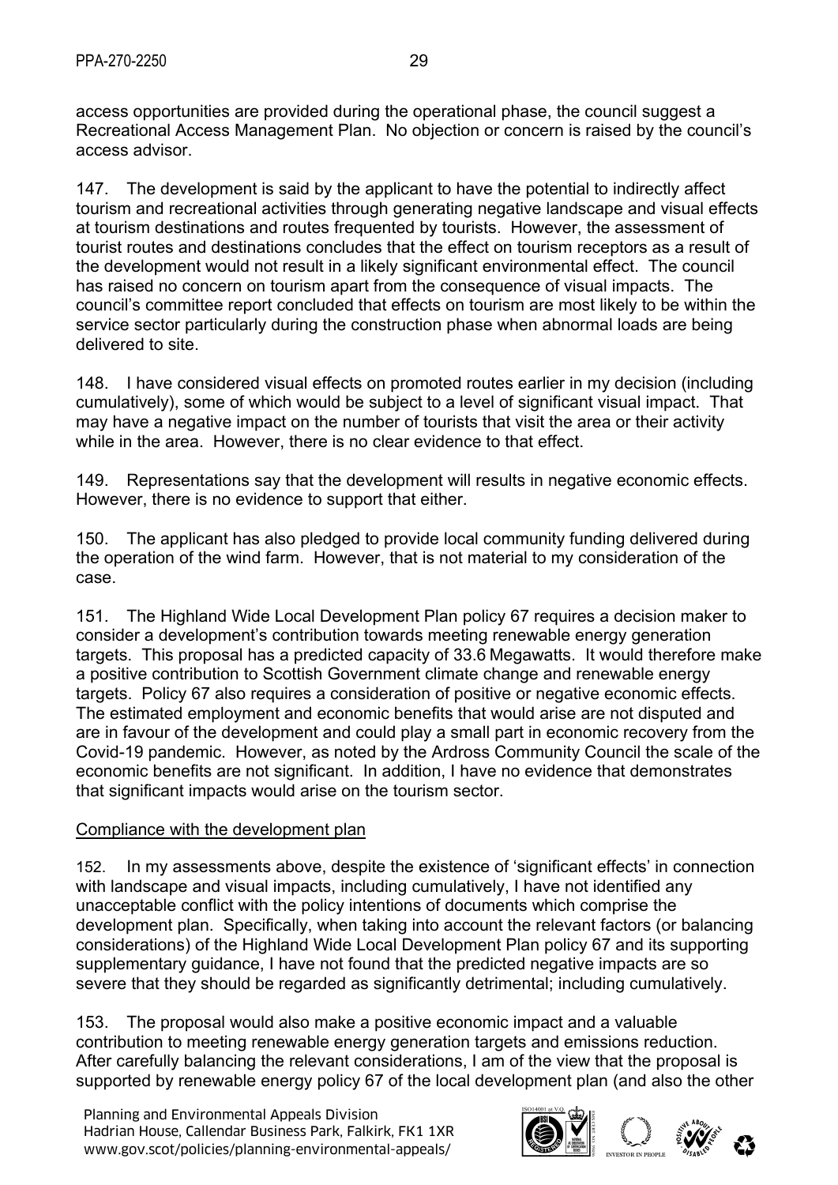access opportunities are provided during the operational phase, the council suggest a Recreational Access Management Plan. No objection or concern is raised by the council's access advisor.

147. The development is said by the applicant to have the potential to indirectly affect tourism and recreational activities through generating negative landscape and visual effects at tourism destinations and routes frequented by tourists. However, the assessment of tourist routes and destinations concludes that the effect on tourism receptors as a result of the development would not result in a likely significant environmental effect. The council has raised no concern on tourism apart from the consequence of visual impacts. The council's committee report concluded that effects on tourism are most likely to be within the service sector particularly during the construction phase when abnormal loads are being delivered to site.

148. I have considered visual effects on promoted routes earlier in my decision (including cumulatively), some of which would be subject to a level of significant visual impact. That may have a negative impact on the number of tourists that visit the area or their activity while in the area. However, there is no clear evidence to that effect.

149. Representations say that the development will results in negative economic effects. However, there is no evidence to support that either.

150. The applicant has also pledged to provide local community funding delivered during the operation of the wind farm. However, that is not material to my consideration of the case.

151. The Highland Wide Local Development Plan policy 67 requires a decision maker to consider a development's contribution towards meeting renewable energy generation targets. This proposal has a predicted capacity of 33.6 Megawatts. It would therefore make a positive contribution to Scottish Government climate change and renewable energy targets. Policy 67 also requires a consideration of positive or negative economic effects. The estimated employment and economic benefits that would arise are not disputed and are in favour of the development and could play a small part in economic recovery from the Covid-19 pandemic. However, as noted by the Ardross Community Council the scale of the economic benefits are not significant. In addition, I have no evidence that demonstrates that significant impacts would arise on the tourism sector.

## Compliance with the development plan

152. In my assessments above, despite the existence of 'significant effects' in connection with landscape and visual impacts, including cumulatively, I have not identified any unacceptable conflict with the policy intentions of documents which comprise the development plan. Specifically, when taking into account the relevant factors (or balancing considerations) of the Highland Wide Local Development Plan policy 67 and its supporting supplementary guidance, I have not found that the predicted negative impacts are so severe that they should be regarded as significantly detrimental; including cumulatively.

153. The proposal would also make a positive economic impact and a valuable contribution to meeting renewable energy generation targets and emissions reduction. After carefully balancing the relevant considerations, I am of the view that the proposal is supported by renewable energy policy 67 of the local development plan (and also the other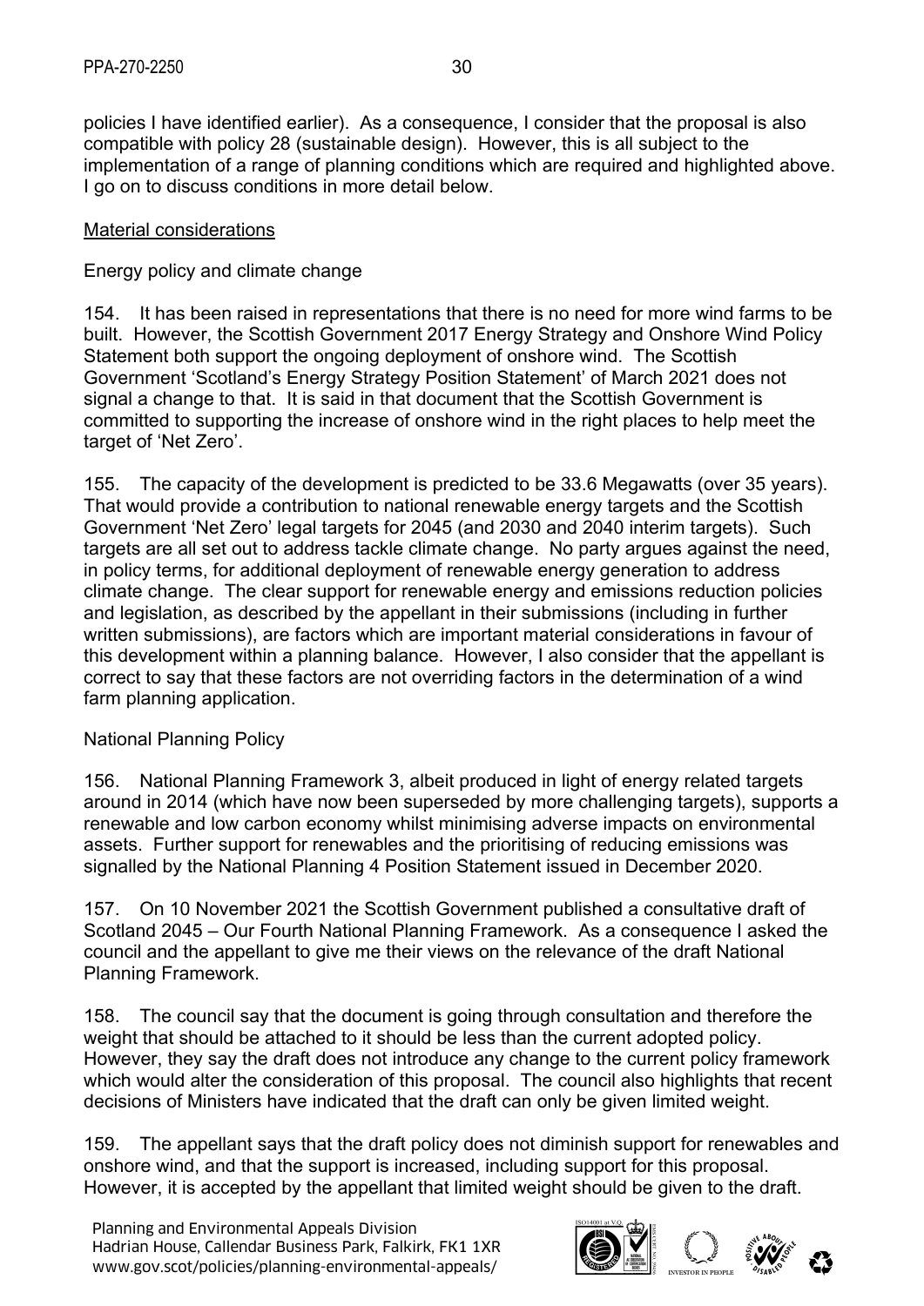policies I have identified earlier). As a consequence, I consider that the proposal is also compatible with policy 28 (sustainable design). However, this is all subject to the implementation of a range of planning conditions which are required and highlighted above. I go on to discuss conditions in more detail below.

<u>Material considerations</u>

Energy policy and climate change

154. It has been raised in representations that there is no need for more wind farms to be built. However, the Scottish Government 2017 Energy Strategy and Onshore Wind Policy Statement both support the ongoing deployment of onshore wind. The Scottish Government 'Scotland's Energy Strategy Position Statement' of March 2021 does not signal a change to that. It is said in that document that the Scottish Government is committed to supporting the increase of onshore wind in the right places to help meet the target of 'Net Zero'.

155. The capacity of the development is predicted to be 33.6 Megawatts (over 35 years). That would provide a contribution to national renewable energy targets and the Scottish Government 'Net Zero' legal targets for 2045 (and 2030 and 2040 interim targets). Such targets are all set out to address tackle climate change. No party argues against the need, in policy terms, for additional deployment of renewable energy generation to address climate change. The clear support for renewable energy and emissions reduction policies and legislation, as described by the appellant in their submissions (including in further written submissions), are factors which are important material considerations in favour of this development within a planning balance. However, I also consider that the appellant is correct to say that these factors are not overriding factors in the determination of a wind farm planning application.

National Planning Policy

156. National Planning Framework 3, albeit produced in light of energy related targets around in 2014 (which have now been superseded by more challenging targets), supports a renewable and low carbon economy whilst minimising adverse impacts on environmental assets. Further support for renewables and the prioritising of reducing emissions was signalled by the National Planning 4 Position Statement issued in December 2020.

157. On 10 November 2021 the Scottish Government published a consultative draft of Scotland 2045 – Our Fourth National Planning Framework. As a consequence I asked the council and the appellant to give me their views on the relevance of the draft National Planning Framework.

158. The council say that the document is going through consultation and therefore the weight that should be attached to it should be less than the current adopted policy. However, they say the draft does not introduce any change to the current policy framework which would alter the consideration of this proposal. The council also highlights that recent decisions of Ministers have indicated that the draft can only be given limited weight.

159. The appellant says that the draft policy does not diminish support for renewables and onshore wind, and that the support is increased, including support for this proposal. However, it is accepted by the appellant that limited weight should be given to the draft.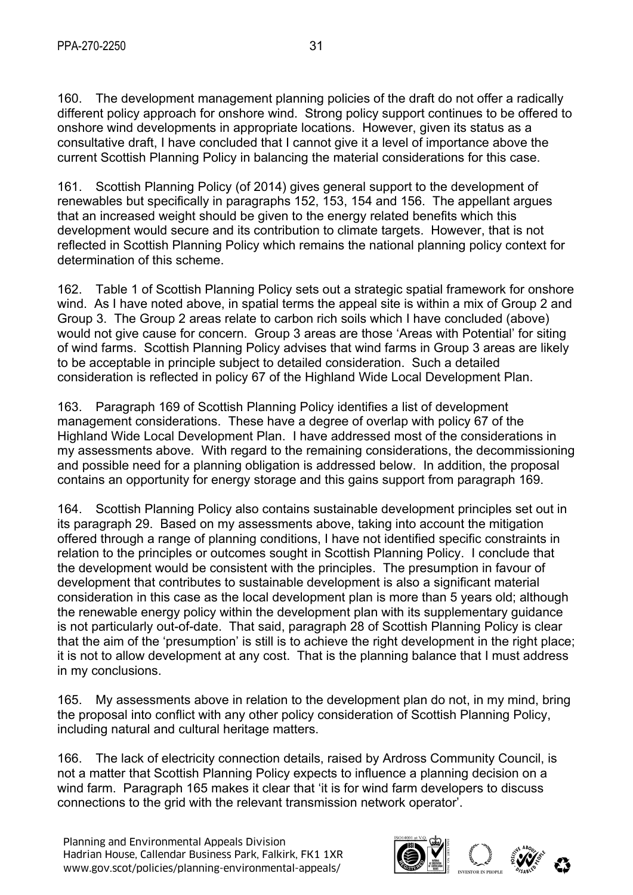160. The development management planning policies of the draft do not offer a radically different policy approach for onshore wind. Strong policy support continues to be offered to onshore wind developments in appropriate locations. However, given its status as a consultative draft, I have concluded that I cannot give it a level of importance above the current Scottish Planning Policy in balancing the material considerations for this case.

161. Scottish Planning Policy (of 2014) gives general support to the development of renewables but specifically in paragraphs 152, 153, 154 and 156. The appellant argues that an increased weight should be given to the energy related benefits which this development would secure and its contribution to climate targets. However, that is not reflected in Scottish Planning Policy which remains the national planning policy context for determination of this scheme.

162. Table 1 of Scottish Planning Policy sets out a strategic spatial framework for onshore wind. As I have noted above, in spatial terms the appeal site is within a mix of Group 2 and Group 3. The Group 2 areas relate to carbon rich soils which I have concluded (above) would not give cause for concern. Group 3 areas are those 'Areas with Potential' for siting of wind farms. Scottish Planning Policy advises that wind farms in Group 3 areas are likely to be acceptable in principle subject to detailed consideration. Such a detailed consideration is reflected in policy 67 of the Highland Wide Local Development Plan.

163. Paragraph 169 of Scottish Planning Policy identifies a list of development management considerations. These have a degree of overlap with policy 67 of the Highland Wide Local Development Plan. I have addressed most of the considerations in my assessments above. With regard to the remaining considerations, the decommissioning and possible need for a planning obligation is addressed below. In addition, the proposal contains an opportunity for energy storage and this gains support from paragraph 169.

164. Scottish Planning Policy also contains sustainable development principles set out in its paragraph 29. Based on my assessments above, taking into account the mitigation offered through a range of planning conditions, I have not identified specific constraints in relation to the principles or outcomes sought in Scottish Planning Policy. I conclude that the development would be consistent with the principles. The presumption in favour of development that contributes to sustainable development is also a significant material consideration in this case as the local development plan is more than 5 years old; although the renewable energy policy within the development plan with its supplementary guidance is not particularly out-of-date. That said, paragraph 28 of Scottish Planning Policy is clear that the aim of the 'presumption' is still is to achieve the right development in the right place; it is not to allow development at any cost. That is the planning balance that I must address in my conclusions.

165. My assessments above in relation to the development plan do not, in my mind, bring the proposal into conflict with any other policy consideration of Scottish Planning Policy, including natural and cultural heritage matters.

166. The lack of electricity connection details, raised by Ardross Community Council, is not a matter that Scottish Planning Policy expects to influence a planning decision on a wind farm. Paragraph 165 makes it clear that 'it is for wind farm developers to discuss connections to the grid with the relevant transmission network operator'.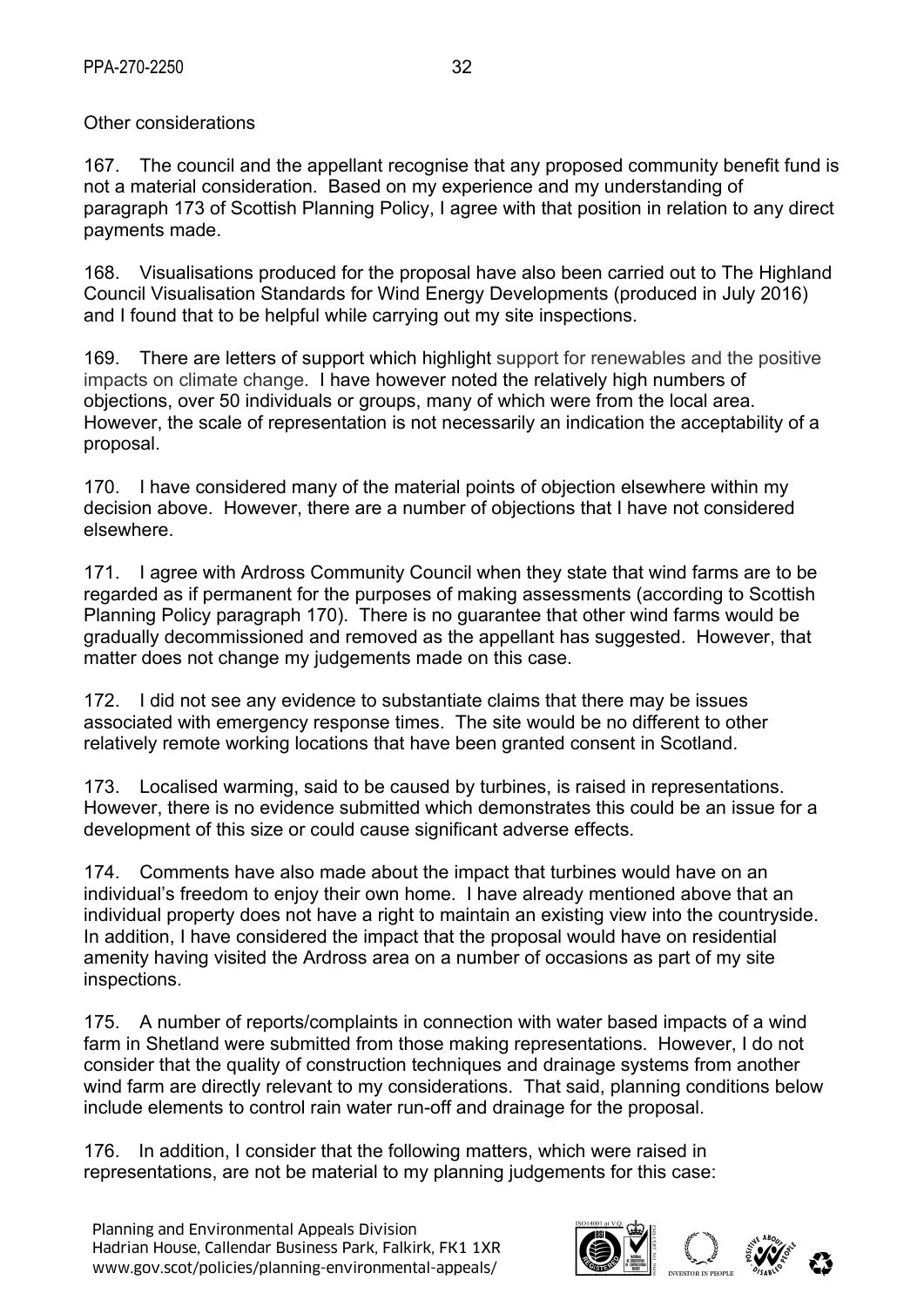Other considerations

167. The council and the appellant recognise that any proposed community benefit fund is not a material consideration. Based on my experience and my understanding of paragraph 173 of Scottish Planning Policy, I agree with that position in relation to any direct payments made.

168. Visualisations produced for the proposal have also been carried out to The Highland Council Visualisation Standards for Wind Energy Developments (produced in July 2016) and I found that to be helpful while carrying out my site inspections.

169. There are letters of support which highlight support for renewables and the positive impacts on climate change. I have however noted the relatively high numbers of objections, over 50 individuals or groups, many of which were from the local area. However, the scale of representation is not necessarily an indication the acceptability of a proposal.

170. I have considered many of the material points of objection elsewhere within my decision above. However, there are a number of objections that I have not considered elsewhere.

171. I agree with Ardross Community Council when they state that wind farms are to be regarded as if permanent for the purposes of making assessments (according to Scottish Planning Policy paragraph 170). There is no guarantee that other wind farms would be gradually decommissioned and removed as the appellant has suggested. However, that matter does not change my judgements made on this case.

172. I did not see any evidence to substantiate claims that there may be issues associated with emergency response times. The site would be no different to other relatively remote working locations that have been granted consent in Scotland.

173. Localised warming, said to be caused by turbines, is raised in representations. However, there is no evidence submitted which demonstrates this could be an issue for a development of this size or could cause significant adverse effects.

174. Comments have also made about the impact that turbines would have on an individual's freedom to enjoy their own home. I have already mentioned above that an individual property does not have a right to maintain an existing view into the countryside. In addition, I have considered the impact that the proposal would have on residential amenity having visited the Ardross area on a number of occasions as part of my site inspections.

175. A number of reports/complaints in connection with water based impacts of a wind farm in Shetland were submitted from those making representations. However, I do not consider that the quality of construction techniques and drainage systems from another wind farm are directly relevant to my considerations. That said, planning conditions below include elements to control rain water run-off and drainage for the proposal.

176. In addition, I consider that the following matters, which were raised in representations, are not be material to my planning judgements for this case: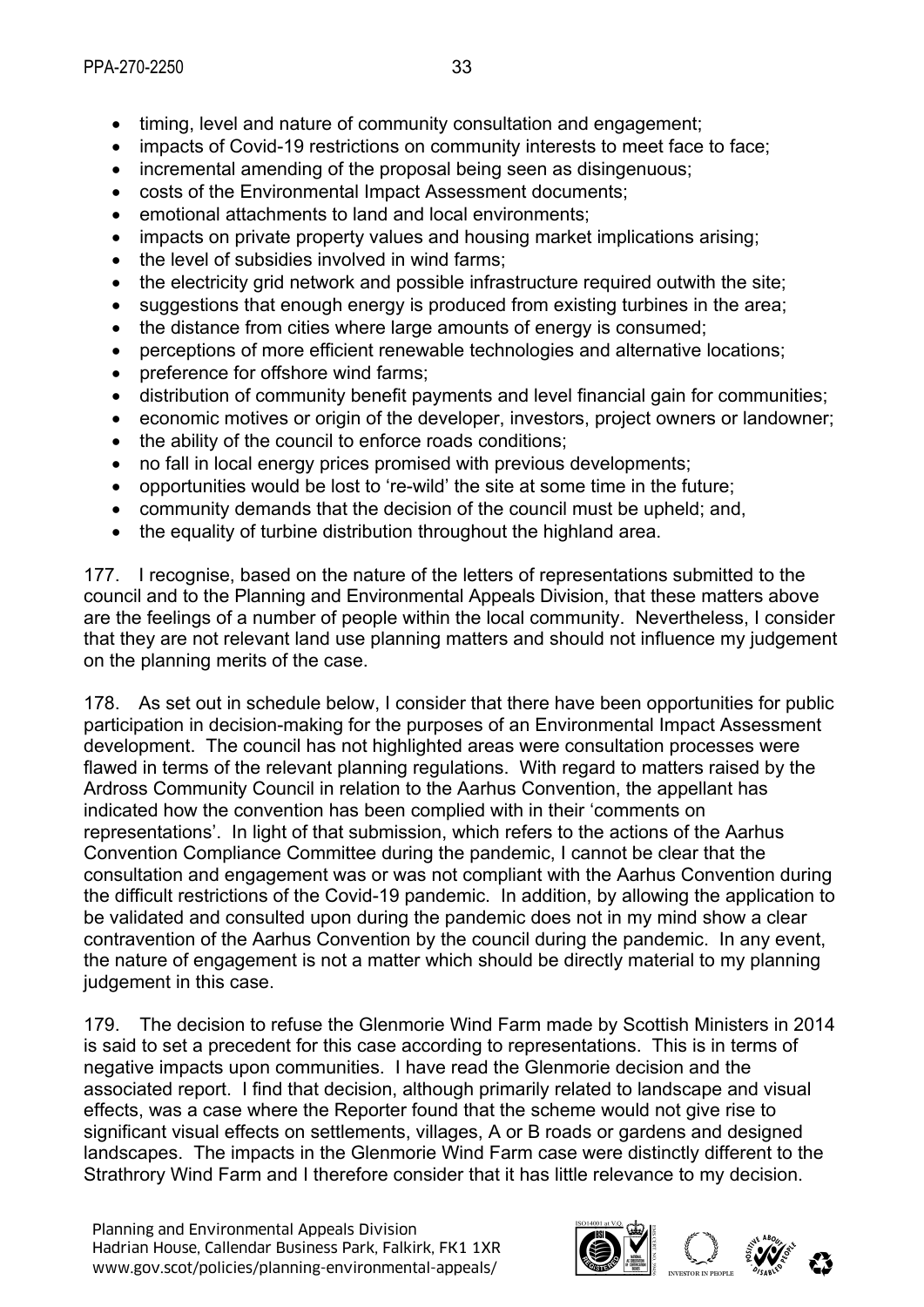- timing, level and nature of community consultation and engagement;
- impacts of Covid-19 restrictions on community interests to meet face to face;
- incremental amending of the proposal being seen as disingenuous;
- costs of the Environmental Impact Assessment documents;
- emotional attachments to land and local environments;
- impacts on private property values and housing market implications arising;
- the level of subsidies involved in wind farms;
- the electricity grid network and possible infrastructure required outwith the site;
- suggestions that enough energy is produced from existing turbines in the area;
- the distance from cities where large amounts of energy is consumed;
- perceptions of more efficient renewable technologies and alternative locations;
- preference for offshore wind farms;
- distribution of community benefit payments and level financial gain for communities;
- economic motives or origin of the developer, investors, project owners or landowner;
- the ability of the council to enforce roads conditions;
- no fall in local energy prices promised with previous developments;
- opportunities would be lost to 're-wild' the site at some time in the future;
- community demands that the decision of the council must be upheld; and,
- the equality of turbine distribution throughout the highland area.

177. I recognise, based on the nature of the letters of representations submitted to the council and to the Planning and Environmental Appeals Division, that these matters above are the feelings of a number of people within the local community. Nevertheless, I consider that they are not relevant land use planning matters and should not influence my judgement on the planning merits of the case.

178. As set out in schedule below, I consider that there have been opportunities for public participation in decision-making for the purposes of an Environmental Impact Assessment development. The council has not highlighted areas were consultation processes were flawed in terms of the relevant planning regulations. With regard to matters raised by the Ardross Community Council in relation to the Aarhus Convention, the appellant has indicated how the convention has been complied with in their 'comments on representations'. In light of that submission, which refers to the actions of the Aarhus Convention Compliance Committee during the pandemic, I cannot be clear that the consultation and engagement was or was not compliant with the Aarhus Convention during the difficult restrictions of the Covid-19 pandemic. In addition, by allowing the application to be validated and consulted upon during the pandemic does not in my mind show a clear contravention of the Aarhus Convention by the council during the pandemic. In any event, the nature of engagement is not a matter which should be directly material to my planning judgement in this case.

179. The decision to refuse the Glenmorie Wind Farm made by Scottish Ministers in 2014 is said to set a precedent for this case according to representations. This is in terms of negative impacts upon communities. I have read the Glenmorie decision and the associated report. I find that decision, although primarily related to landscape and visual effects, was a case where the Reporter found that the scheme would not give rise to significant visual effects on settlements, villages, A or B roads or gardens and designed landscapes. The impacts in the Glenmorie Wind Farm case were distinctly different to the Strathrory Wind Farm and I therefore consider that it has little relevance to my decision.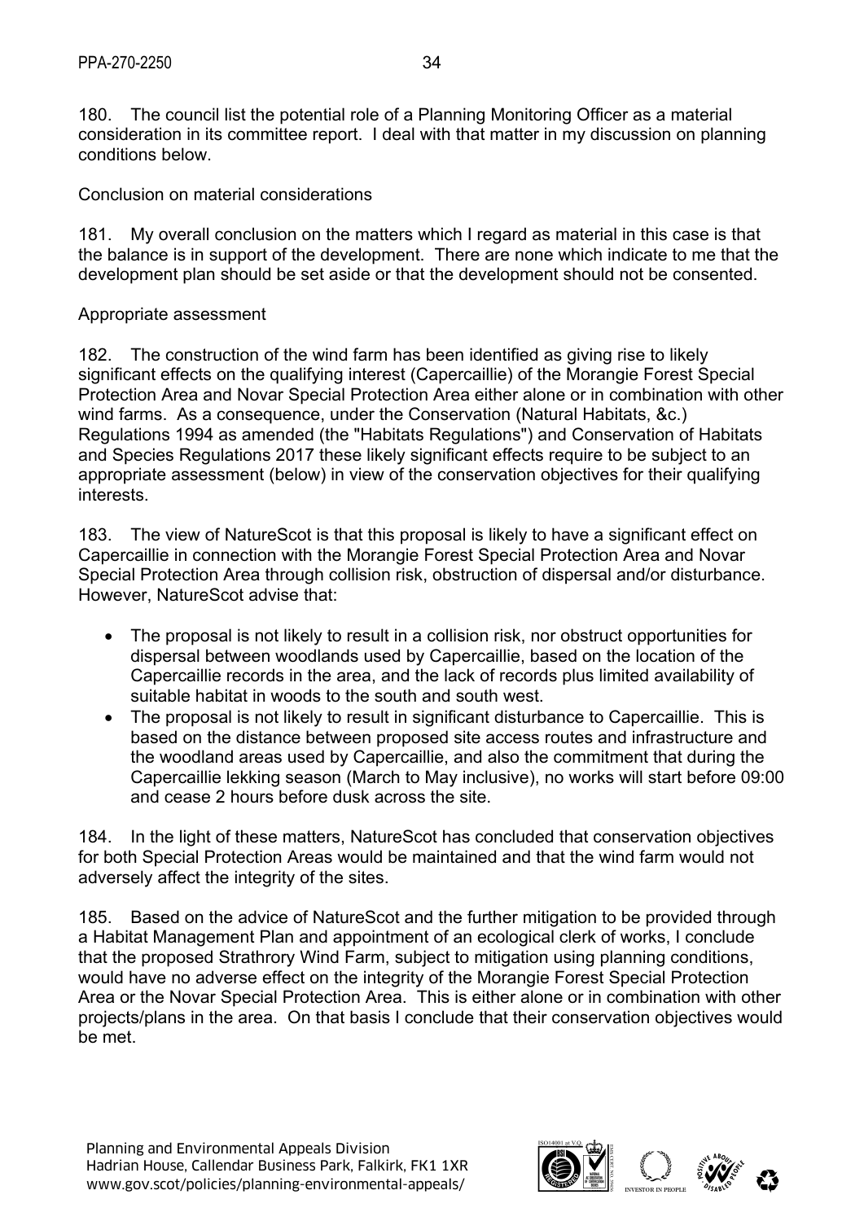180. The council list the potential role of a Planning Monitoring Officer as a material consideration in its committee report. I deal with that matter in my discussion on planning conditions below.

Conclusion on material considerations

181. My overall conclusion on the matters which I regard as material in this case is that the balance is in support of the development. There are none which indicate to me that the development plan should be set aside or that the development should not be consented.

Appropriate assessment

182. The construction of the wind farm has been identified as giving rise to likely significant effects on the qualifying interest (Capercaillie) of the Morangie Forest Special Protection Area and Novar Special Protection Area either alone or in combination with other wind farms. As a consequence, under the Conservation (Natural Habitats, &c.) Regulations 1994 as amended (the "Habitats Regulations") and Conservation of Habitats and Species Regulations 2017 these likely significant effects require to be subject to an appropriate assessment (below) in view of the conservation objectives for their qualifying interests.

183. The view of NatureScot is that this proposal is likely to have a significant effect on Capercaillie in connection with the Morangie Forest Special Protection Area and Novar Special Protection Area through collision risk, obstruction of dispersal and/or disturbance. However, NatureScot advise that:

- The proposal is not likely to result in a collision risk, nor obstruct opportunities for dispersal between woodlands used by Capercaillie, based on the location of the Capercaillie records in the area, and the lack of records plus limited availability of suitable habitat in woods to the south and south west.
- The proposal is not likely to result in significant disturbance to Capercaillie. This is based on the distance between proposed site access routes and infrastructure and the woodland areas used by Capercaillie, and also the commitment that during the Capercaillie lekking season (March to May inclusive), no works will start before 09:00 and cease 2 hours before dusk across the site.

184. In the light of these matters, NatureScot has concluded that conservation objectives for both Special Protection Areas would be maintained and that the wind farm would not adversely affect the integrity of the sites.

185. Based on the advice of NatureScot and the further mitigation to be provided through a Habitat Management Plan and appointment of an ecological clerk of works, I conclude that the proposed Strathrory Wind Farm, subject to mitigation using planning conditions, would have no adverse effect on the integrity of the Morangie Forest Special Protection Area or the Novar Special Protection Area. This is either alone or in combination with other projects/plans in the area. On that basis I conclude that their conservation objectives would be met.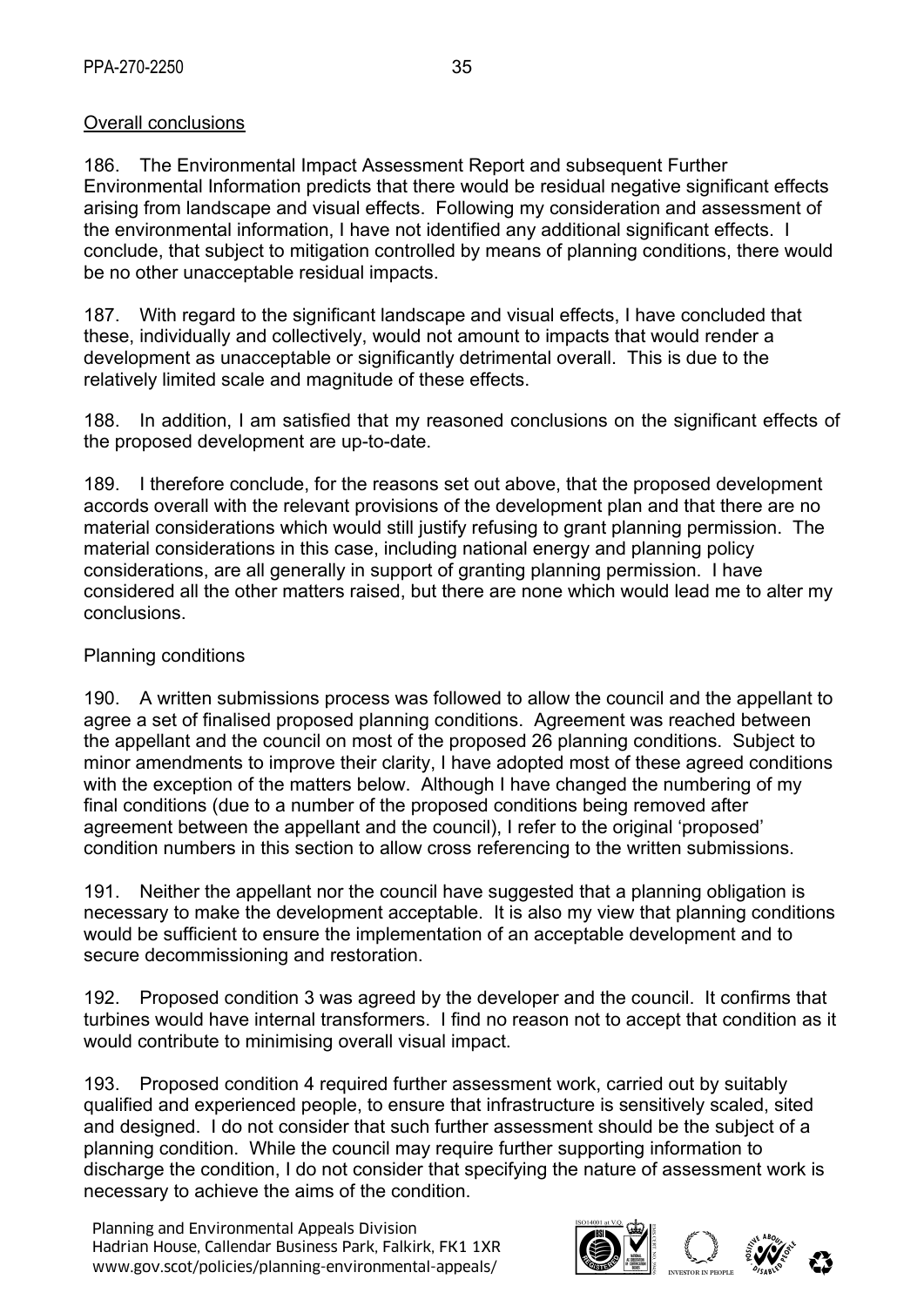Overall conclusions

186. The Environmental Impact Assessment Report and subsequent Further Environmental Information predicts that there would be residual negative significant effects arising from landscape and visual effects. Following my consideration and assessment of the environmental information, I have not identified any additional significant effects. I conclude, that subject to mitigation controlled by means of planning conditions, there would be no other unacceptable residual impacts.

187. With regard to the significant landscape and visual effects, I have concluded that these, individually and collectively, would not amount to impacts that would render a development as unacceptable or significantly detrimental overall. This is due to the relatively limited scale and magnitude of these effects.

188. In addition, I am satisfied that my reasoned conclusions on the significant effects of the proposed development are up-to-date.

189. I therefore conclude, for the reasons set out above, that the proposed development accords overall with the relevant provisions of the development plan and that there are no material considerations which would still justify refusing to grant planning permission. The material considerations in this case, including national energy and planning policy considerations, are all generally in support of granting planning permission. I have considered all the other matters raised, but there are none which would lead me to alter my conclusions.

Planning conditions

190. A written submissions process was followed to allow the council and the appellant to agree a set of finalised proposed planning conditions. Agreement was reached between the appellant and the council on most of the proposed 26 planning conditions. Subject to minor amendments to improve their clarity, I have adopted most of these agreed conditions with the exception of the matters below. Although I have changed the numbering of my final conditions (due to a number of the proposed conditions being removed after agreement between the appellant and the council), I refer to the original 'proposed' condition numbers in this section to allow cross referencing to the written submissions.

191. Neither the appellant nor the council have suggested that a planning obligation is necessary to make the development acceptable. It is also my view that planning conditions would be sufficient to ensure the implementation of an acceptable development and to secure decommissioning and restoration.

192. Proposed condition 3 was agreed by the developer and the council. It confirms that turbines would have internal transformers. I find no reason not to accept that condition as it would contribute to minimising overall visual impact.

193. Proposed condition 4 required further assessment work, carried out by suitably qualified and experienced people, to ensure that infrastructure is sensitively scaled, sited and designed. I do not consider that such further assessment should be the subject of a planning condition. While the council may require further supporting information to discharge the condition, I do not consider that specifying the nature of assessment work is necessary to achieve the aims of the condition.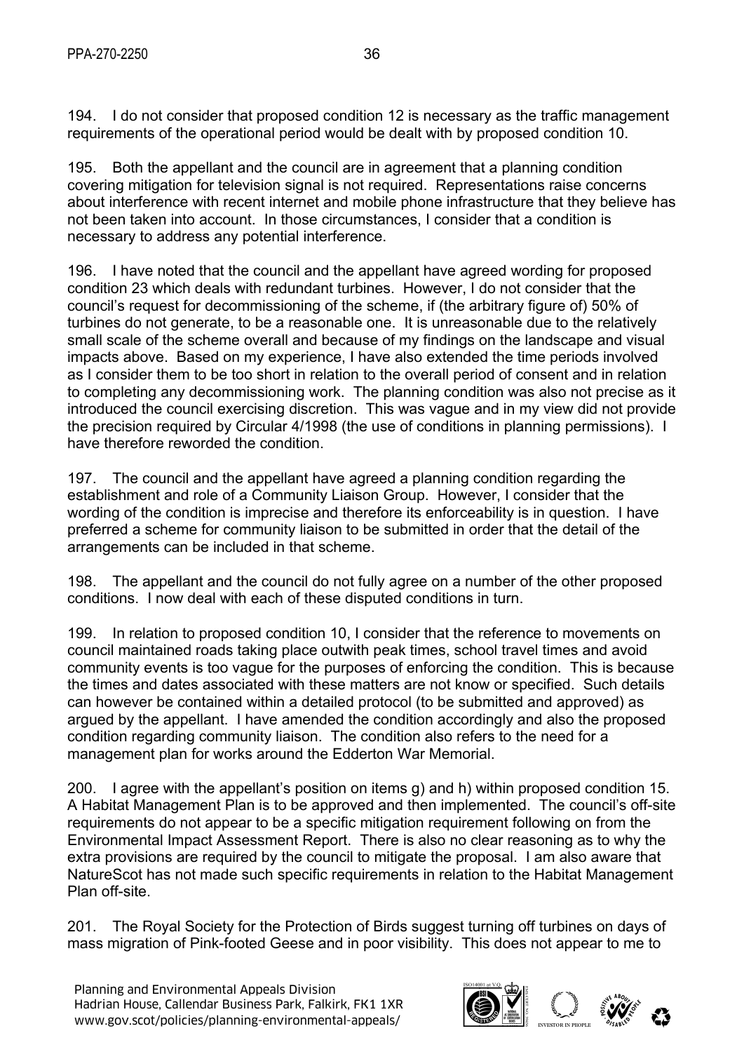194. I do not consider that proposed condition 12 is necessary as the traffic management requirements of the operational period would be dealt with by proposed condition 10.

195. Both the appellant and the council are in agreement that a planning condition covering mitigation for television signal is not required. Representations raise concerns about interference with recent internet and mobile phone infrastructure that they believe has not been taken into account. In those circumstances, I consider that a condition is necessary to address any potential interference.

196. I have noted that the council and the appellant have agreed wording for proposed condition 23 which deals with redundant turbines. However, I do not consider that the council's request for decommissioning of the scheme, if (the arbitrary figure of) 50% of turbines do not generate, to be a reasonable one. It is unreasonable due to the relatively small scale of the scheme overall and because of my findings on the landscape and visual impacts above. Based on my experience, I have also extended the time periods involved as I consider them to be too short in relation to the overall period of consent and in relation to completing any decommissioning work. The planning condition was also not precise as it introduced the council exercising discretion. This was vague and in my view did not provide the precision required by Circular 4/1998 (the use of conditions in planning permissions). I have therefore reworded the condition.

197. The council and the appellant have agreed a planning condition regarding the establishment and role of a Community Liaison Group. However, I consider that the wording of the condition is imprecise and therefore its enforceability is in question. I have preferred a scheme for community liaison to be submitted in order that the detail of the arrangements can be included in that scheme.

198. The appellant and the council do not fully agree on a number of the other proposed conditions. I now deal with each of these disputed conditions in turn.

199. In relation to proposed condition 10, I consider that the reference to movements on council maintained roads taking place outwith peak times, school travel times and avoid community events is too vague for the purposes of enforcing the condition. This is because the times and dates associated with these matters are not know or specified. Such details can however be contained within a detailed protocol (to be submitted and approved) as argued by the appellant. I have amended the condition accordingly and also the proposed condition regarding community liaison. The condition also refers to the need for a management plan for works around the Edderton War Memorial.

200. I agree with the appellant's position on items g) and h) within proposed condition 15. A Habitat Management Plan is to be approved and then implemented. The council's off-site requirements do not appear to be a specific mitigation requirement following on from the Environmental Impact Assessment Report. There is also no clear reasoning as to why the extra provisions are required by the council to mitigate the proposal. I am also aware that NatureScot has not made such specific requirements in relation to the Habitat Management Plan off-site.

201. The Royal Society for the Protection of Birds suggest turning off turbines on days of mass migration of Pink-footed Geese and in poor visibility. This does not appear to me to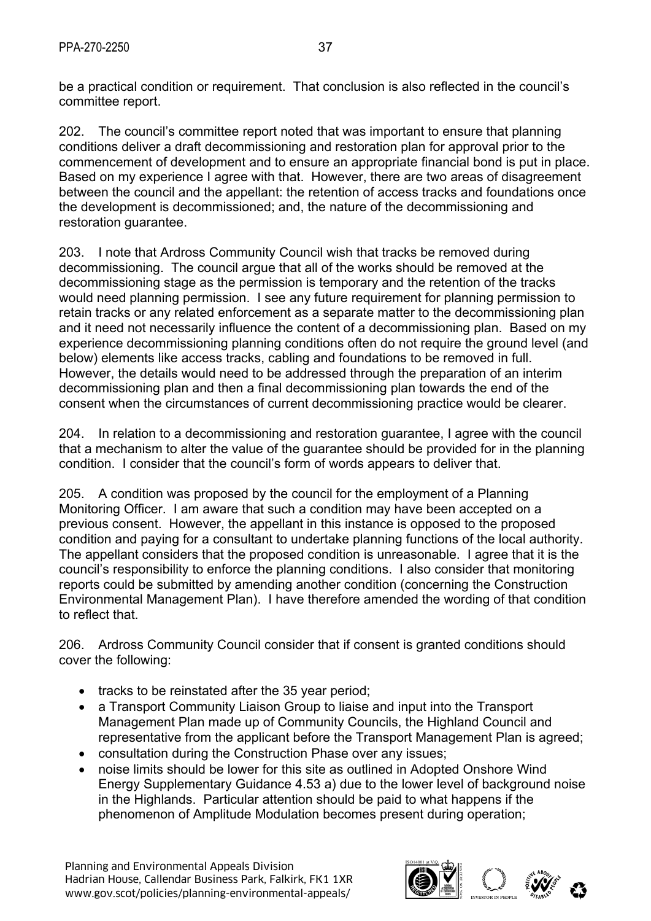be a practical condition or requirement. That conclusion is also reflected in the council's committee report.

202. The council's committee report noted that was important to ensure that planning conditions deliver a draft decommissioning and restoration plan for approval prior to the commencement of development and to ensure an appropriate financial bond is put in place. Based on my experience I agree with that. However, there are two areas of disagreement between the council and the appellant: the retention of access tracks and foundations once the development is decommissioned; and, the nature of the decommissioning and restoration guarantee.

203. I note that Ardross Community Council wish that tracks be removed during decommissioning. The council argue that all of the works should be removed at the decommissioning stage as the permission is temporary and the retention of the tracks would need planning permission. I see any future requirement for planning permission to retain tracks or any related enforcement as a separate matter to the decommissioning plan and it need not necessarily influence the content of a decommissioning plan. Based on my experience decommissioning planning conditions often do not require the ground level (and below) elements like access tracks, cabling and foundations to be removed in full. However, the details would need to be addressed through the preparation of an interim decommissioning plan and then a final decommissioning plan towards the end of the consent when the circumstances of current decommissioning practice would be clearer.

204. In relation to a decommissioning and restoration guarantee, I agree with the council that a mechanism to alter the value of the guarantee should be provided for in the planning condition. I consider that the council's form of words appears to deliver that.

205. A condition was proposed by the council for the employment of a Planning Monitoring Officer. I am aware that such a condition may have been accepted on a previous consent. However, the appellant in this instance is opposed to the proposed condition and paying for a consultant to undertake planning functions of the local authority. The appellant considers that the proposed condition is unreasonable. I agree that it is the council's responsibility to enforce the planning conditions. I also consider that monitoring reports could be submitted by amending another condition (concerning the Construction Environmental Management Plan). I have therefore amended the wording of that condition to reflect that.

206. Ardross Community Council consider that if consent is granted conditions should cover the following:

- tracks to be reinstated after the 35 year period;
- a Transport Community Liaison Group to liaise and input into the Transport Management Plan made up of Community Councils, the Highland Council and representative from the applicant before the Transport Management Plan is agreed;
- consultation during the Construction Phase over any issues;
- noise limits should be lower for this site as outlined in Adopted Onshore Wind Energy Supplementary Guidance 4.53 a) due to the lower level of background noise in the Highlands. Particular attention should be paid to what happens if the phenomenon of Amplitude Modulation becomes present during operation;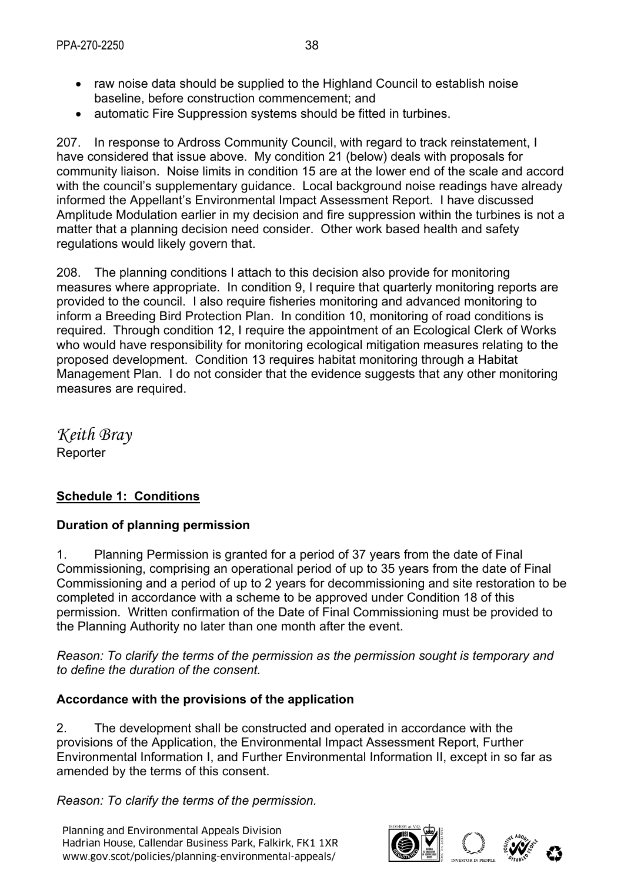- raw noise data should be supplied to the Highland Council to establish noise baseline, before construction commencement; and
- automatic Fire Suppression systems should be fitted in turbines.

207. In response to Ardross Community Council, with regard to track reinstatement, I have considered that issue above. My condition 21 (below) deals with proposals for community liaison. Noise limits in condition 15 are at the lower end of the scale and accord with the council's supplementary guidance. Local background noise readings have already informed the Appellant's Environmental Impact Assessment Report. I have discussed Amplitude Modulation earlier in my decision and fire suppression within the turbines is not a matter that a planning decision need consider. Other work based health and safety regulations would likely govern that.

208. The planning conditions I attach to this decision also provide for monitoring measures where appropriate. In condition 9, I require that quarterly monitoring reports are provided to the council. I also require fisheries monitoring and advanced monitoring to inform a Breeding Bird Protection Plan. In condition 10, monitoring of road conditions is required. Through condition 12, I require the appointment of an Ecological Clerk of Works who would have responsibility for monitoring ecological mitigation measures relating to the proposed development. Condition 13 requires habitat monitoring through a Habitat Management Plan. I do not consider that the evidence suggests that any other monitoring measures are required.

*Keith Bray*
Reporter

**Schedule 1: Conditions**

**Duration of planning permission**

1. Planning Permission is granted for a period of 37 years from the date of Final Commissioning, comprising an operational period of up to 35 years from the date of Final Commissioning and a period of up to 2 years for decommissioning and site restoration to be completed in accordance with a scheme to be approved under Condition 18 of this permission. Written confirmation of the Date of Final Commissioning must be provided to the Planning Authority no later than one month after the event.

*Reason: To clarify the terms of the permission as the permission sought is temporary and to define the duration of the consent.*

**Accordance with the provisions of the application**

2. The development shall be constructed and operated in accordance with the provisions of the Application, the Environmental Impact Assessment Report, Further Environmental Information I, and Further Environmental Information II, except in so far as amended by the terms of this consent.

*Reason: To clarify the terms of the permission.*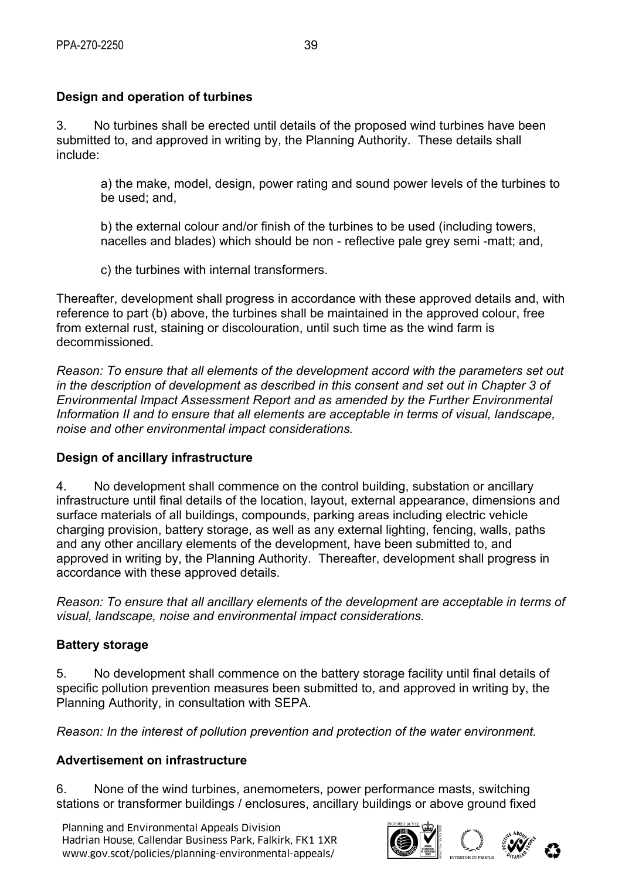**Design and operation of turbines**

3. No turbines shall be erected until details of the proposed wind turbines have been submitted to, and approved in writing by, the Planning Authority. These details shall include:

a) the make, model, design, power rating and sound power levels of the turbines to be used; and,

b) the external colour and/or finish of the turbines to be used (including towers, nacelles and blades) which should be non - reflective pale grey semi -matt; and,

c) the turbines with internal transformers.

Thereafter, development shall progress in accordance with these approved details and, with reference to part (b) above, the turbines shall be maintained in the approved colour, free from external rust, staining or discolouration, until such time as the wind farm is decommissioned.

*Reason: To ensure that all elements of the development accord with the parameters set out in the description of development as described in this consent and set out in Chapter 3 of Environmental Impact Assessment Report and as amended by the Further Environmental Information II and to ensure that all elements are acceptable in terms of visual, landscape, noise and other environmental impact considerations.*

**Design of ancillary infrastructure**

4. No development shall commence on the control building, substation or ancillary infrastructure until final details of the location, layout, external appearance, dimensions and surface materials of all buildings, compounds, parking areas including electric vehicle charging provision, battery storage, as well as any external lighting, fencing, walls, paths and any other ancillary elements of the development, have been submitted to, and approved in writing by, the Planning Authority. Thereafter, development shall progress in accordance with these approved details.

*Reason: To ensure that all ancillary elements of the development are acceptable in terms of visual, landscape, noise and environmental impact considerations.*

**Battery storage**

5. No development shall commence on the battery storage facility until final details of specific pollution prevention measures been submitted to, and approved in writing by, the Planning Authority, in consultation with SEPA.

*Reason: In the interest of pollution prevention and protection of the water environment.*

**Advertisement on infrastructure**

6. None of the wind turbines, anemometers, power performance masts, switching stations or transformer buildings / enclosures, ancillary buildings or above ground fixed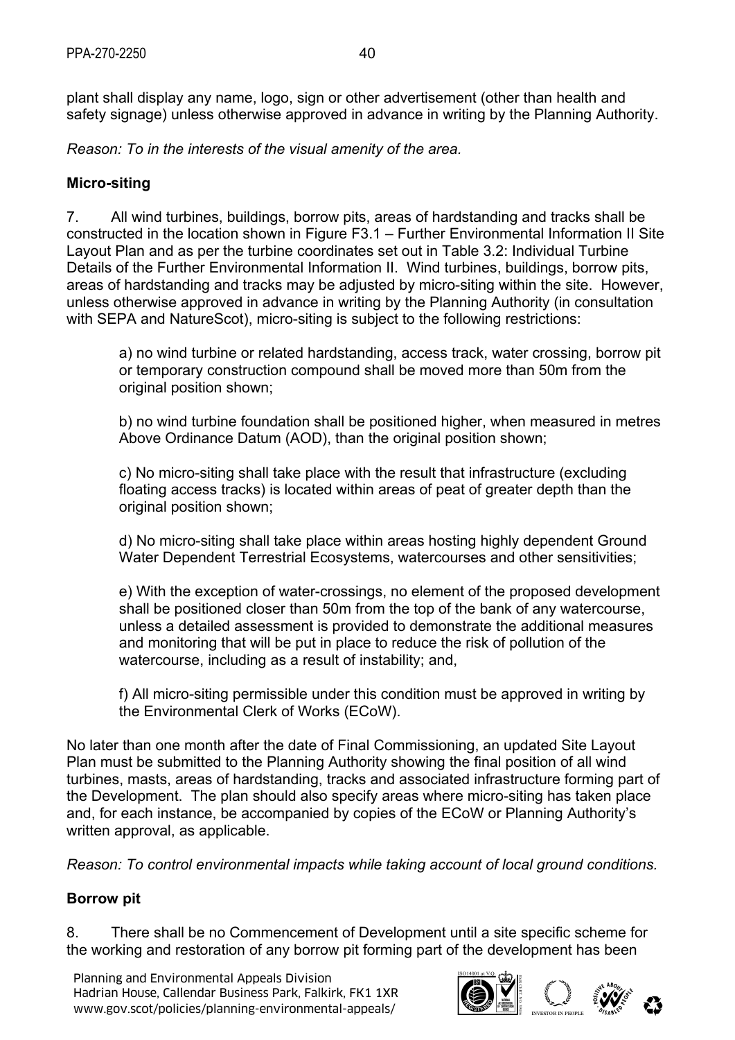plant shall display any name, logo, sign or other advertisement (other than health and safety signage) unless otherwise approved in advance in writing by the Planning Authority.

*Reason: To in the interests of the visual amenity of the area.*

**Micro-siting**

7. All wind turbines, buildings, borrow pits, areas of hardstanding and tracks shall be constructed in the location shown in Figure F3.1 – Further Environmental Information II Site Layout Plan and as per the turbine coordinates set out in Table 3.2: Individual Turbine Details of the Further Environmental Information II. Wind turbines, buildings, borrow pits, areas of hardstanding and tracks may be adjusted by micro-siting within the site. However, unless otherwise approved in advance in writing by the Planning Authority (in consultation with SEPA and NatureScot), micro-siting is subject to the following restrictions:

a) no wind turbine or related hardstanding, access track, water crossing, borrow pit or temporary construction compound shall be moved more than 50m from the original position shown;

b) no wind turbine foundation shall be positioned higher, when measured in metres Above Ordinance Datum (AOD), than the original position shown;

c) No micro-siting shall take place with the result that infrastructure (excluding floating access tracks) is located within areas of peat of greater depth than the original position shown;

d) No micro-siting shall take place within areas hosting highly dependent Ground Water Dependent Terrestrial Ecosystems, watercourses and other sensitivities;

e) With the exception of water-crossings, no element of the proposed development shall be positioned closer than 50m from the top of the bank of any watercourse, unless a detailed assessment is provided to demonstrate the additional measures and monitoring that will be put in place to reduce the risk of pollution of the watercourse, including as a result of instability; and,

f) All micro-siting permissible under this condition must be approved in writing by the Environmental Clerk of Works (ECoW).

No later than one month after the date of Final Commissioning, an updated Site Layout Plan must be submitted to the Planning Authority showing the final position of all wind turbines, masts, areas of hardstanding, tracks and associated infrastructure forming part of the Development. The plan should also specify areas where micro-siting has taken place and, for each instance, be accompanied by copies of the ECoW or Planning Authority's written approval, as applicable.

*Reason: To control environmental impacts while taking account of local ground conditions.*

**Borrow pit**

8. There shall be no Commencement of Development until a site specific scheme for the working and restoration of any borrow pit forming part of the development has been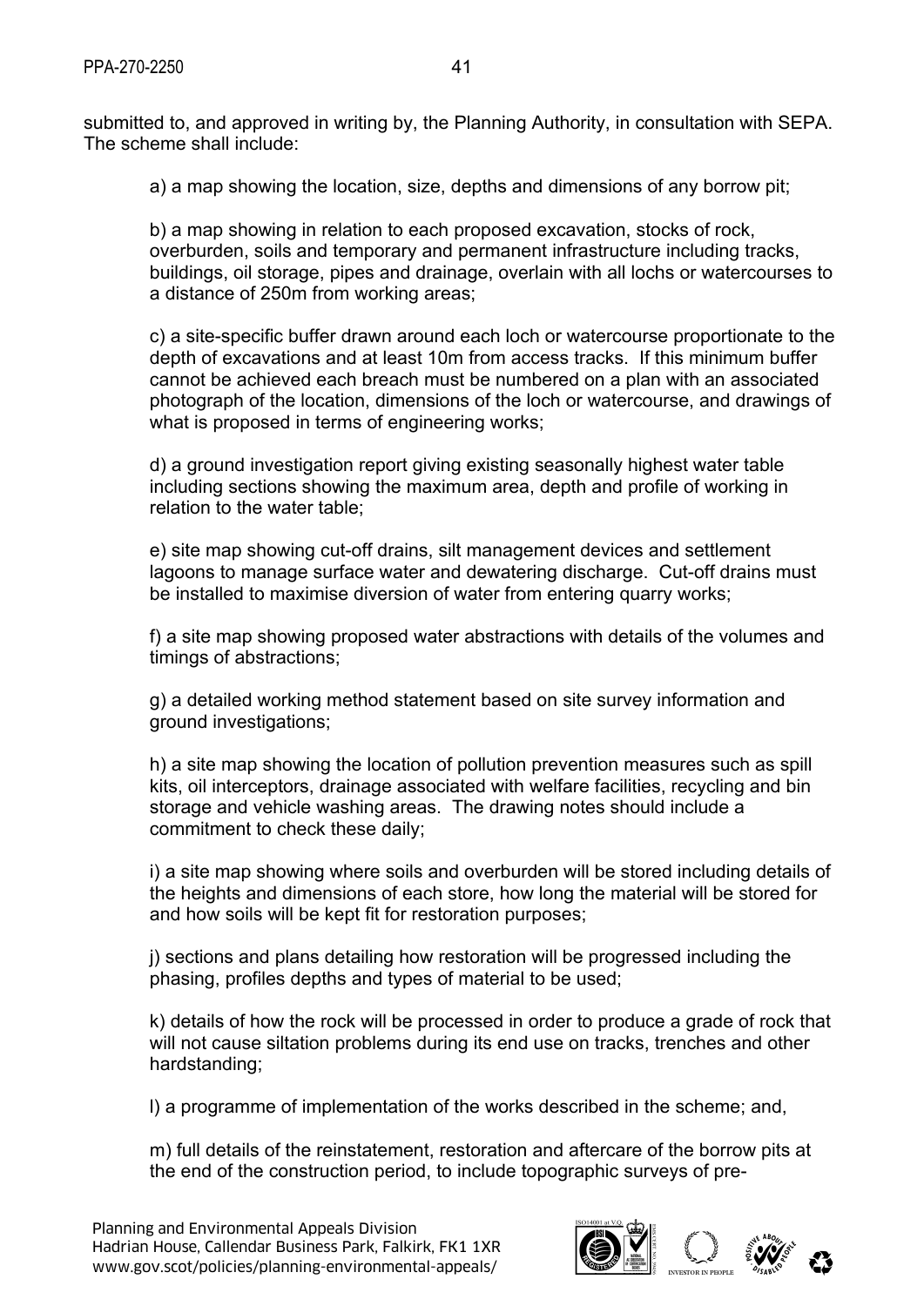submitted to, and approved in writing by, the Planning Authority, in consultation with SEPA. The scheme shall include:

a) a map showing the location, size, depths and dimensions of any borrow pit;

b) a map showing in relation to each proposed excavation, stocks of rock, overburden, soils and temporary and permanent infrastructure including tracks, buildings, oil storage, pipes and drainage, overlain with all lochs or watercourses to a distance of 250m from working areas;

c) a site-specific buffer drawn around each loch or watercourse proportionate to the depth of excavations and at least 10m from access tracks. If this minimum buffer cannot be achieved each breach must be numbered on a plan with an associated photograph of the location, dimensions of the loch or watercourse, and drawings of what is proposed in terms of engineering works;

d) a ground investigation report giving existing seasonally highest water table including sections showing the maximum area, depth and profile of working in relation to the water table;

e) site map showing cut-off drains, silt management devices and settlement lagoons to manage surface water and dewatering discharge. Cut-off drains must be installed to maximise diversion of water from entering quarry works;

f) a site map showing proposed water abstractions with details of the volumes and timings of abstractions;

g) a detailed working method statement based on site survey information and ground investigations;

h) a site map showing the location of pollution prevention measures such as spill kits, oil interceptors, drainage associated with welfare facilities, recycling and bin storage and vehicle washing areas. The drawing notes should include a commitment to check these daily;

i) a site map showing where soils and overburden will be stored including details of the heights and dimensions of each store, how long the material will be stored for and how soils will be kept fit for restoration purposes;

j) sections and plans detailing how restoration will be progressed including the phasing, profiles depths and types of material to be used;

k) details of how the rock will be processed in order to produce a grade of rock that will not cause siltation problems during its end use on tracks, trenches and other hardstanding;

l) a programme of implementation of the works described in the scheme; and,

m) full details of the reinstatement, restoration and aftercare of the borrow pits at the end of the construction period, to include topographic surveys of pre-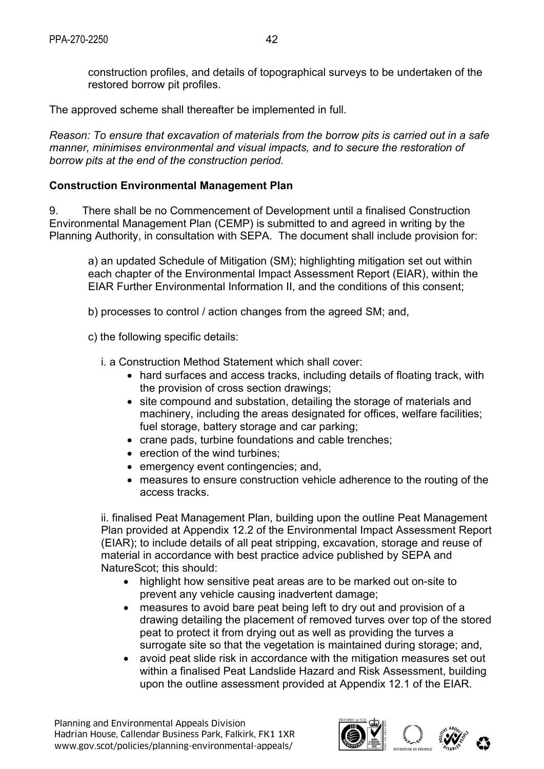construction profiles, and details of topographical surveys to be undertaken of the restored borrow pit profiles.

The approved scheme shall thereafter be implemented in full.

*Reason: To ensure that excavation of materials from the borrow pits is carried out in a safe manner, minimises environmental and visual impacts, and to secure the restoration of borrow pits at the end of the construction period.*

**Construction Environmental Management Plan**

9. There shall be no Commencement of Development until a finalised Construction Environmental Management Plan (CEMP) is submitted to and agreed in writing by the Planning Authority, in consultation with SEPA. The document shall include provision for:

a) an updated Schedule of Mitigation (SM); highlighting mitigation set out within each chapter of the Environmental Impact Assessment Report (EIAR), within the EIAR Further Environmental Information II, and the conditions of this consent;

b) processes to control / action changes from the agreed SM; and,

c) the following specific details:

i. a Construction Method Statement which shall cover:

- hard surfaces and access tracks, including details of floating track, with the provision of cross section drawings;
- site compound and substation, detailing the storage of materials and machinery, including the areas designated for offices, welfare facilities; fuel storage, battery storage and car parking;
- crane pads, turbine foundations and cable trenches;
- erection of the wind turbines;
- emergency event contingencies; and,
- measures to ensure construction vehicle adherence to the routing of the access tracks.

ii. finalised Peat Management Plan, building upon the outline Peat Management Plan provided at Appendix 12.2 of the Environmental Impact Assessment Report (EIAR); to include details of all peat stripping, excavation, storage and reuse of material in accordance with best practice advice published by SEPA and NatureScot; this should:

- highlight how sensitive peat areas are to be marked out on-site to prevent any vehicle causing inadvertent damage;
- measures to avoid bare peat being left to dry out and provision of a drawing detailing the placement of removed turves over top of the stored peat to protect it from drying out as well as providing the turves a surrogate site so that the vegetation is maintained during storage; and,
- avoid peat slide risk in accordance with the mitigation measures set out within a finalised Peat Landslide Hazard and Risk Assessment, building upon the outline assessment provided at Appendix 12.1 of the EIAR.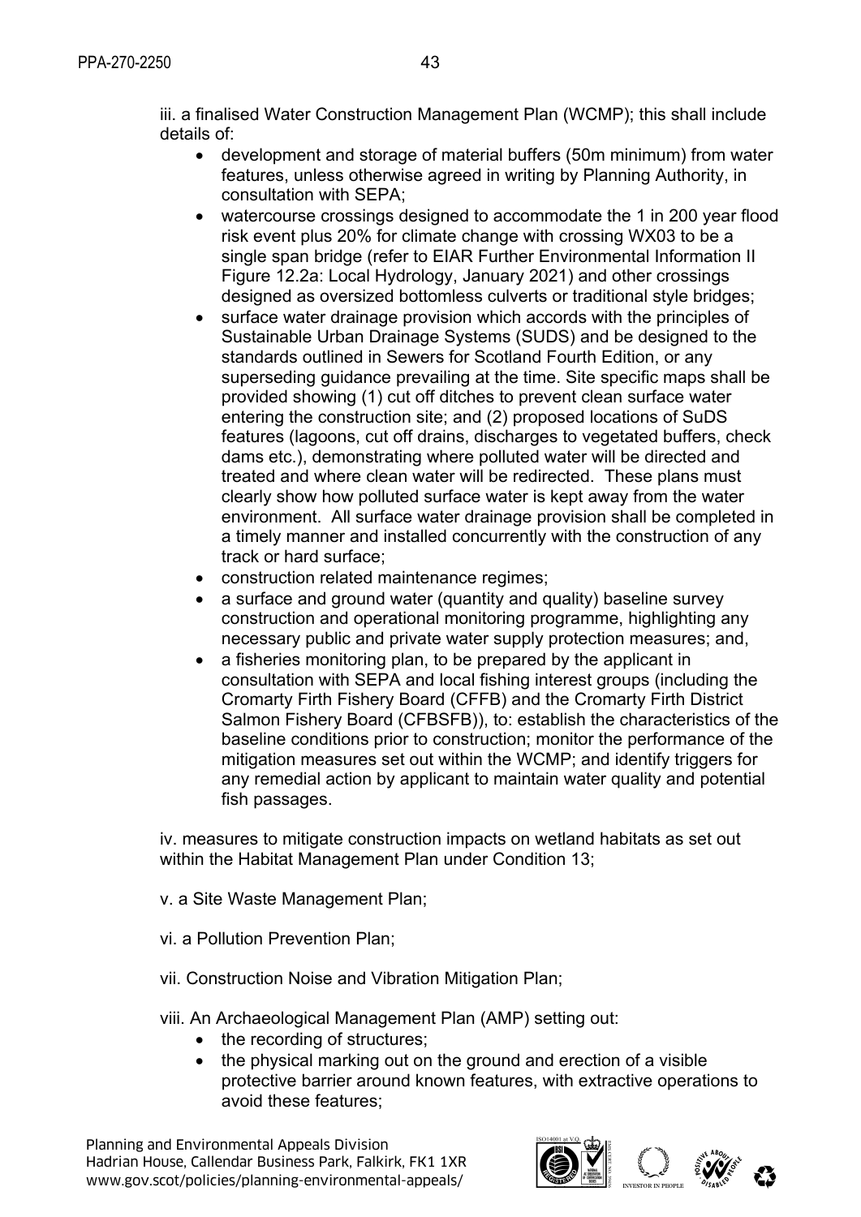iii. a finalised Water Construction Management Plan (WCMP); this shall include details of:

- development and storage of material buffers (50m minimum) from water features, unless otherwise agreed in writing by Planning Authority, in consultation with SEPA;
- watercourse crossings designed to accommodate the 1 in 200 year flood risk event plus 20% for climate change with crossing WX03 to be a single span bridge (refer to EIAR Further Environmental Information II Figure 12.2a: Local Hydrology, January 2021) and other crossings designed as oversized bottomless culverts or traditional style bridges;
- surface water drainage provision which accords with the principles of Sustainable Urban Drainage Systems (SUDS) and be designed to the standards outlined in Sewers for Scotland Fourth Edition, or any superseding guidance prevailing at the time. Site specific maps shall be provided showing (1) cut off ditches to prevent clean surface water entering the construction site; and (2) proposed locations of SuDS features (lagoons, cut off drains, discharges to vegetated buffers, check dams etc.), demonstrating where polluted water will be directed and treated and where clean water will be redirected. These plans must clearly show how polluted surface water is kept away from the water environment. All surface water drainage provision shall be completed in a timely manner and installed concurrently with the construction of any track or hard surface;
- construction related maintenance regimes;
- a surface and ground water (quantity and quality) baseline survey construction and operational monitoring programme, highlighting any necessary public and private water supply protection measures; and,
- a fisheries monitoring plan, to be prepared by the applicant in consultation with SEPA and local fishing interest groups (including the Cromarty Firth Fishery Board (CFFB) and the Cromarty Firth District Salmon Fishery Board (CFBSFB)), to: establish the characteristics of the baseline conditions prior to construction; monitor the performance of the mitigation measures set out within the WCMP; and identify triggers for any remedial action by applicant to maintain water quality and potential fish passages.

iv. measures to mitigate construction impacts on wetland habitats as set out within the Habitat Management Plan under Condition 13;

v. a Site Waste Management Plan;

vi. a Pollution Prevention Plan;

vii. Construction Noise and Vibration Mitigation Plan;

viii. An Archaeological Management Plan (AMP) setting out:

- the recording of structures;
- the physical marking out on the ground and erection of a visible protective barrier around known features, with extractive operations to avoid these features;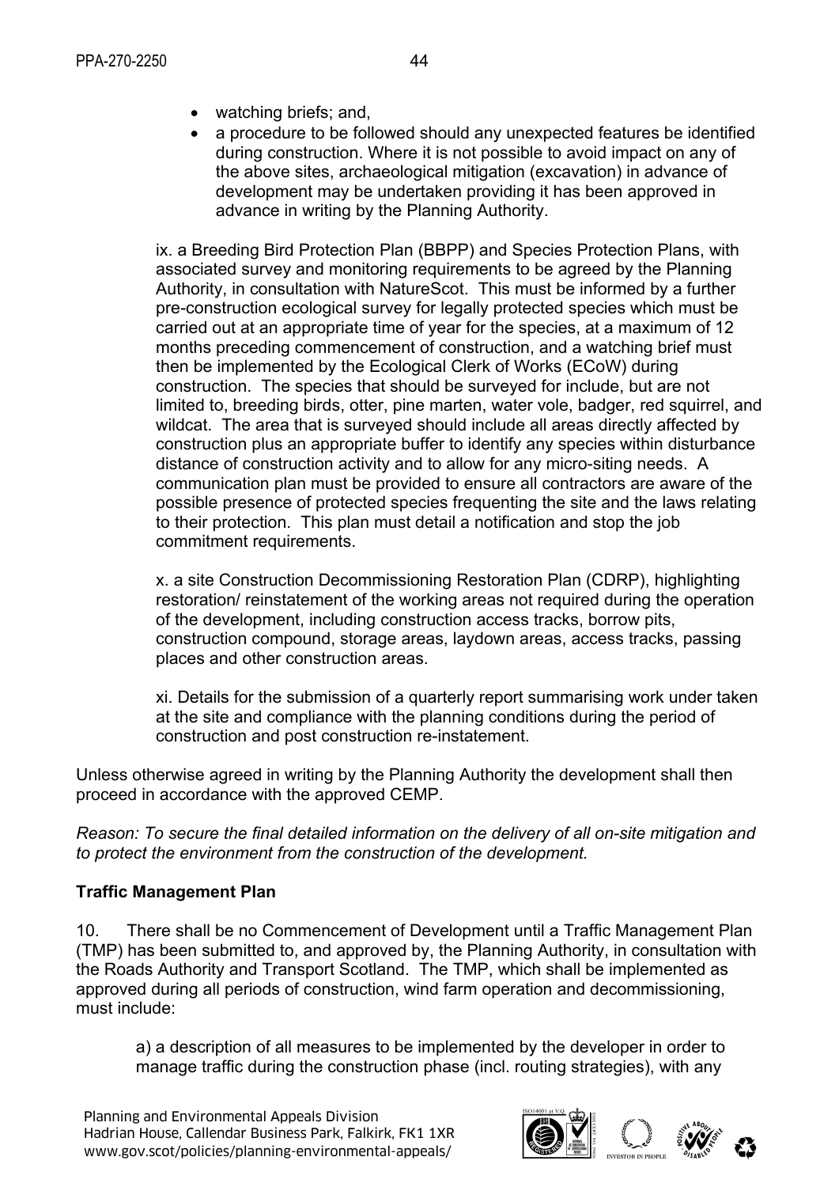- watching briefs; and,
- a procedure to be followed should any unexpected features be identified during construction. Where it is not possible to avoid impact on any of the above sites, archaeological mitigation (excavation) in advance of development may be undertaken providing it has been approved in advance in writing by the Planning Authority.

ix. a Breeding Bird Protection Plan (BBPP) and Species Protection Plans, with associated survey and monitoring requirements to be agreed by the Planning Authority, in consultation with NatureScot. This must be informed by a further pre-construction ecological survey for legally protected species which must be carried out at an appropriate time of year for the species, at a maximum of 12 months preceding commencement of construction, and a watching brief must then be implemented by the Ecological Clerk of Works (ECoW) during construction. The species that should be surveyed for include, but are not limited to, breeding birds, otter, pine marten, water vole, badger, red squirrel, and wildcat. The area that is surveyed should include all areas directly affected by construction plus an appropriate buffer to identify any species within disturbance distance of construction activity and to allow for any micro-siting needs. A communication plan must be provided to ensure all contractors are aware of the possible presence of protected species frequenting the site and the laws relating to their protection. This plan must detail a notification and stop the job commitment requirements.

x. a site Construction Decommissioning Restoration Plan (CDRP), highlighting restoration/ reinstatement of the working areas not required during the operation of the development, including construction access tracks, borrow pits, construction compound, storage areas, laydown areas, access tracks, passing places and other construction areas.

xi. Details for the submission of a quarterly report summarising work under taken at the site and compliance with the planning conditions during the period of construction and post construction re-instatement.

Unless otherwise agreed in writing by the Planning Authority the development shall then proceed in accordance with the approved CEMP.

*Reason: To secure the final detailed information on the delivery of all on-site mitigation and to protect the environment from the construction of the development.*

**Traffic Management Plan**

10. There shall be no Commencement of Development until a Traffic Management Plan (TMP) has been submitted to, and approved by, the Planning Authority, in consultation with the Roads Authority and Transport Scotland. The TMP, which shall be implemented as approved during all periods of construction, wind farm operation and decommissioning, must include:

a) a description of all measures to be implemented by the developer in order to manage traffic during the construction phase (incl. routing strategies), with any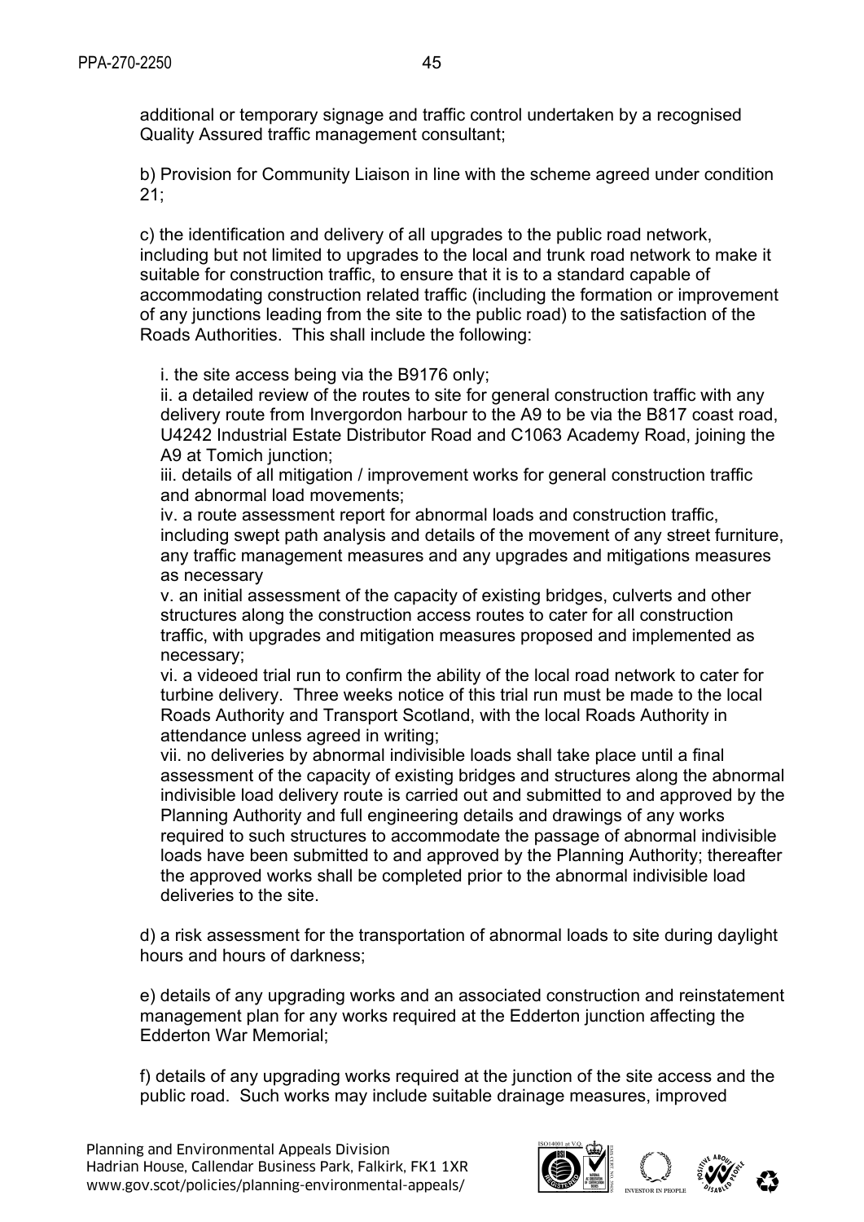additional or temporary signage and traffic control undertaken by a recognised Quality Assured traffic management consultant;

b) Provision for Community Liaison in line with the scheme agreed under condition 21;

c) the identification and delivery of all upgrades to the public road network, including but not limited to upgrades to the local and trunk road network to make it suitable for construction traffic, to ensure that it is to a standard capable of accommodating construction related traffic (including the formation or improvement of any junctions leading from the site to the public road) to the satisfaction of the Roads Authorities. This shall include the following:

i. the site access being via the B9176 only;
ii. a detailed review of the routes to site for general construction traffic with any delivery route from Invergordon harbour to the A9 to be via the B817 coast road, U4242 Industrial Estate Distributor Road and C1063 Academy Road, joining the A9 at Tomich junction;
iii. details of all mitigation / improvement works for general construction traffic and abnormal load movements;
iv. a route assessment report for abnormal loads and construction traffic, including swept path analysis and details of the movement of any street furniture, any traffic management measures and any upgrades and mitigations measures as necessary
v. an initial assessment of the capacity of existing bridges, culverts and other structures along the construction access routes to cater for all construction traffic, with upgrades and mitigation measures proposed and implemented as necessary;
vi. a videoed trial run to confirm the ability of the local road network to cater for turbine delivery. Three weeks notice of this trial run must be made to the local Roads Authority and Transport Scotland, with the local Roads Authority in attendance unless agreed in writing;
vii. no deliveries by abnormal indivisible loads shall take place until a final assessment of the capacity of existing bridges and structures along the abnormal indivisible load delivery route is carried out and submitted to and approved by the Planning Authority and full engineering details and drawings of any works required to such structures to accommodate the passage of abnormal indivisible loads have been submitted to and approved by the Planning Authority; thereafter the approved works shall be completed prior to the abnormal indivisible load deliveries to the site.

d) a risk assessment for the transportation of abnormal loads to site during daylight hours and hours of darkness;

e) details of any upgrading works and an associated construction and reinstatement management plan for any works required at the Edderton junction affecting the Edderton War Memorial;

f) details of any upgrading works required at the junction of the site access and the public road. Such works may include suitable drainage measures, improved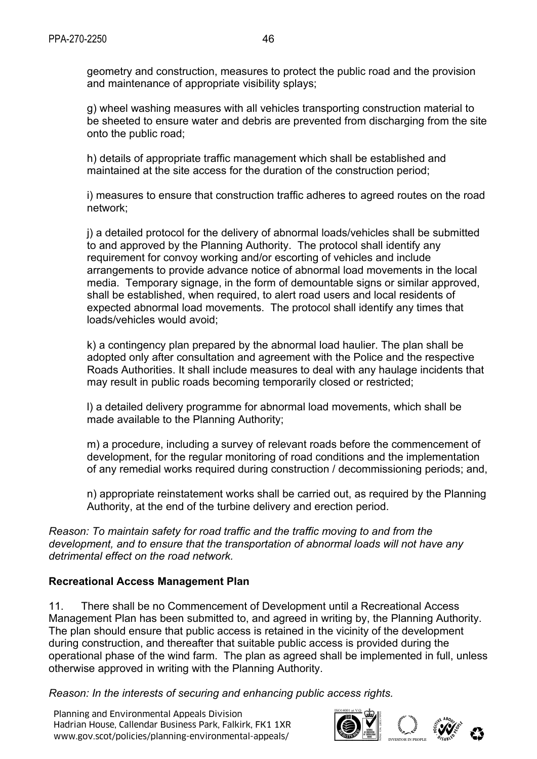geometry and construction, measures to protect the public road and the provision and maintenance of appropriate visibility splays;

g) wheel washing measures with all vehicles transporting construction material to be sheeted to ensure water and debris are prevented from discharging from the site onto the public road;

h) details of appropriate traffic management which shall be established and maintained at the site access for the duration of the construction period;

i) measures to ensure that construction traffic adheres to agreed routes on the road network;

j) a detailed protocol for the delivery of abnormal loads/vehicles shall be submitted to and approved by the Planning Authority. The protocol shall identify any requirement for convoy working and/or escorting of vehicles and include arrangements to provide advance notice of abnormal load movements in the local media. Temporary signage, in the form of demountable signs or similar approved, shall be established, when required, to alert road users and local residents of expected abnormal load movements. The protocol shall identify any times that loads/vehicles would avoid;

k) a contingency plan prepared by the abnormal load haulier. The plan shall be adopted only after consultation and agreement with the Police and the respective Roads Authorities. It shall include measures to deal with any haulage incidents that may result in public roads becoming temporarily closed or restricted;

l) a detailed delivery programme for abnormal load movements, which shall be made available to the Planning Authority;

m) a procedure, including a survey of relevant roads before the commencement of development, for the regular monitoring of road conditions and the implementation of any remedial works required during construction / decommissioning periods; and,

n) appropriate reinstatement works shall be carried out, as required by the Planning Authority, at the end of the turbine delivery and erection period.

*Reason: To maintain safety for road traffic and the traffic moving to and from the development, and to ensure that the transportation of abnormal loads will not have any detrimental effect on the road network.*

**Recreational Access Management Plan**

11. There shall be no Commencement of Development until a Recreational Access Management Plan has been submitted to, and agreed in writing by, the Planning Authority. The plan should ensure that public access is retained in the vicinity of the development during construction, and thereafter that suitable public access is provided during the operational phase of the wind farm. The plan as agreed shall be implemented in full, unless otherwise approved in writing with the Planning Authority.

*Reason: In the interests of securing and enhancing public access rights.*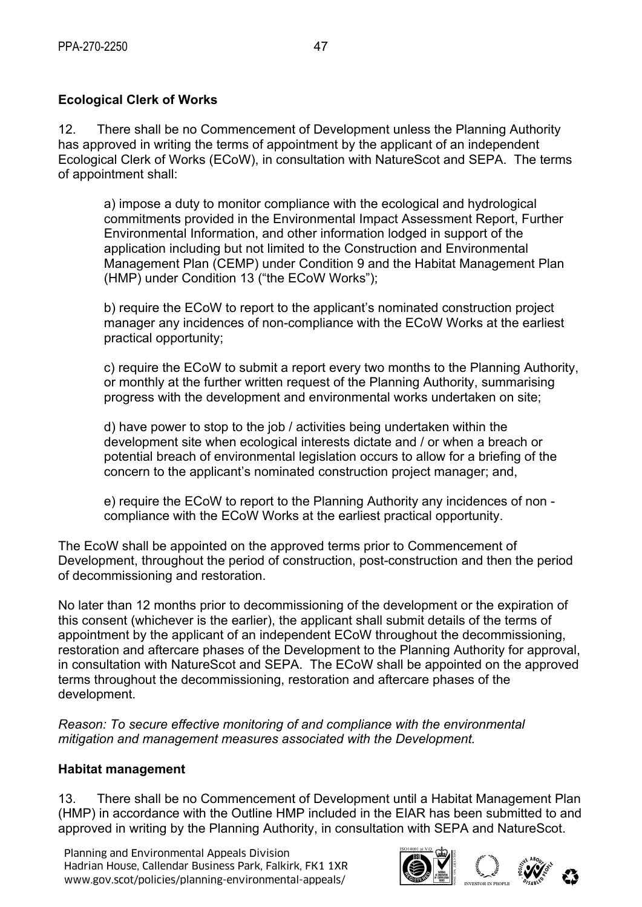**Ecological Clerk of Works**

12. There shall be no Commencement of Development unless the Planning Authority has approved in writing the terms of appointment by the applicant of an independent Ecological Clerk of Works (ECoW), in consultation with NatureScot and SEPA. The terms of appointment shall:

a) impose a duty to monitor compliance with the ecological and hydrological commitments provided in the Environmental Impact Assessment Report, Further Environmental Information, and other information lodged in support of the application including but not limited to the Construction and Environmental Management Plan (CEMP) under Condition 9 and the Habitat Management Plan (HMP) under Condition 13 ("the ECoW Works");

b) require the ECoW to report to the applicant's nominated construction project manager any incidences of non-compliance with the ECoW Works at the earliest practical opportunity;

c) require the ECoW to submit a report every two months to the Planning Authority, or monthly at the further written request of the Planning Authority, summarising progress with the development and environmental works undertaken on site;

d) have power to stop to the job / activities being undertaken within the development site when ecological interests dictate and / or when a breach or potential breach of environmental legislation occurs to allow for a briefing of the concern to the applicant's nominated construction project manager; and,

e) require the ECoW to report to the Planning Authority any incidences of non - compliance with the ECoW Works at the earliest practical opportunity.

The EcoW shall be appointed on the approved terms prior to Commencement of Development, throughout the period of construction, post-construction and then the period of decommissioning and restoration.

No later than 12 months prior to decommissioning of the development or the expiration of this consent (whichever is the earlier), the applicant shall submit details of the terms of appointment by the applicant of an independent ECoW throughout the decommissioning, restoration and aftercare phases of the Development to the Planning Authority for approval, in consultation with NatureScot and SEPA. The ECoW shall be appointed on the approved terms throughout the decommissioning, restoration and aftercare phases of the development.

*Reason: To secure effective monitoring of and compliance with the environmental mitigation and management measures associated with the Development.*

**Habitat management**

13. There shall be no Commencement of Development until a Habitat Management Plan (HMP) in accordance with the Outline HMP included in the EIAR has been submitted to and approved in writing by the Planning Authority, in consultation with SEPA and NatureScot.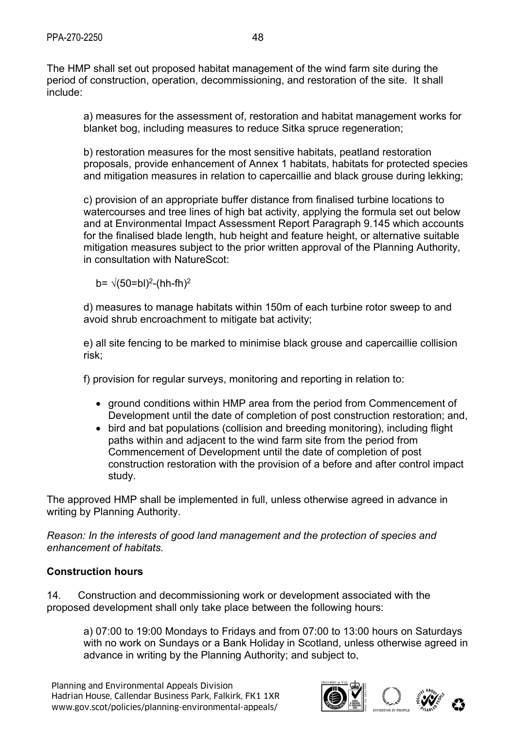The HMP shall set out proposed habitat management of the wind farm site during the period of construction, operation, decommissioning, and restoration of the site. It shall include:

a) measures for the assessment of, restoration and habitat management works for blanket bog, including measures to reduce Sitka spruce regeneration;

b) restoration measures for the most sensitive habitats, peatland restoration proposals, provide enhancement of Annex 1 habitats, habitats for protected species and mitigation measures in relation to capercaillie and black grouse during lekking;

c) provision of an appropriate buffer distance from finalised turbine locations to watercourses and tree lines of high bat activity, applying the formula set out below and at Environmental Impact Assessment Report Paragraph 9.145 which accounts for the finalised blade length, hub height and feature height, or alternative suitable mitigation measures subject to the prior written approval of the Planning Authority, in consultation with NatureScot:

$b= \sqrt{(50=bl)^2-(hh-fh)^2}$

d) measures to manage habitats within 150m of each turbine rotor sweep to and avoid shrub encroachment to mitigate bat activity;

e) all site fencing to be marked to minimise black grouse and capercaillie collision risk;

f) provision for regular surveys, monitoring and reporting in relation to:

- ground conditions within HMP area from the period from Commencement of Development until the date of completion of post construction restoration; and,
- bird and bat populations (collision and breeding monitoring), including flight paths within and adjacent to the wind farm site from the period from Commencement of Development until the date of completion of post construction restoration with the provision of a before and after control impact study.

The approved HMP shall be implemented in full, unless otherwise agreed in advance in writing by Planning Authority.

*Reason: In the interests of good land management and the protection of species and enhancement of habitats.*

**Construction hours**

14. Construction and decommissioning work or development associated with the proposed development shall only take place between the following hours:

a) 07:00 to 19:00 Mondays to Fridays and from 07:00 to 13:00 hours on Saturdays with no work on Sundays or a Bank Holiday in Scotland, unless otherwise agreed in advance in writing by the Planning Authority; and subject to,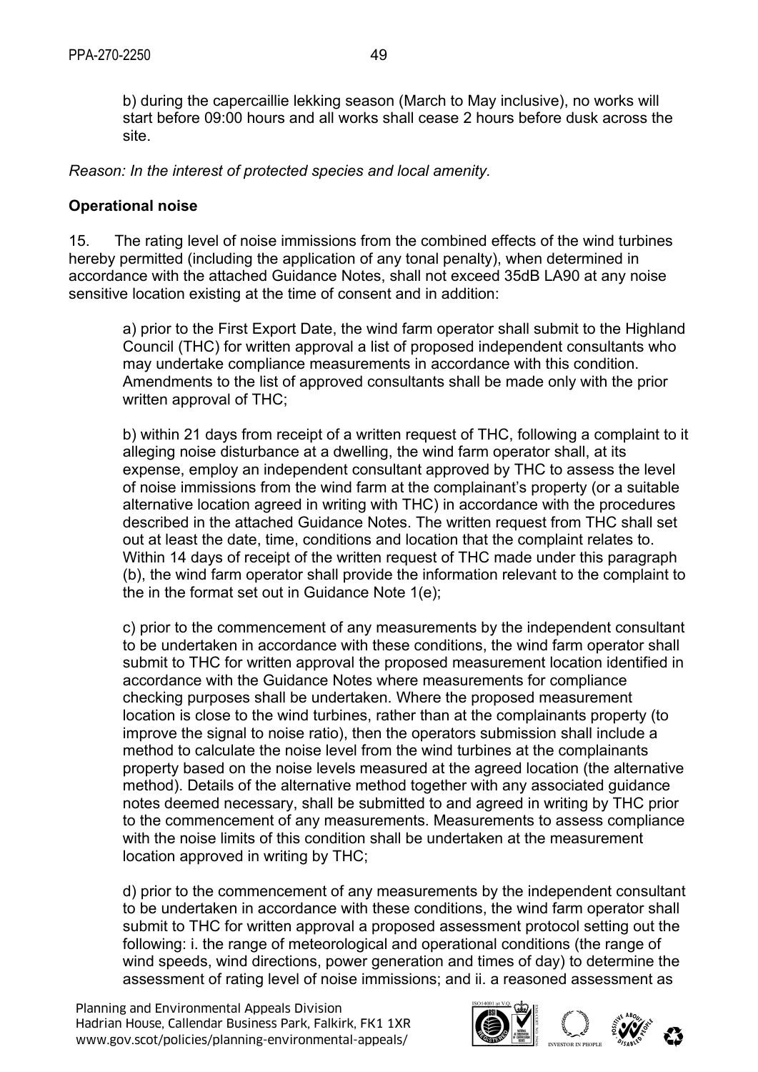b) during the capercaillie lekking season (March to May inclusive), no works will start before 09:00 hours and all works shall cease 2 hours before dusk across the site.

*Reason: In the interest of protected species and local amenity.*

**Operational noise**

15. The rating level of noise immissions from the combined effects of the wind turbines hereby permitted (including the application of any tonal penalty), when determined in accordance with the attached Guidance Notes, shall not exceed 35dB LA90 at any noise sensitive location existing at the time of consent and in addition:

a) prior to the First Export Date, the wind farm operator shall submit to the Highland Council (THC) for written approval a list of proposed independent consultants who may undertake compliance measurements in accordance with this condition. Amendments to the list of approved consultants shall be made only with the prior written approval of THC;

b) within 21 days from receipt of a written request of THC, following a complaint to it alleging noise disturbance at a dwelling, the wind farm operator shall, at its expense, employ an independent consultant approved by THC to assess the level of noise immissions from the wind farm at the complainant's property (or a suitable alternative location agreed in writing with THC) in accordance with the procedures described in the attached Guidance Notes. The written request from THC shall set out at least the date, time, conditions and location that the complaint relates to. Within 14 days of receipt of the written request of THC made under this paragraph (b), the wind farm operator shall provide the information relevant to the complaint to the in the format set out in Guidance Note 1(e);

c) prior to the commencement of any measurements by the independent consultant to be undertaken in accordance with these conditions, the wind farm operator shall submit to THC for written approval the proposed measurement location identified in accordance with the Guidance Notes where measurements for compliance checking purposes shall be undertaken. Where the proposed measurement location is close to the wind turbines, rather than at the complainants property (to improve the signal to noise ratio), then the operators submission shall include a method to calculate the noise level from the wind turbines at the complainants property based on the noise levels measured at the agreed location (the alternative method). Details of the alternative method together with any associated guidance notes deemed necessary, shall be submitted to and agreed in writing by THC prior to the commencement of any measurements. Measurements to assess compliance with the noise limits of this condition shall be undertaken at the measurement location approved in writing by THC;

d) prior to the commencement of any measurements by the independent consultant to be undertaken in accordance with these conditions, the wind farm operator shall submit to THC for written approval a proposed assessment protocol setting out the following: i. the range of meteorological and operational conditions (the range of wind speeds, wind directions, power generation and times of day) to determine the assessment of rating level of noise immissions; and ii. a reasoned assessment as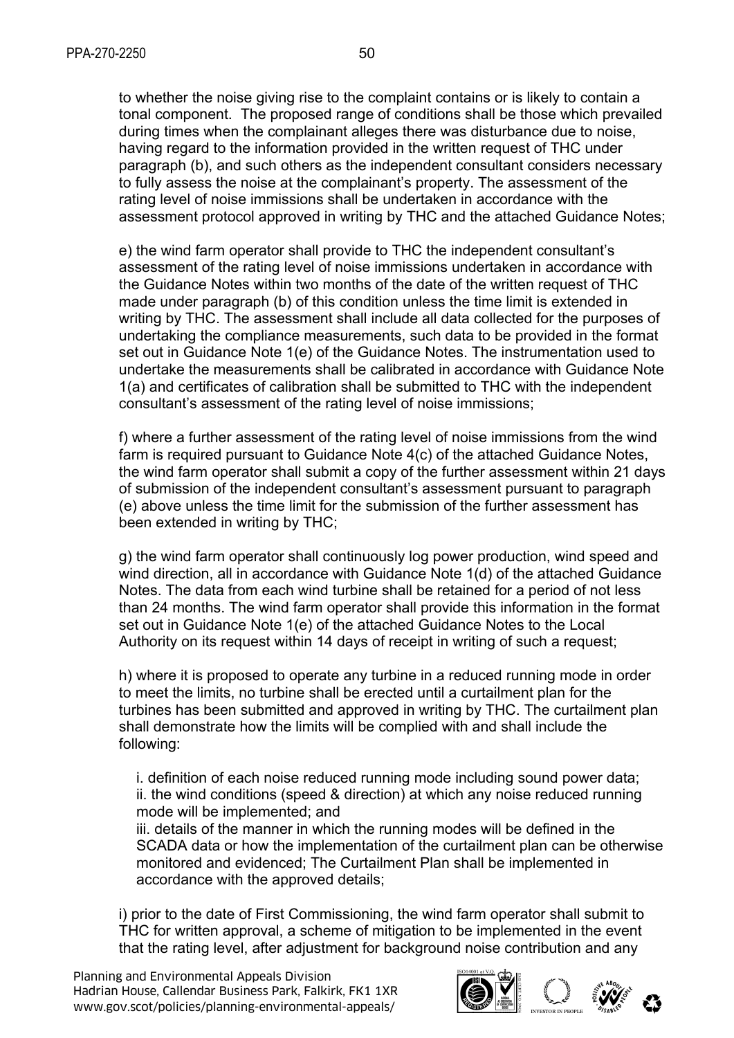to whether the noise giving rise to the complaint contains or is likely to contain a tonal component. The proposed range of conditions shall be those which prevailed during times when the complainant alleges there was disturbance due to noise, having regard to the information provided in the written request of THC under paragraph (b), and such others as the independent consultant considers necessary to fully assess the noise at the complainant's property. The assessment of the rating level of noise immissions shall be undertaken in accordance with the assessment protocol approved in writing by THC and the attached Guidance Notes;

e) the wind farm operator shall provide to THC the independent consultant's assessment of the rating level of noise immissions undertaken in accordance with the Guidance Notes within two months of the date of the written request of THC made under paragraph (b) of this condition unless the time limit is extended in writing by THC. The assessment shall include all data collected for the purposes of undertaking the compliance measurements, such data to be provided in the format set out in Guidance Note 1(e) of the Guidance Notes. The instrumentation used to undertake the measurements shall be calibrated in accordance with Guidance Note 1(a) and certificates of calibration shall be submitted to THC with the independent consultant's assessment of the rating level of noise immissions;

f) where a further assessment of the rating level of noise immissions from the wind farm is required pursuant to Guidance Note 4(c) of the attached Guidance Notes, the wind farm operator shall submit a copy of the further assessment within 21 days of submission of the independent consultant's assessment pursuant to paragraph (e) above unless the time limit for the submission of the further assessment has been extended in writing by THC;

g) the wind farm operator shall continuously log power production, wind speed and wind direction, all in accordance with Guidance Note 1(d) of the attached Guidance Notes. The data from each wind turbine shall be retained for a period of not less than 24 months. The wind farm operator shall provide this information in the format set out in Guidance Note 1(e) of the attached Guidance Notes to the Local Authority on its request within 14 days of receipt in writing of such a request;

h) where it is proposed to operate any turbine in a reduced running mode in order to meet the limits, no turbine shall be erected until a curtailment plan for the turbines has been submitted and approved in writing by THC. The curtailment plan shall demonstrate how the limits will be complied with and shall include the following:

i. definition of each noise reduced running mode including sound power data;
ii. the wind conditions (speed & direction) at which any noise reduced running mode will be implemented; and
iii. details of the manner in which the running modes will be defined in the SCADA data or how the implementation of the curtailment plan can be otherwise monitored and evidenced; The Curtailment Plan shall be implemented in accordance with the approved details;

i) prior to the date of First Commissioning, the wind farm operator shall submit to THC for written approval, a scheme of mitigation to be implemented in the event that the rating level, after adjustment for background noise contribution and any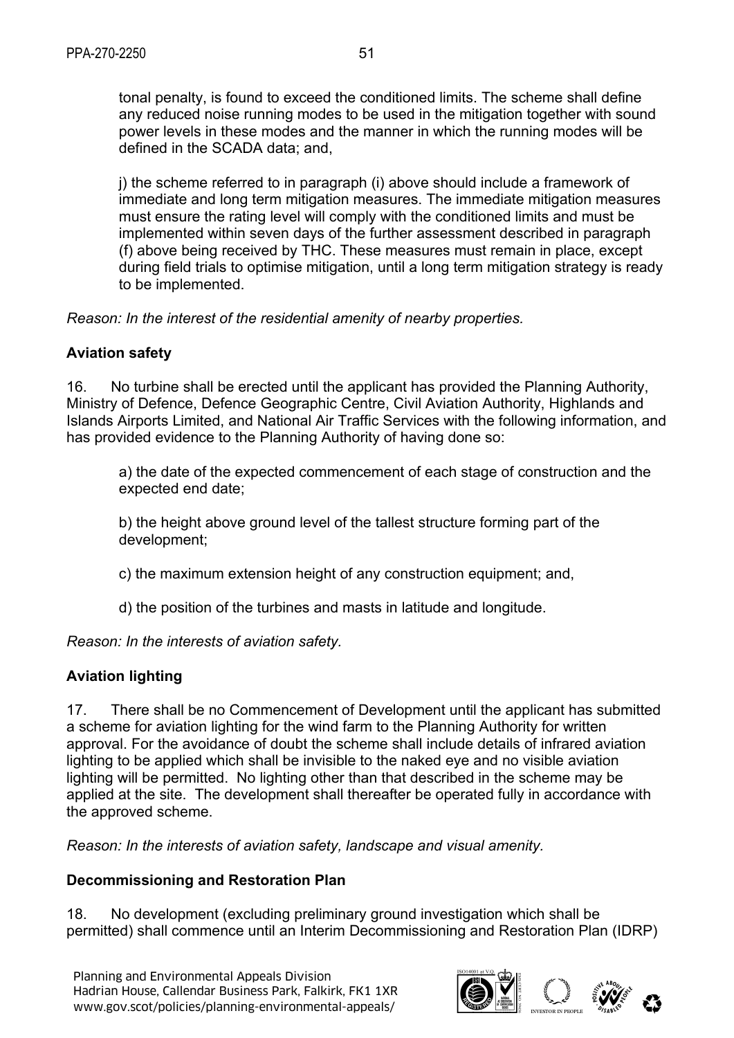tonal penalty, is found to exceed the conditioned limits. The scheme shall define any reduced noise running modes to be used in the mitigation together with sound power levels in these modes and the manner in which the running modes will be defined in the SCADA data; and,

j) the scheme referred to in paragraph (i) above should include a framework of immediate and long term mitigation measures. The immediate mitigation measures must ensure the rating level will comply with the conditioned limits and must be implemented within seven days of the further assessment described in paragraph (f) above being received by THC. These measures must remain in place, except during field trials to optimise mitigation, until a long term mitigation strategy is ready to be implemented.

*Reason: In the interest of the residential amenity of nearby properties.*

**Aviation safety**

16. No turbine shall be erected until the applicant has provided the Planning Authority, Ministry of Defence, Defence Geographic Centre, Civil Aviation Authority, Highlands and Islands Airports Limited, and National Air Traffic Services with the following information, and has provided evidence to the Planning Authority of having done so:

a) the date of the expected commencement of each stage of construction and the expected end date;

b) the height above ground level of the tallest structure forming part of the development;

c) the maximum extension height of any construction equipment; and,

d) the position of the turbines and masts in latitude and longitude.

*Reason: In the interests of aviation safety.*

**Aviation lighting**

17. There shall be no Commencement of Development until the applicant has submitted a scheme for aviation lighting for the wind farm to the Planning Authority for written approval. For the avoidance of doubt the scheme shall include details of infrared aviation lighting to be applied which shall be invisible to the naked eye and no visible aviation lighting will be permitted. No lighting other than that described in the scheme may be applied at the site. The development shall thereafter be operated fully in accordance with the approved scheme.

*Reason: In the interests of aviation safety, landscape and visual amenity.*

**Decommissioning and Restoration Plan**

18. No development (excluding preliminary ground investigation which shall be permitted) shall commence until an Interim Decommissioning and Restoration Plan (IDRP)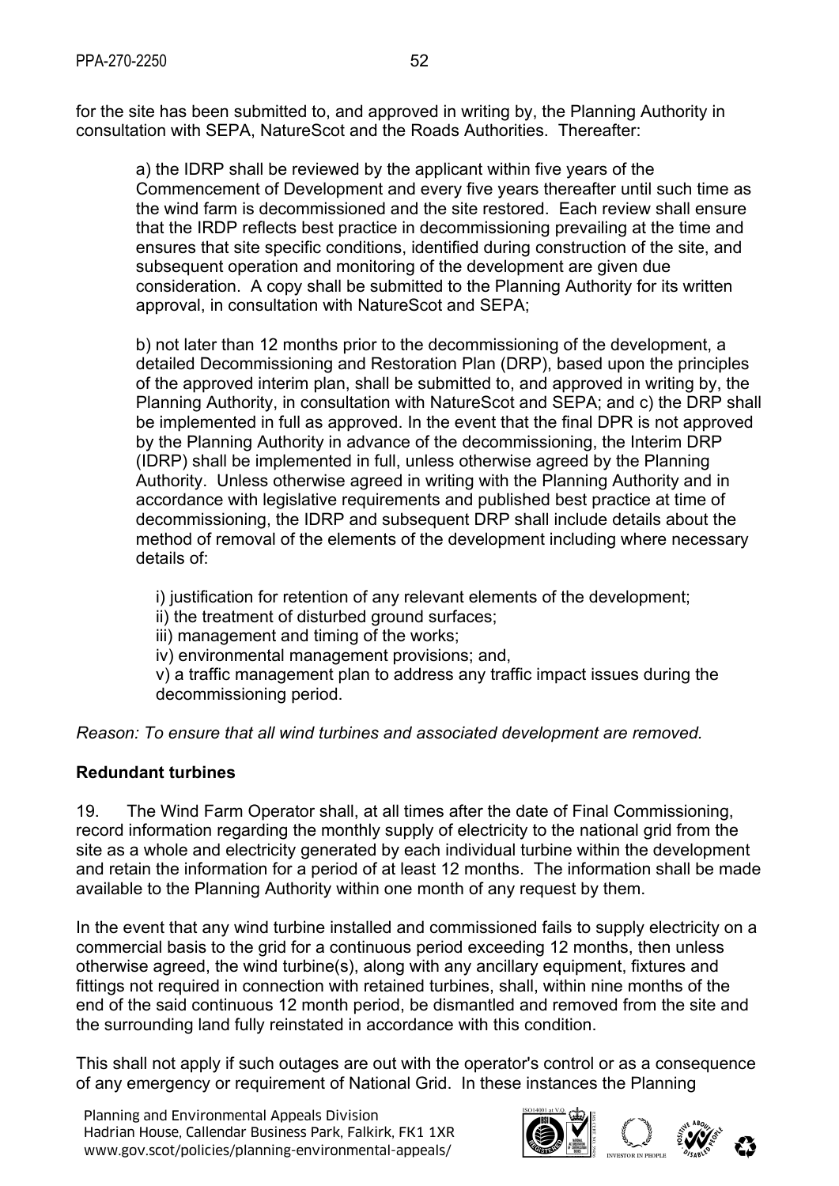for the site has been submitted to, and approved in writing by, the Planning Authority in consultation with SEPA, NatureScot and the Roads Authorities. Thereafter:

a) the IDRP shall be reviewed by the applicant within five years of the Commencement of Development and every five years thereafter until such time as the wind farm is decommissioned and the site restored. Each review shall ensure that the IRDP reflects best practice in decommissioning prevailing at the time and ensures that site specific conditions, identified during construction of the site, and subsequent operation and monitoring of the development are given due consideration. A copy shall be submitted to the Planning Authority for its written approval, in consultation with NatureScot and SEPA;

b) not later than 12 months prior to the decommissioning of the development, a detailed Decommissioning and Restoration Plan (DRP), based upon the principles of the approved interim plan, shall be submitted to, and approved in writing by, the Planning Authority, in consultation with NatureScot and SEPA; and c) the DRP shall be implemented in full as approved. In the event that the final DPR is not approved by the Planning Authority in advance of the decommissioning, the Interim DRP (IDRP) shall be implemented in full, unless otherwise agreed by the Planning Authority. Unless otherwise agreed in writing with the Planning Authority and in accordance with legislative requirements and published best practice at time of decommissioning, the IDRP and subsequent DRP shall include details about the method of removal of the elements of the development including where necessary details of:

i) justification for retention of any relevant elements of the development;
ii) the treatment of disturbed ground surfaces;
iii) management and timing of the works;
iv) environmental management provisions; and,
v) a traffic management plan to address any traffic impact issues during the decommissioning period.

*Reason: To ensure that all wind turbines and associated development are removed.*

**Redundant turbines**

19. The Wind Farm Operator shall, at all times after the date of Final Commissioning, record information regarding the monthly supply of electricity to the national grid from the site as a whole and electricity generated by each individual turbine within the development and retain the information for a period of at least 12 months. The information shall be made available to the Planning Authority within one month of any request by them.

In the event that any wind turbine installed and commissioned fails to supply electricity on a commercial basis to the grid for a continuous period exceeding 12 months, then unless otherwise agreed, the wind turbine(s), along with any ancillary equipment, fixtures and fittings not required in connection with retained turbines, shall, within nine months of the end of the said continuous 12 month period, be dismantled and removed from the site and the surrounding land fully reinstated in accordance with this condition.

This shall not apply if such outages are out with the operator's control or as a consequence of any emergency or requirement of National Grid. In these instances the Planning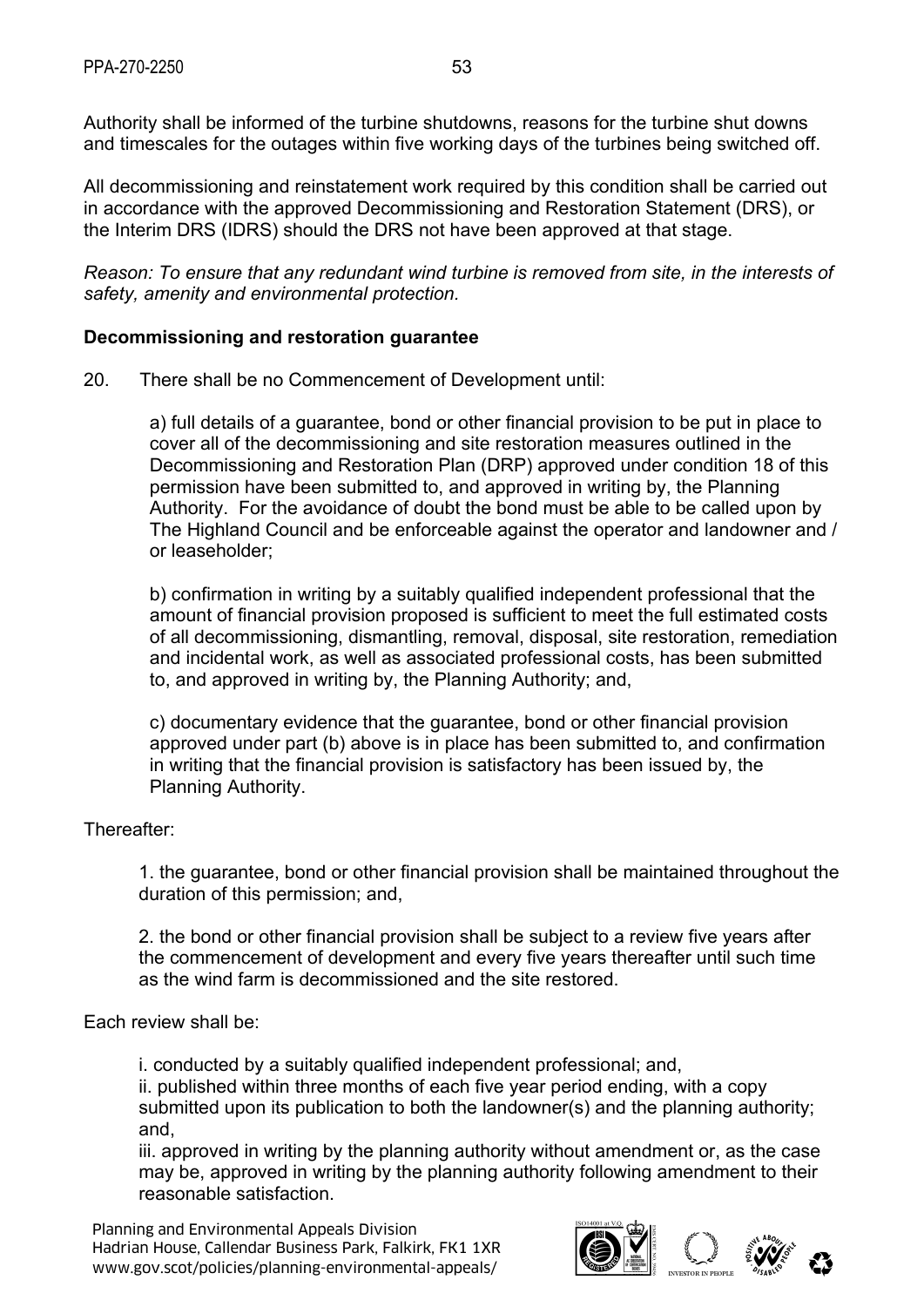Authority shall be informed of the turbine shutdowns, reasons for the turbine shut downs and timescales for the outages within five working days of the turbines being switched off.

All decommissioning and reinstatement work required by this condition shall be carried out in accordance with the approved Decommissioning and Restoration Statement (DRS), or the Interim DRS (IDRS) should the DRS not have been approved at that stage.

*Reason: To ensure that any redundant wind turbine is removed from site, in the interests of safety, amenity and environmental protection.*

**Decommissioning and restoration guarantee**

20. There shall be no Commencement of Development until:

a) full details of a guarantee, bond or other financial provision to be put in place to cover all of the decommissioning and site restoration measures outlined in the Decommissioning and Restoration Plan (DRP) approved under condition 18 of this permission have been submitted to, and approved in writing by, the Planning Authority. For the avoidance of doubt the bond must be able to be called upon by The Highland Council and be enforceable against the operator and landowner and / or leaseholder;

b) confirmation in writing by a suitably qualified independent professional that the amount of financial provision proposed is sufficient to meet the full estimated costs of all decommissioning, dismantling, removal, disposal, site restoration, remediation and incidental work, as well as associated professional costs, has been submitted to, and approved in writing by, the Planning Authority; and,

c) documentary evidence that the guarantee, bond or other financial provision approved under part (b) above is in place has been submitted to, and confirmation in writing that the financial provision is satisfactory has been issued by, the Planning Authority.

Thereafter:

1. the guarantee, bond or other financial provision shall be maintained throughout the duration of this permission; and,

2. the bond or other financial provision shall be subject to a review five years after the commencement of development and every five years thereafter until such time as the wind farm is decommissioned and the site restored.

Each review shall be:

i. conducted by a suitably qualified independent professional; and,
ii. published within three months of each five year period ending, with a copy submitted upon its publication to both the landowner(s) and the planning authority; and,
iii. approved in writing by the planning authority without amendment or, as the case may be, approved in writing by the planning authority following amendment to their reasonable satisfaction.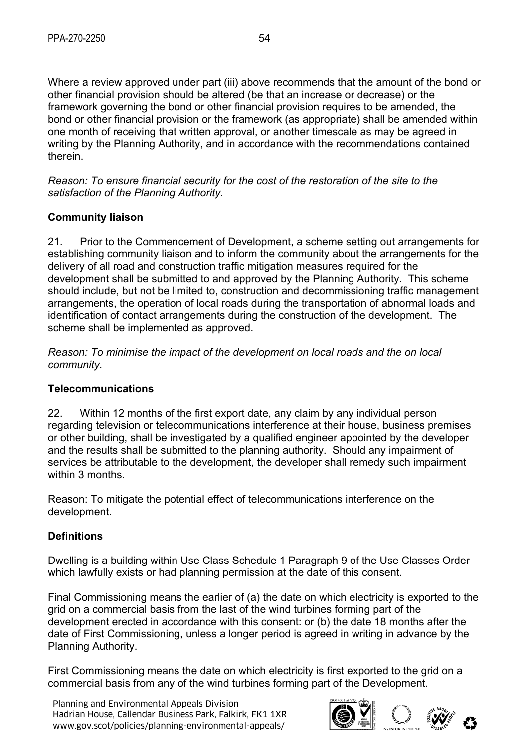Where a review approved under part (iii) above recommends that the amount of the bond or other financial provision should be altered (be that an increase or decrease) or the framework governing the bond or other financial provision requires to be amended, the bond or other financial provision or the framework (as appropriate) shall be amended within one month of receiving that written approval, or another timescale as may be agreed in writing by the Planning Authority, and in accordance with the recommendations contained therein.

*Reason: To ensure financial security for the cost of the restoration of the site to the satisfaction of the Planning Authority.*

**Community liaison**

21. Prior to the Commencement of Development, a scheme setting out arrangements for establishing community liaison and to inform the community about the arrangements for the delivery of all road and construction traffic mitigation measures required for the development shall be submitted to and approved by the Planning Authority. This scheme should include, but not be limited to, construction and decommissioning traffic management arrangements, the operation of local roads during the transportation of abnormal loads and identification of contact arrangements during the construction of the development. The scheme shall be implemented as approved.

*Reason: To minimise the impact of the development on local roads and the on local community.*

**Telecommunications**

22. Within 12 months of the first export date, any claim by any individual person regarding television or telecommunications interference at their house, business premises or other building, shall be investigated by a qualified engineer appointed by the developer and the results shall be submitted to the planning authority. Should any impairment of services be attributable to the development, the developer shall remedy such impairment within 3 months.

Reason: To mitigate the potential effect of telecommunications interference on the development.

**Definitions**

Dwelling is a building within Use Class Schedule 1 Paragraph 9 of the Use Classes Order which lawfully exists or had planning permission at the date of this consent.

Final Commissioning means the earlier of (a) the date on which electricity is exported to the grid on a commercial basis from the last of the wind turbines forming part of the development erected in accordance with this consent: or (b) the date 18 months after the date of First Commissioning, unless a longer period is agreed in writing in advance by the Planning Authority.

First Commissioning means the date on which electricity is first exported to the grid on a commercial basis from any of the wind turbines forming part of the Development.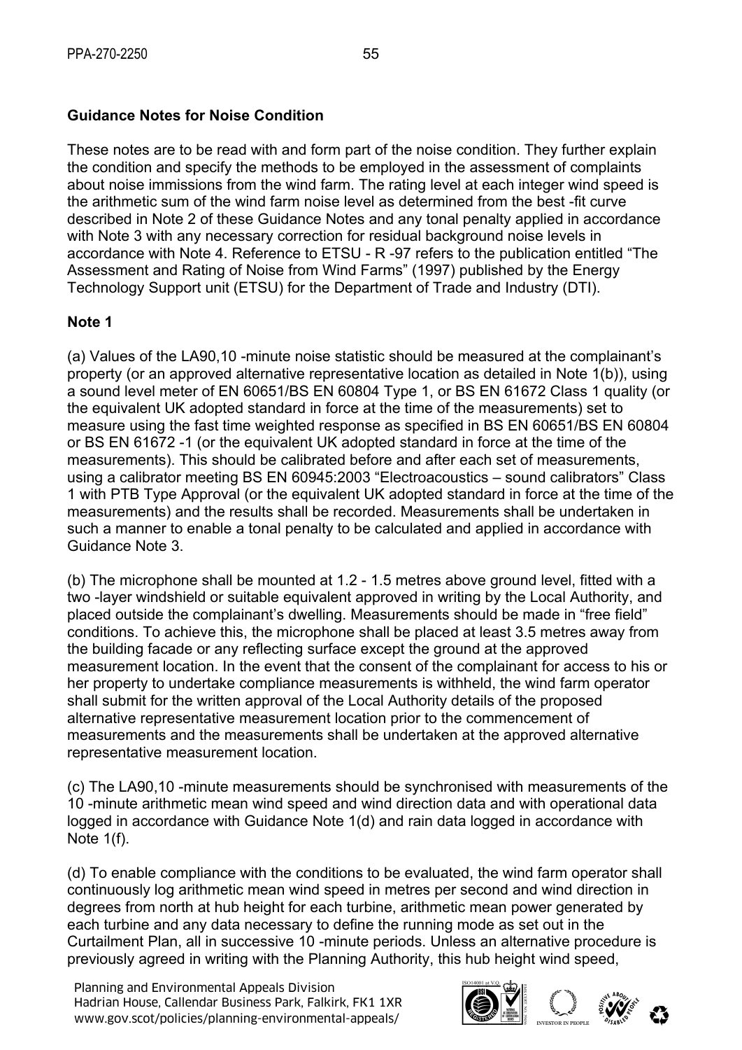**Guidance Notes for Noise Condition**

These notes are to be read with and form part of the noise condition. They further explain the condition and specify the methods to be employed in the assessment of complaints about noise immissions from the wind farm. The rating level at each integer wind speed is the arithmetic sum of the wind farm noise level as determined from the best -fit curve described in Note 2 of these Guidance Notes and any tonal penalty applied in accordance with Note 3 with any necessary correction for residual background noise levels in accordance with Note 4. Reference to ETSU - R -97 refers to the publication entitled "The Assessment and Rating of Noise from Wind Farms" (1997) published by the Energy Technology Support unit (ETSU) for the Department of Trade and Industry (DTI).

**Note 1**

(a) Values of the LA90,10 -minute noise statistic should be measured at the complainant's property (or an approved alternative representative location as detailed in Note 1(b)), using a sound level meter of EN 60651/BS EN 60804 Type 1, or BS EN 61672 Class 1 quality (or the equivalent UK adopted standard in force at the time of the measurements) set to measure using the fast time weighted response as specified in BS EN 60651/BS EN 60804 or BS EN 61672 -1 (or the equivalent UK adopted standard in force at the time of the measurements). This should be calibrated before and after each set of measurements, using a calibrator meeting BS EN 60945:2003 "Electroacoustics – sound calibrators" Class 1 with PTB Type Approval (or the equivalent UK adopted standard in force at the time of the measurements) and the results shall be recorded. Measurements shall be undertaken in such a manner to enable a tonal penalty to be calculated and applied in accordance with Guidance Note 3.

(b) The microphone shall be mounted at 1.2 - 1.5 metres above ground level, fitted with a two -layer windshield or suitable equivalent approved in writing by the Local Authority, and placed outside the complainant's dwelling. Measurements should be made in "free field" conditions. To achieve this, the microphone shall be placed at least 3.5 metres away from the building facade or any reflecting surface except the ground at the approved measurement location. In the event that the consent of the complainant for access to his or her property to undertake compliance measurements is withheld, the wind farm operator shall submit for the written approval of the Local Authority details of the proposed alternative representative measurement location prior to the commencement of measurements and the measurements shall be undertaken at the approved alternative representative measurement location.

(c) The LA90,10 -minute measurements should be synchronised with measurements of the 10 -minute arithmetic mean wind speed and wind direction data and with operational data logged in accordance with Guidance Note 1(d) and rain data logged in accordance with Note 1(f).

(d) To enable compliance with the conditions to be evaluated, the wind farm operator shall continuously log arithmetic mean wind speed in metres per second and wind direction in degrees from north at hub height for each turbine, arithmetic mean power generated by each turbine and any data necessary to define the running mode as set out in the Curtailment Plan, all in successive 10 -minute periods. Unless an alternative procedure is previously agreed in writing with the Planning Authority, this hub height wind speed,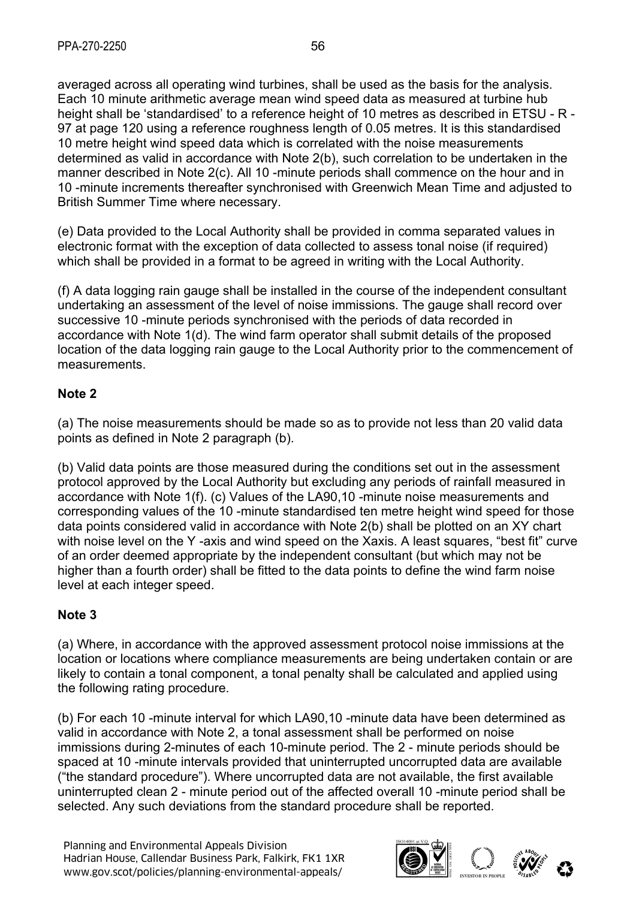averaged across all operating wind turbines, shall be used as the basis for the analysis. Each 10 minute arithmetic average mean wind speed data as measured at turbine hub height shall be 'standardised' to a reference height of 10 metres as described in ETSU - R - 97 at page 120 using a reference roughness length of 0.05 metres. It is this standardised 10 metre height wind speed data which is correlated with the noise measurements determined as valid in accordance with Note 2(b), such correlation to be undertaken in the manner described in Note 2(c). All 10 -minute periods shall commence on the hour and in 10 -minute increments thereafter synchronised with Greenwich Mean Time and adjusted to British Summer Time where necessary.

(e) Data provided to the Local Authority shall be provided in comma separated values in electronic format with the exception of data collected to assess tonal noise (if required) which shall be provided in a format to be agreed in writing with the Local Authority.

(f) A data logging rain gauge shall be installed in the course of the independent consultant undertaking an assessment of the level of noise immissions. The gauge shall record over successive 10 -minute periods synchronised with the periods of data recorded in accordance with Note 1(d). The wind farm operator shall submit details of the proposed location of the data logging rain gauge to the Local Authority prior to the commencement of measurements.

**Note 2**

(a) The noise measurements should be made so as to provide not less than 20 valid data points as defined in Note 2 paragraph (b).

(b) Valid data points are those measured during the conditions set out in the assessment protocol approved by the Local Authority but excluding any periods of rainfall measured in accordance with Note 1(f). (c) Values of the LA90,10 -minute noise measurements and corresponding values of the 10 -minute standardised ten metre height wind speed for those data points considered valid in accordance with Note 2(b) shall be plotted on an XY chart with noise level on the Y -axis and wind speed on the Xaxis. A least squares, "best fit" curve of an order deemed appropriate by the independent consultant (but which may not be higher than a fourth order) shall be fitted to the data points to define the wind farm noise level at each integer speed.

**Note 3**

(a) Where, in accordance with the approved assessment protocol noise immissions at the location or locations where compliance measurements are being undertaken contain or are likely to contain a tonal component, a tonal penalty shall be calculated and applied using the following rating procedure.

(b) For each 10 -minute interval for which LA90,10 -minute data have been determined as valid in accordance with Note 2, a tonal assessment shall be performed on noise immissions during 2-minutes of each 10-minute period. The 2 - minute periods should be spaced at 10 -minute intervals provided that uninterrupted uncorrupted data are available ("the standard procedure"). Where uncorrupted data are not available, the first available uninterrupted clean 2 - minute period out of the affected overall 10 -minute period shall be selected. Any such deviations from the standard procedure shall be reported.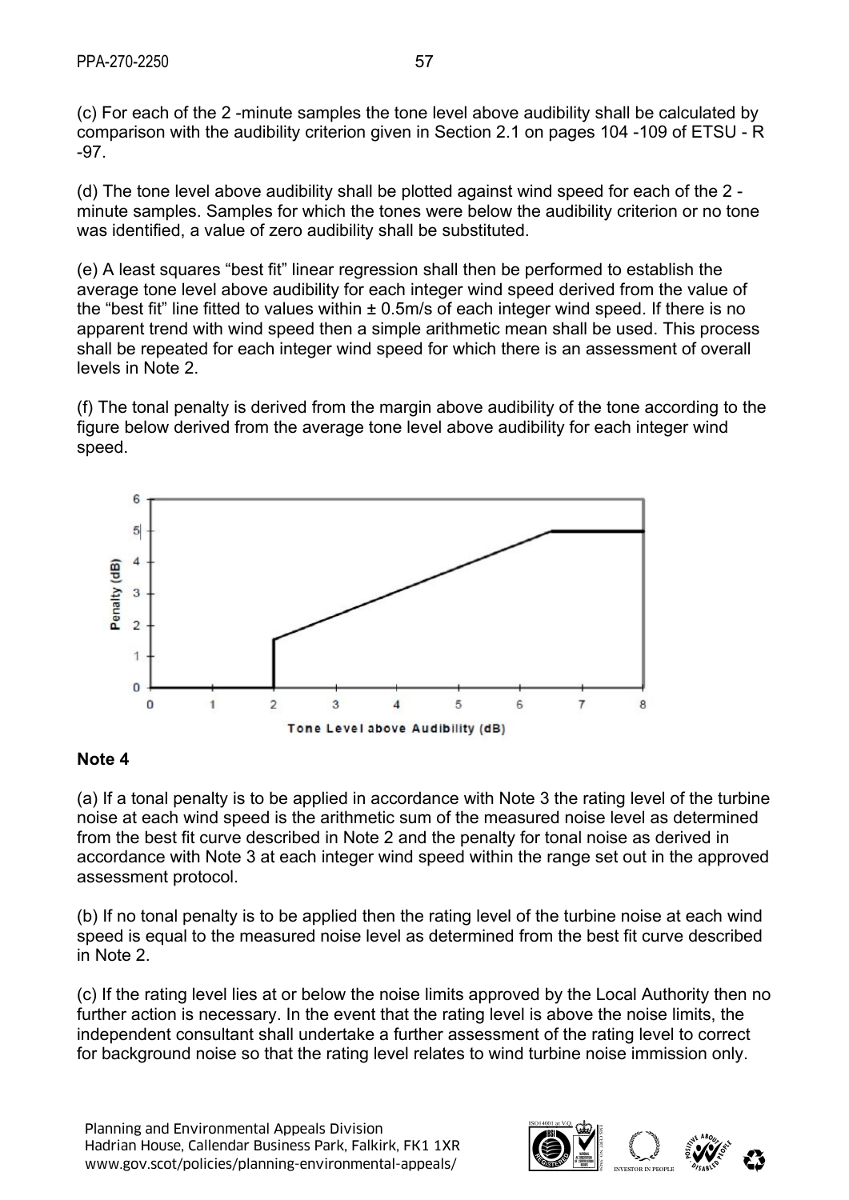(c) For each of the 2 -minute samples the tone level above audibility shall be calculated by comparison with the audibility criterion given in Section 2.1 on pages 104 -109 of ETSU - R -97.

(d) The tone level above audibility shall be plotted against wind speed for each of the 2 -minute samples. Samples for which the tones were below the audibility criterion or no tone was identified, a value of zero audibility shall be substituted.

(e) A least squares "best fit" linear regression shall then be performed to establish the average tone level above audibility for each integer wind speed derived from the value of the "best fit" line fitted to values within ± 0.5m/s of each integer wind speed. If there is no apparent trend with wind speed then a simple arithmetic mean shall be used. This process shall be repeated for each integer wind speed for which there is an assessment of overall levels in Note 2.

(f) The tonal penalty is derived from the margin above audibility of the tone according to the figure below derived from the average tone level above audibility for each integer wind speed.

**Note 4**

(a) If a tonal penalty is to be applied in accordance with Note 3 the rating level of the turbine noise at each wind speed is the arithmetic sum of the measured noise level as determined from the best fit curve described in Note 2 and the penalty for tonal noise as derived in accordance with Note 3 at each integer wind speed within the range set out in the approved assessment protocol.

(b) If no tonal penalty is to be applied then the rating level of the turbine noise at each wind speed is equal to the measured noise level as determined from the best fit curve described in Note 2.

(c) If the rating level lies at or below the noise limits approved by the Local Authority then no further action is necessary. In the event that the rating level is above the noise limits, the independent consultant shall undertake a further assessment of the rating level to correct for background noise so that the rating level relates to wind turbine noise immission only.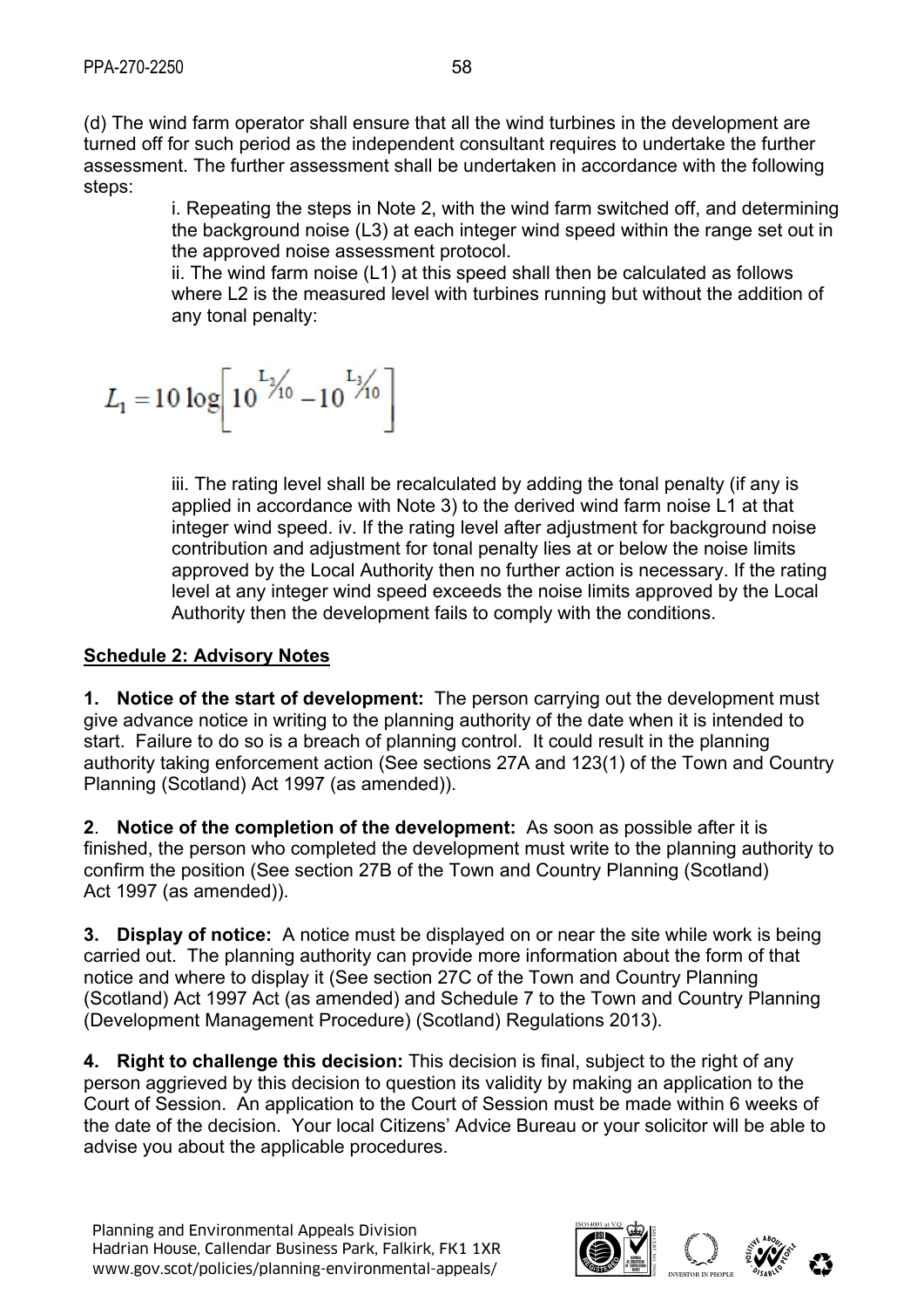(d) The wind farm operator shall ensure that all the wind turbines in the development are turned off for such period as the independent consultant requires to undertake the further assessment. The further assessment shall be undertaken in accordance with the following steps:

i. Repeating the steps in Note 2, with the wind farm switched off, and determining the background noise (L3) at each integer wind speed within the range set out in the approved noise assessment protocol.

ii. The wind farm noise (L1) at this speed shall then be calculated as follows where L2 is the measured level with turbines running but without the addition of any tonal penalty:

$$L_1 = 10 \log \left[ 10^{L_2/10} - 10^{L_3/10} \right]$$

iii. The rating level shall be recalculated by adding the tonal penalty (if any is applied in accordance with Note 3) to the derived wind farm noise L1 at that integer wind speed. iv. If the rating level after adjustment for background noise contribution and adjustment for tonal penalty lies at or below the noise limits approved by the Local Authority then no further action is necessary. If the rating level at any integer wind speed exceeds the noise limits approved by the Local Authority then the development fails to comply with the conditions.

## Schedule 2: Advisory Notes

**1. Notice of the start of development:** The person carrying out the development must give advance notice in writing to the planning authority of the date when it is intended to start. Failure to do so is a breach of planning control. It could result in the planning authority taking enforcement action (See sections 27A and 123(1) of the Town and Country Planning (Scotland) Act 1997 (as amended)).

**2**. **Notice of the completion of the development:** As soon as possible after it is finished, the person who completed the development must write to the planning authority to confirm the position (See section 27B of the Town and Country Planning (Scotland) Act 1997 (as amended)).

**3. Display of notice:** A notice must be displayed on or near the site while work is being carried out. The planning authority can provide more information about the form of that notice and where to display it (See section 27C of the Town and Country Planning (Scotland) Act 1997 Act (as amended) and Schedule 7 to the Town and Country Planning (Development Management Procedure) (Scotland) Regulations 2013).

**4. Right to challenge this decision:** This decision is final, subject to the right of any person aggrieved by this decision to question its validity by making an application to the Court of Session. An application to the Court of Session must be made within 6 weeks of the date of the decision. Your local Citizens' Advice Bureau or your solicitor will be able to advise you about the applicable procedures.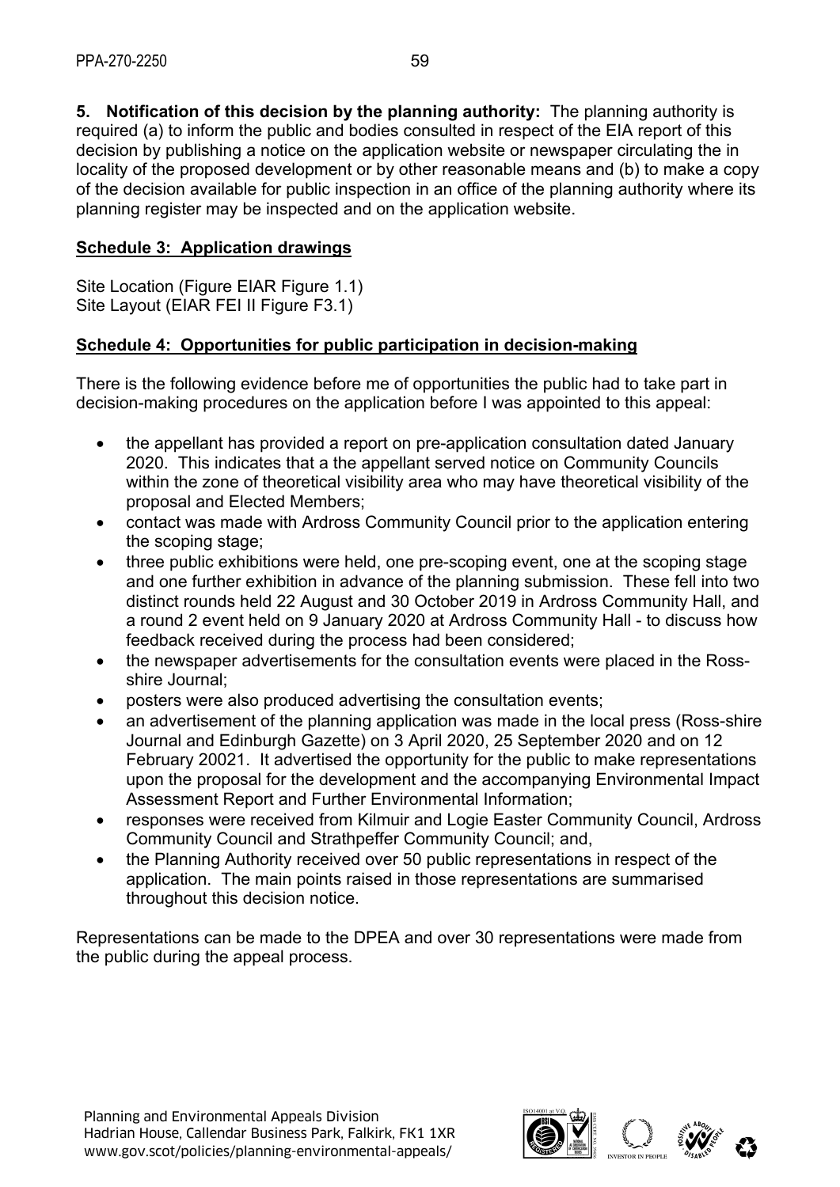**5. Notification of this decision by the planning authority:** The planning authority is required (a) to inform the public and bodies consulted in respect of the EIA report of this decision by publishing a notice on the application website or newspaper circulating the in locality of the proposed development or by other reasonable means and (b) to make a copy of the decision available for public inspection in an office of the planning authority where its planning register may be inspected and on the application website.

## Schedule 3: Application drawings

Site Location (Figure EIAR Figure 1.1)
Site Layout (EIAR FEI II Figure F3.1)

## Schedule 4: Opportunities for public participation in decision-making

There is the following evidence before me of opportunities the public had to take part in decision-making procedures on the application before I was appointed to this appeal:

- the appellant has provided a report on pre-application consultation dated January 2020. This indicates that a the appellant served notice on Community Councils within the zone of theoretical visibility area who may have theoretical visibility of the proposal and Elected Members;
- contact was made with Ardross Community Council prior to the application entering the scoping stage;
- three public exhibitions were held, one pre-scoping event, one at the scoping stage and one further exhibition in advance of the planning submission. These fell into two distinct rounds held 22 August and 30 October 2019 in Ardross Community Hall, and a round 2 event held on 9 January 2020 at Ardross Community Hall - to discuss how feedback received during the process had been considered;
- the newspaper advertisements for the consultation events were placed in the Ross-shire Journal;
- posters were also produced advertising the consultation events;
- an advertisement of the planning application was made in the local press (Ross-shire Journal and Edinburgh Gazette) on 3 April 2020, 25 September 2020 and on 12 February 20021. It advertised the opportunity for the public to make representations upon the proposal for the development and the accompanying Environmental Impact Assessment Report and Further Environmental Information;
- responses were received from Kilmuir and Logie Easter Community Council, Ardross Community Council and Strathpeffer Community Council; and,
- the Planning Authority received over 50 public representations in respect of the application. The main points raised in those representations are summarised throughout this decision notice.

Representations can be made to the DPEA and over 30 representations were made from the public during the appeal process.